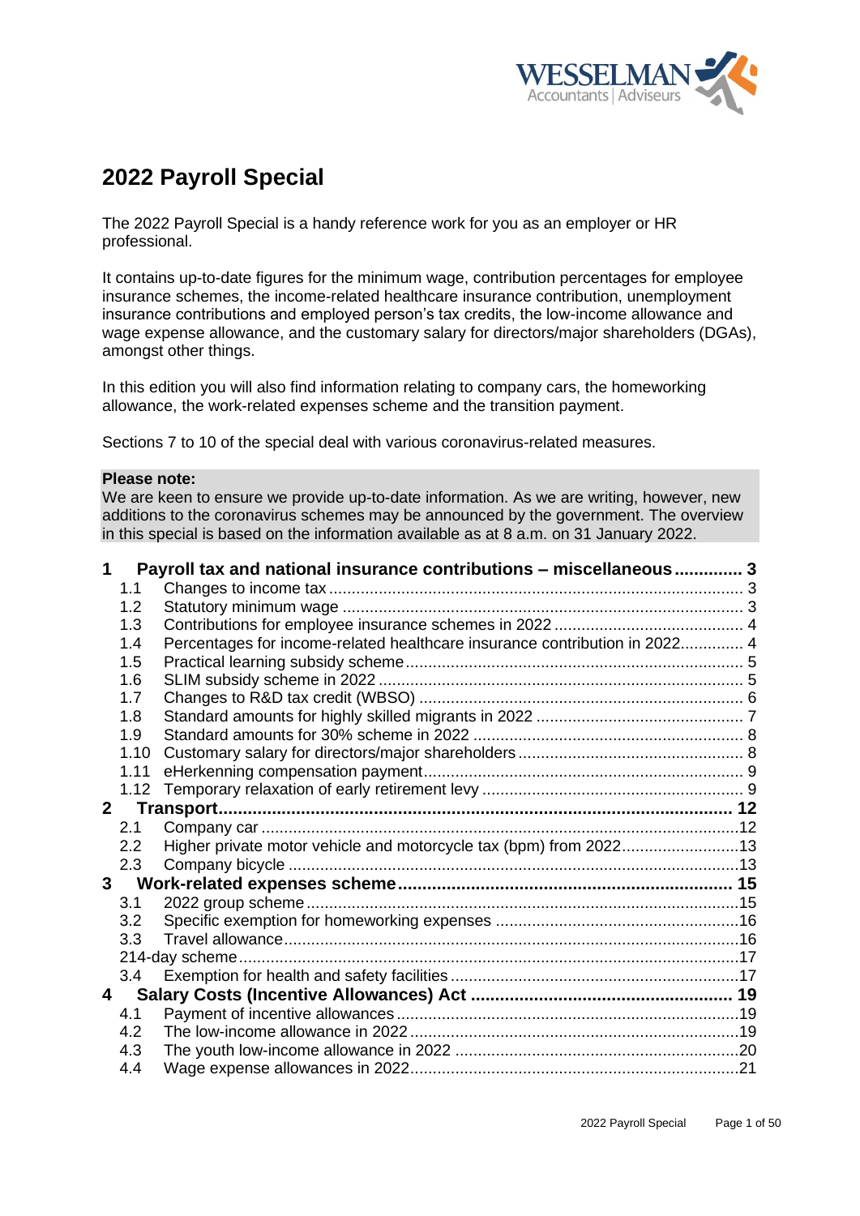# 2022 Payroll Special

The 2022 Payroll Special is a handy reference work for you as an employer or HR professional.

It contains up-to-date figures for the minimum wage, contribution percentages for employee insurance schemes, the income-related healthcare insurance contribution, unemployment insurance contributions and employed person's tax credits, the low-income allowance and wage expense allowance, and the customary salary for directors/major shareholders (DGAs), amongst other things.

In this edition you will also find information relating to company cars, the homeworking allowance, the work-related expenses scheme and the transition payment.

Sections 7 to 10 of the special deal with various coronavirus-related measures.

**Please note:**
We are keen to ensure we provide up-to-date information. As we are writing, however, new additions to the coronavirus schemes may be announced by the government. The overview in this special is based on the information available as at 8 a.m. on 31 January 2022.

**1 Payroll tax and national insurance contributions – miscellaneous ............. 3**
- 1.1 Changes to income tax ........ 3
- 1.2 Statutory minimum wage ........ 3
- 1.3 Contributions for employee insurance schemes in 2022 ........ 4
- 1.4 Percentages for income-related healthcare insurance contribution in 2022 ........ 4
- 1.5 Practical learning subsidy scheme ........ 5
- 1.6 SLIM subsidy scheme in 2022 ........ 5
- 1.7 Changes to R&D tax credit (WBSO) ........ 6
- 1.8 Standard amounts for highly skilled migrants in 2022 ........ 7
- 1.9 Standard amounts for 30% scheme in 2022 ........ 8
- 1.10 Customary salary for directors/major shareholders ........ 8
- 1.11 eHerkenning compensation payment ........ 9
- 1.12 Temporary relaxation of early retirement levy ........ 9

**2 Transport ........ 12**
- 2.1 Company car ........ 12
- 2.2 Higher private motor vehicle and motorcycle tax (bpm) from 2022 ........ 13
- 2.3 Company bicycle ........ 13

**3 Work-related expenses scheme ........ 15**
- 3.1 2022 group scheme ........ 15
- 3.2 Specific exemption for homeworking expenses ........ 16
- 3.3 Travel allowance ........ 16
- 214-day scheme ........ 17
- 3.4 Exemption for health and safety facilities ........ 17

**4 Salary Costs (Incentive Allowances) Act ........ 19**
- 4.1 Payment of incentive allowances ........ 19
- 4.2 The low-income allowance in 2022 ........ 19
- 4.3 The youth low-income allowance in 2022 ........ 20
- 4.4 Wage expense allowances in 2022 ........ 21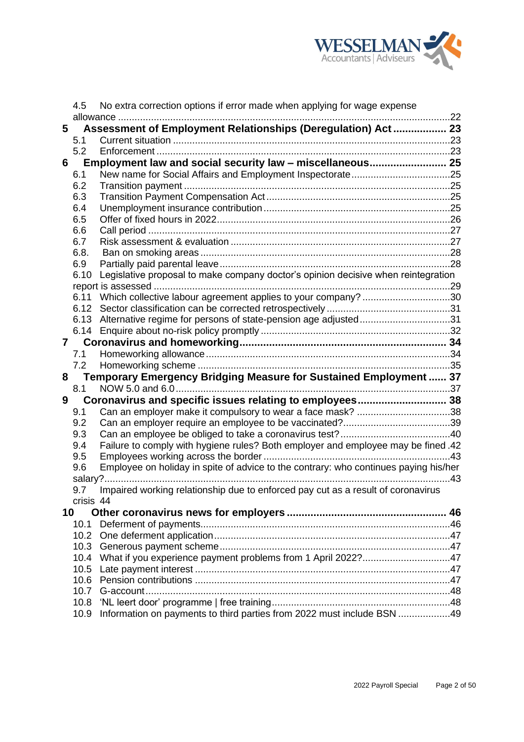4.5 No extra correction options if error made when applying for wage expense allowance .......... 22

**5 Assessment of Employment Relationships (Deregulation) Act .......... 23**

5.1 Current situation .......... 23

5.2 Enforcement .......... 23

**6 Employment law and social security law – miscellaneous .......... 25**

6.1 New name for Social Affairs and Employment Inspectorate .......... 25

6.2 Transition payment .......... 25

6.3 Transition Payment Compensation Act .......... 25

6.4 Unemployment insurance contribution .......... 25

6.5 Offer of fixed hours in 2022 .......... 26

6.6 Call period .......... 27

6.7 Risk assessment & evaluation .......... 27

6.8. Ban on smoking areas .......... 28

6.9 Partially paid parental leave .......... 28

6.10 Legislative proposal to make company doctor's opinion decisive when reintegration report is assessed .......... 29

6.11 Which collective labour agreement applies to your company? .......... 30

6.12 Sector classification can be corrected retrospectively .......... 31

6.13 Alternative regime for persons of state-pension age adjusted .......... 31

6.14 Enquire about no-risk policy promptly .......... 32

**7 Coronavirus and homeworking .......... 34**

7.1 Homeworking allowance .......... 34

7.2 Homeworking scheme .......... 35

**8 Temporary Emergency Bridging Measure for Sustained Employment .......... 37**

8.1 NOW 5.0 and 6.0 .......... 37

**9 Coronavirus and specific issues relating to employees .......... 38**

9.1 Can an employer make it compulsory to wear a face mask? .......... 38

9.2 Can an employer require an employee to be vaccinated? .......... 39

9.3 Can an employee be obliged to take a coronavirus test? .......... 40

9.4 Failure to comply with hygiene rules? Both employer and employee may be fined .......... 42

9.5 Employees working across the border .......... 43

9.6 Employee on holiday in spite of advice to the contrary: who continues paying his/her salary? .......... 43

9.7 Impaired working relationship due to enforced pay cut as a result of coronavirus crisis 44

**10 Other coronavirus news for employers .......... 46**

10.1 Deferment of payments .......... 46

10.2 One deferment application .......... 47

10.3 Generous payment scheme .......... 47

10.4 What if you experience payment problems from 1 April 2022? .......... 47

10.5 Late payment interest .......... 47

10.6 Pension contributions .......... 47

10.7 G-account .......... 48

10.8 'NL leert door' programme | free training .......... 48

10.9 Information on payments to third parties from 2022 must include BSN .......... 49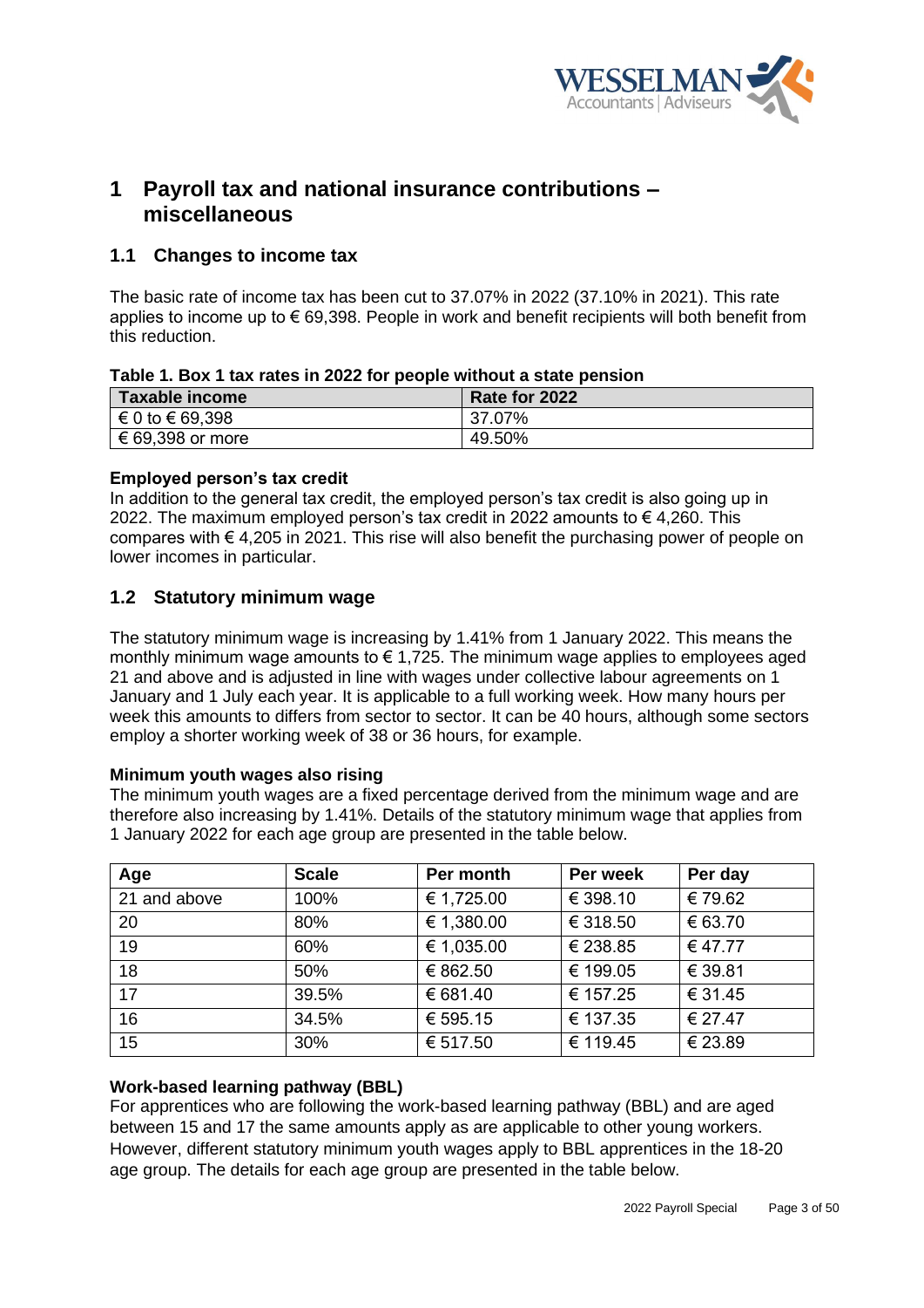# 1 Payroll tax and national insurance contributions – miscellaneous

## 1.1 Changes to income tax

The basic rate of income tax has been cut to 37.07% in 2022 (37.10% in 2021). This rate applies to income up to € 69,398. People in work and benefit recipients will both benefit from this reduction.

**Table 1. Box 1 tax rates in 2022 for people without a state pension**

| Taxable income | Rate for 2022 |
|---|---|
| € 0 to € 69,398 | 37.07% |
| € 69,398 or more | 49.50% |

**Employed person's tax credit**

In addition to the general tax credit, the employed person's tax credit is also going up in 2022. The maximum employed person's tax credit in 2022 amounts to € 4,260. This compares with € 4,205 in 2021. This rise will also benefit the purchasing power of people on lower incomes in particular.

## 1.2 Statutory minimum wage

The statutory minimum wage is increasing by 1.41% from 1 January 2022. This means the monthly minimum wage amounts to € 1,725. The minimum wage applies to employees aged 21 and above and is adjusted in line with wages under collective labour agreements on 1 January and 1 July each year. It is applicable to a full working week. How many hours per week this amounts to differs from sector to sector. It can be 40 hours, although some sectors employ a shorter working week of 38 or 36 hours, for example.

**Minimum youth wages also rising**

The minimum youth wages are a fixed percentage derived from the minimum wage and are therefore also increasing by 1.41%. Details of the statutory minimum wage that applies from 1 January 2022 for each age group are presented in the table below.

| Age | Scale | Per month | Per week | Per day |
|---|---|---|---|---|
| 21 and above | 100% | € 1,725.00 | € 398.10 | € 79.62 |
| 20 | 80% | € 1,380.00 | € 318.50 | € 63.70 |
| 19 | 60% | € 1,035.00 | € 238.85 | € 47.77 |
| 18 | 50% | € 862.50 | € 199.05 | € 39.81 |
| 17 | 39.5% | € 681.40 | € 157.25 | € 31.45 |
| 16 | 34.5% | € 595.15 | € 137.35 | € 27.47 |
| 15 | 30% | € 517.50 | € 119.45 | € 23.89 |

**Work-based learning pathway (BBL)**

For apprentices who are following the work-based learning pathway (BBL) and are aged between 15 and 17 the same amounts apply as are applicable to other young workers. However, different statutory minimum youth wages apply to BBL apprentices in the 18-20 age group. The details for each age group are presented in the table below.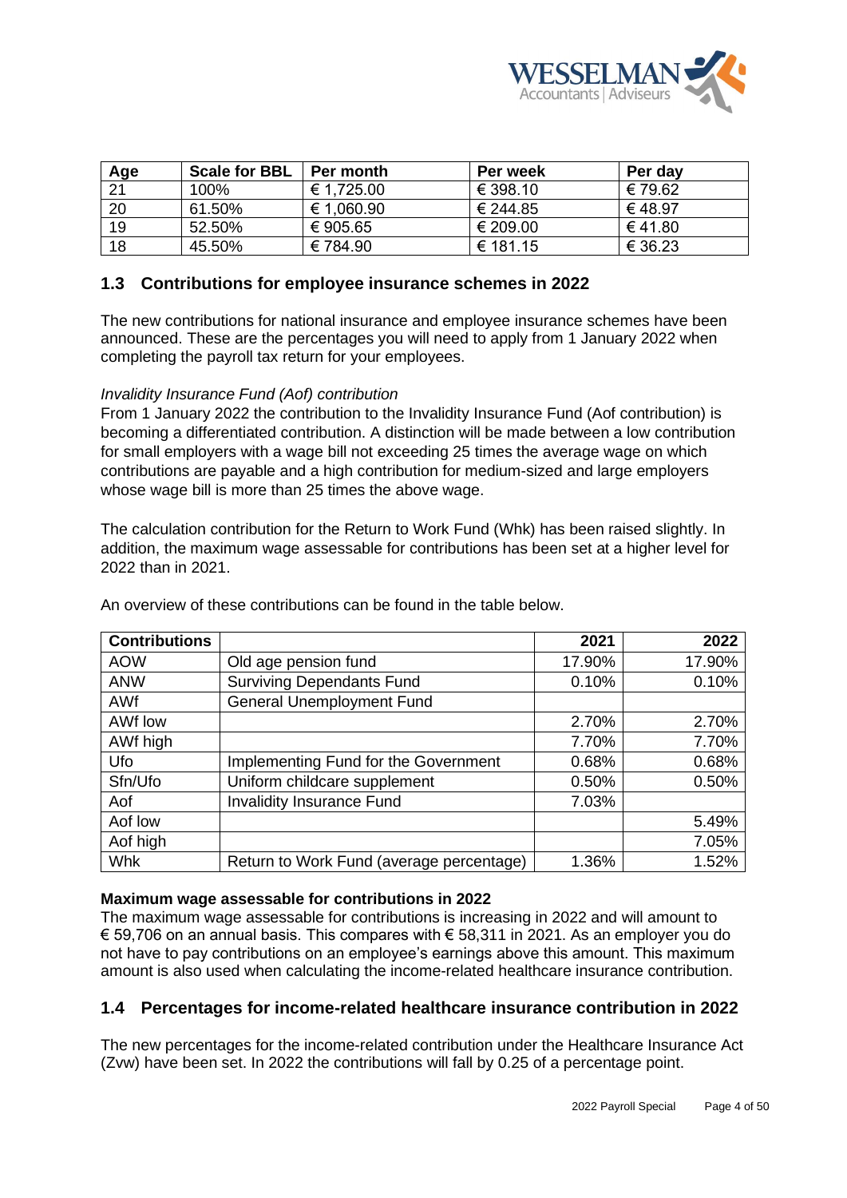| Age | Scale for BBL | Per month | Per week | Per day |
| --- | --- | --- | --- | --- |
| 21 | 100% | € 1,725.00 | € 398.10 | € 79.62 |
| 20 | 61.50% | € 1,060.90 | € 244.85 | € 48.97 |
| 19 | 52.50% | € 905.65 | € 209.00 | € 41.80 |
| 18 | 45.50% | € 784.90 | € 181.15 | € 36.23 |

## 1.3 Contributions for employee insurance schemes in 2022

The new contributions for national insurance and employee insurance schemes have been announced. These are the percentages you will need to apply from 1 January 2022 when completing the payroll tax return for your employees.

*Invalidity Insurance Fund (Aof) contribution*

From 1 January 2022 the contribution to the Invalidity Insurance Fund (Aof contribution) is becoming a differentiated contribution. A distinction will be made between a low contribution for small employers with a wage bill not exceeding 25 times the average wage on which contributions are payable and a high contribution for medium-sized and large employers whose wage bill is more than 25 times the above wage.

The calculation contribution for the Return to Work Fund (Whk) has been raised slightly. In addition, the maximum wage assessable for contributions has been set at a higher level for 2022 than in 2021.

An overview of these contributions can be found in the table below.

| Contributions | | 2021 | 2022 |
| --- | --- | --- | --- |
| AOW | Old age pension fund | 17.90% | 17.90% |
| ANW | Surviving Dependants Fund | 0.10% | 0.10% |
| AWf | General Unemployment Fund | | |
| AWf low | | 2.70% | 2.70% |
| AWf high | | 7.70% | 7.70% |
| Ufo | Implementing Fund for the Government | 0.68% | 0.68% |
| Sfn/Ufo | Uniform childcare supplement | 0.50% | 0.50% |
| Aof | Invalidity Insurance Fund | 7.03% | |
| Aof low | | | 5.49% |
| Aof high | | | 7.05% |
| Whk | Return to Work Fund (average percentage) | 1.36% | 1.52% |

**Maximum wage assessable for contributions in 2022**

The maximum wage assessable for contributions is increasing in 2022 and will amount to € 59,706 on an annual basis. This compares with € 58,311 in 2021. As an employer you do not have to pay contributions on an employee's earnings above this amount. This maximum amount is also used when calculating the income-related healthcare insurance contribution.

## 1.4 Percentages for income-related healthcare insurance contribution in 2022

The new percentages for the income-related contribution under the Healthcare Insurance Act (Zvw) have been set. In 2022 the contributions will fall by 0.25 of a percentage point.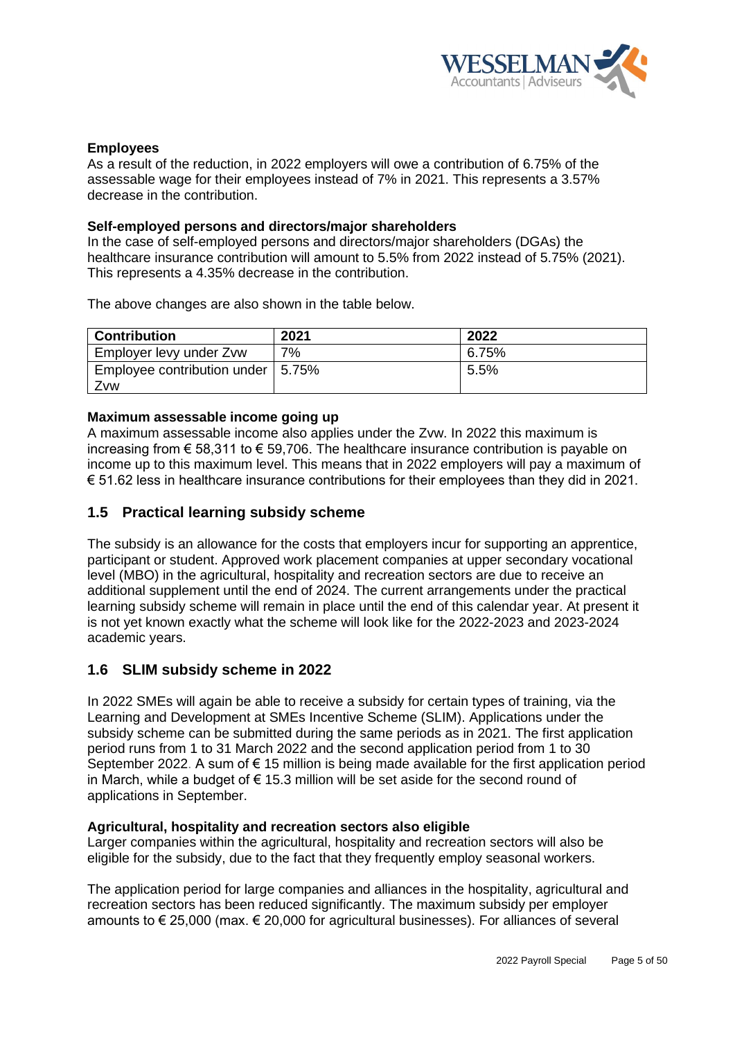**Employees**
As a result of the reduction, in 2022 employers will owe a contribution of 6.75% of the assessable wage for their employees instead of 7% in 2021. This represents a 3.57% decrease in the contribution.

**Self-employed persons and directors/major shareholders**
In the case of self-employed persons and directors/major shareholders (DGAs) the healthcare insurance contribution will amount to 5.5% from 2022 instead of 5.75% (2021). This represents a 4.35% decrease in the contribution.

The above changes are also shown in the table below.

| Contribution | 2021 | 2022 |
|---|---|---|
| Employer levy under Zvw | 7% | 6.75% |
| Employee contribution under Zvw | 5.75% | 5.5% |

**Maximum assessable income going up**
A maximum assessable income also applies under the Zvw. In 2022 this maximum is increasing from € 58,311 to € 59,706. The healthcare insurance contribution is payable on income up to this maximum level. This means that in 2022 employers will pay a maximum of € 51.62 less in healthcare insurance contributions for their employees than they did in 2021.

## 1.5 Practical learning subsidy scheme

The subsidy is an allowance for the costs that employers incur for supporting an apprentice, participant or student. Approved work placement companies at upper secondary vocational level (MBO) in the agricultural, hospitality and recreation sectors are due to receive an additional supplement until the end of 2024. The current arrangements under the practical learning subsidy scheme will remain in place until the end of this calendar year. At present it is not yet known exactly what the scheme will look like for the 2022-2023 and 2023-2024 academic years.

## 1.6 SLIM subsidy scheme in 2022

In 2022 SMEs will again be able to receive a subsidy for certain types of training, via the Learning and Development at SMEs Incentive Scheme (SLIM). Applications under the subsidy scheme can be submitted during the same periods as in 2021. The first application period runs from 1 to 31 March 2022 and the second application period from 1 to 30 September 2022. A sum of € 15 million is being made available for the first application period in March, while a budget of € 15.3 million will be set aside for the second round of applications in September.

**Agricultural, hospitality and recreation sectors also eligible**
Larger companies within the agricultural, hospitality and recreation sectors will also be eligible for the subsidy, due to the fact that they frequently employ seasonal workers.

The application period for large companies and alliances in the hospitality, agricultural and recreation sectors has been reduced significantly. The maximum subsidy per employer amounts to € 25,000 (max. € 20,000 for agricultural businesses). For alliances of several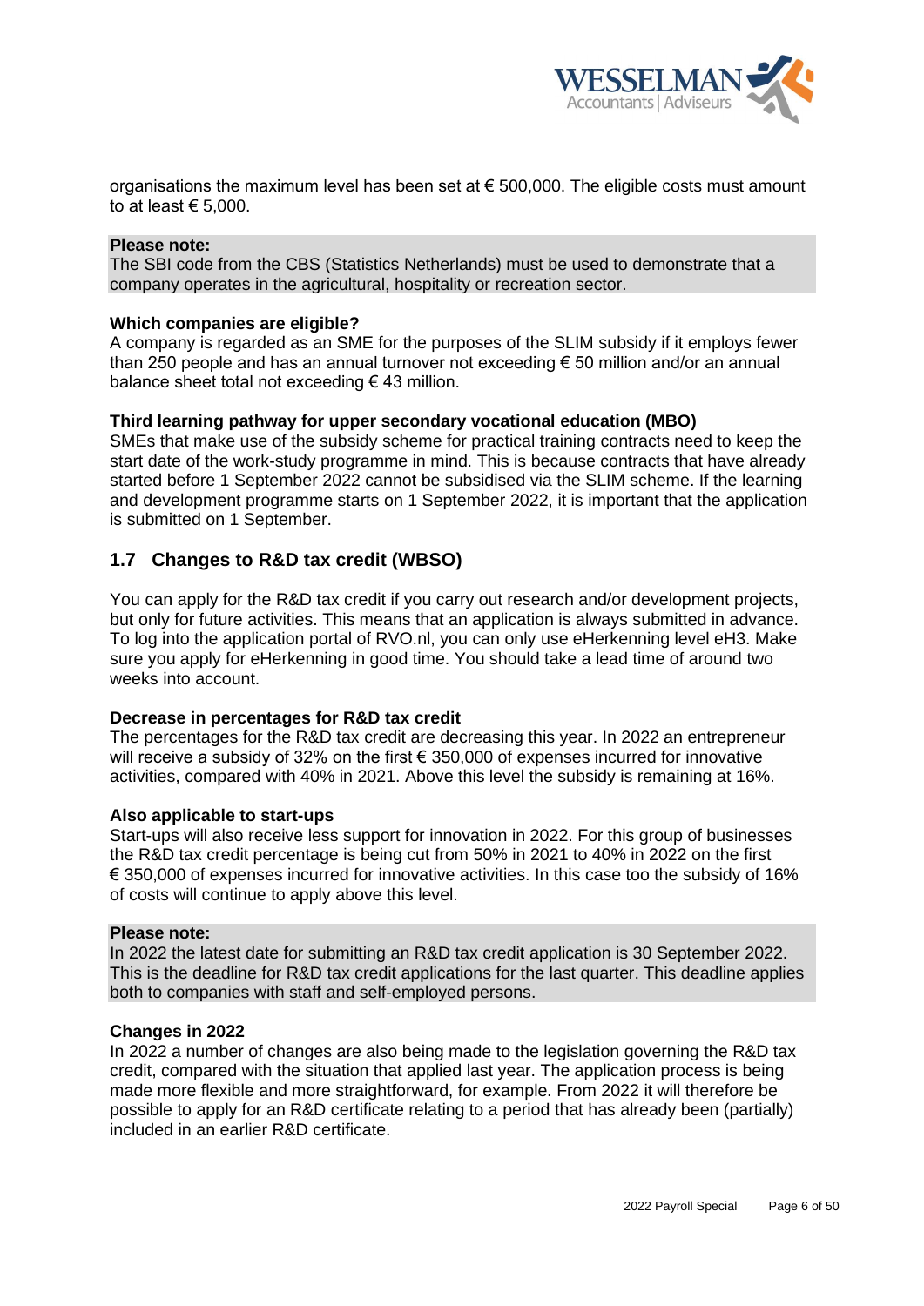organisations the maximum level has been set at € 500,000. The eligible costs must amount to at least € 5,000.

**Please note:**
The SBI code from the CBS (Statistics Netherlands) must be used to demonstrate that a company operates in the agricultural, hospitality or recreation sector.

**Which companies are eligible?**
A company is regarded as an SME for the purposes of the SLIM subsidy if it employs fewer than 250 people and has an annual turnover not exceeding € 50 million and/or an annual balance sheet total not exceeding € 43 million.

**Third learning pathway for upper secondary vocational education (MBO)**
SMEs that make use of the subsidy scheme for practical training contracts need to keep the start date of the work-study programme in mind. This is because contracts that have already started before 1 September 2022 cannot be subsidised via the SLIM scheme. If the learning and development programme starts on 1 September 2022, it is important that the application is submitted on 1 September.

## 1.7 Changes to R&D tax credit (WBSO)

You can apply for the R&D tax credit if you carry out research and/or development projects, but only for future activities. This means that an application is always submitted in advance. To log into the application portal of RVO.nl, you can only use eHerkenning level eH3. Make sure you apply for eHerkenning in good time. You should take a lead time of around two weeks into account.

**Decrease in percentages for R&D tax credit**
The percentages for the R&D tax credit are decreasing this year. In 2022 an entrepreneur will receive a subsidy of 32% on the first € 350,000 of expenses incurred for innovative activities, compared with 40% in 2021. Above this level the subsidy is remaining at 16%.

**Also applicable to start-ups**
Start-ups will also receive less support for innovation in 2022. For this group of businesses the R&D tax credit percentage is being cut from 50% in 2021 to 40% in 2022 on the first € 350,000 of expenses incurred for innovative activities. In this case too the subsidy of 16% of costs will continue to apply above this level.

**Please note:**
In 2022 the latest date for submitting an R&D tax credit application is 30 September 2022. This is the deadline for R&D tax credit applications for the last quarter. This deadline applies both to companies with staff and self-employed persons.

**Changes in 2022**
In 2022 a number of changes are also being made to the legislation governing the R&D tax credit, compared with the situation that applied last year. The application process is being made more flexible and more straightforward, for example. From 2022 it will therefore be possible to apply for an R&D certificate relating to a period that has already been (partially) included in an earlier R&D certificate.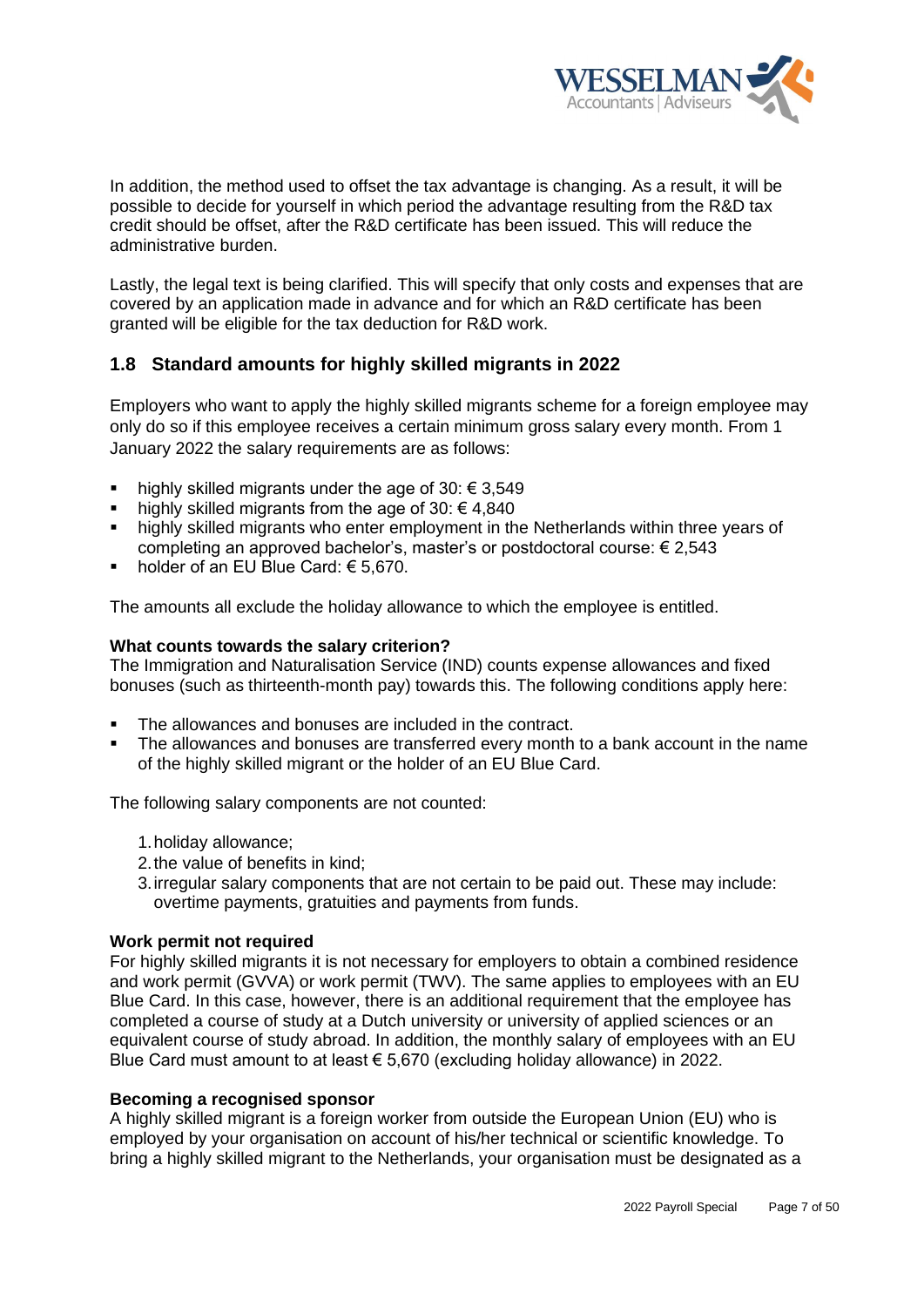In addition, the method used to offset the tax advantage is changing. As a result, it will be possible to decide for yourself in which period the advantage resulting from the R&D tax credit should be offset, after the R&D certificate has been issued. This will reduce the administrative burden.

Lastly, the legal text is being clarified. This will specify that only costs and expenses that are covered by an application made in advance and for which an R&D certificate has been granted will be eligible for the tax deduction for R&D work.

## 1.8 Standard amounts for highly skilled migrants in 2022

Employers who want to apply the highly skilled migrants scheme for a foreign employee may only do so if this employee receives a certain minimum gross salary every month. From 1 January 2022 the salary requirements are as follows:

- highly skilled migrants under the age of 30: € 3,549
- highly skilled migrants from the age of 30: € 4,840
- highly skilled migrants who enter employment in the Netherlands within three years of completing an approved bachelor's, master's or postdoctoral course: € 2,543
- holder of an EU Blue Card: € 5,670.

The amounts all exclude the holiday allowance to which the employee is entitled.

**What counts towards the salary criterion?**
The Immigration and Naturalisation Service (IND) counts expense allowances and fixed bonuses (such as thirteenth-month pay) towards this. The following conditions apply here:

- The allowances and bonuses are included in the contract.
- The allowances and bonuses are transferred every month to a bank account in the name of the highly skilled migrant or the holder of an EU Blue Card.

The following salary components are not counted:

1. holiday allowance;
2. the value of benefits in kind;
3. irregular salary components that are not certain to be paid out. These may include: overtime payments, gratuities and payments from funds.

**Work permit not required**
For highly skilled migrants it is not necessary for employers to obtain a combined residence and work permit (GVVA) or work permit (TWV). The same applies to employees with an EU Blue Card. In this case, however, there is an additional requirement that the employee has completed a course of study at a Dutch university or university of applied sciences or an equivalent course of study abroad. In addition, the monthly salary of employees with an EU Blue Card must amount to at least € 5,670 (excluding holiday allowance) in 2022.

**Becoming a recognised sponsor**
A highly skilled migrant is a foreign worker from outside the European Union (EU) who is employed by your organisation on account of his/her technical or scientific knowledge. To bring a highly skilled migrant to the Netherlands, your organisation must be designated as a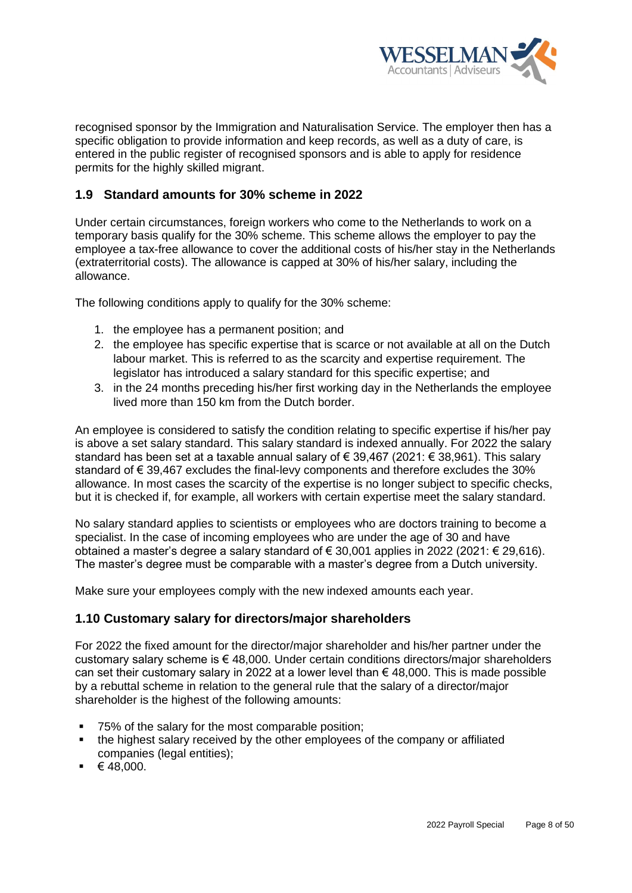recognised sponsor by the Immigration and Naturalisation Service. The employer then has a specific obligation to provide information and keep records, as well as a duty of care, is entered in the public register of recognised sponsors and is able to apply for residence permits for the highly skilled migrant.

## 1.9 Standard amounts for 30% scheme in 2022

Under certain circumstances, foreign workers who come to the Netherlands to work on a temporary basis qualify for the 30% scheme. This scheme allows the employer to pay the employee a tax-free allowance to cover the additional costs of his/her stay in the Netherlands (extraterritorial costs). The allowance is capped at 30% of his/her salary, including the allowance.

The following conditions apply to qualify for the 30% scheme:

1. the employee has a permanent position; and
2. the employee has specific expertise that is scarce or not available at all on the Dutch labour market. This is referred to as the scarcity and expertise requirement. The legislator has introduced a salary standard for this specific expertise; and
3. in the 24 months preceding his/her first working day in the Netherlands the employee lived more than 150 km from the Dutch border.

An employee is considered to satisfy the condition relating to specific expertise if his/her pay is above a set salary standard. This salary standard is indexed annually. For 2022 the salary standard has been set at a taxable annual salary of € 39,467 (2021: € 38,961). This salary standard of € 39,467 excludes the final-levy components and therefore excludes the 30% allowance. In most cases the scarcity of the expertise is no longer subject to specific checks, but it is checked if, for example, all workers with certain expertise meet the salary standard.

No salary standard applies to scientists or employees who are doctors training to become a specialist. In the case of incoming employees who are under the age of 30 and have obtained a master's degree a salary standard of € 30,001 applies in 2022 (2021: € 29,616). The master's degree must be comparable with a master's degree from a Dutch university.

Make sure your employees comply with the new indexed amounts each year.

## 1.10 Customary salary for directors/major shareholders

For 2022 the fixed amount for the director/major shareholder and his/her partner under the customary salary scheme is € 48,000. Under certain conditions directors/major shareholders can set their customary salary in 2022 at a lower level than € 48,000. This is made possible by a rebuttal scheme in relation to the general rule that the salary of a director/major shareholder is the highest of the following amounts:

- 75% of the salary for the most comparable position;
- the highest salary received by the other employees of the company or affiliated companies (legal entities);
- € 48,000.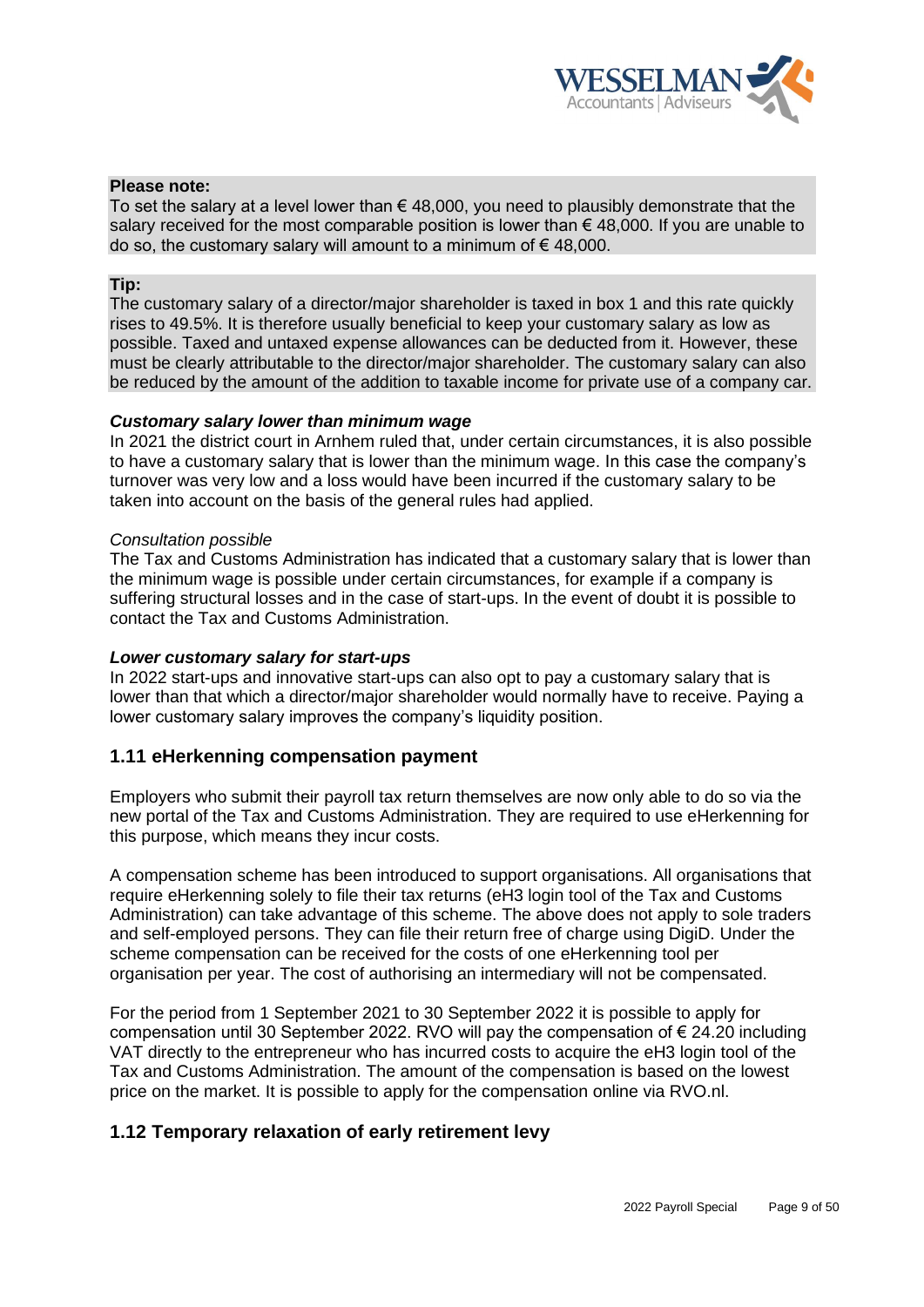**Please note:**
To set the salary at a level lower than € 48,000, you need to plausibly demonstrate that the salary received for the most comparable position is lower than € 48,000. If you are unable to do so, the customary salary will amount to a minimum of € 48,000.

**Tip:**
The customary salary of a director/major shareholder is taxed in box 1 and this rate quickly rises to 49.5%. It is therefore usually beneficial to keep your customary salary as low as possible. Taxed and untaxed expense allowances can be deducted from it. However, these must be clearly attributable to the director/major shareholder. The customary salary can also be reduced by the amount of the addition to taxable income for private use of a company car.

***Customary salary lower than minimum wage***

In 2021 the district court in Arnhem ruled that, under certain circumstances, it is also possible to have a customary salary that is lower than the minimum wage. In this case the company's turnover was very low and a loss would have been incurred if the customary salary to be taken into account on the basis of the general rules had applied.

*Consultation possible*

The Tax and Customs Administration has indicated that a customary salary that is lower than the minimum wage is possible under certain circumstances, for example if a company is suffering structural losses and in the case of start-ups. In the event of doubt it is possible to contact the Tax and Customs Administration.

***Lower customary salary for start-ups***

In 2022 start-ups and innovative start-ups can also opt to pay a customary salary that is lower than that which a director/major shareholder would normally have to receive. Paying a lower customary salary improves the company's liquidity position.

## 1.11 eHerkenning compensation payment

Employers who submit their payroll tax return themselves are now only able to do so via the new portal of the Tax and Customs Administration. They are required to use eHerkenning for this purpose, which means they incur costs.

A compensation scheme has been introduced to support organisations. All organisations that require eHerkenning solely to file their tax returns (eH3 login tool of the Tax and Customs Administration) can take advantage of this scheme. The above does not apply to sole traders and self-employed persons. They can file their return free of charge using DigiD. Under the scheme compensation can be received for the costs of one eHerkenning tool per organisation per year. The cost of authorising an intermediary will not be compensated.

For the period from 1 September 2021 to 30 September 2022 it is possible to apply for compensation until 30 September 2022. RVO will pay the compensation of € 24.20 including VAT directly to the entrepreneur who has incurred costs to acquire the eH3 login tool of the Tax and Customs Administration. The amount of the compensation is based on the lowest price on the market. It is possible to apply for the compensation online via RVO.nl.

## 1.12 Temporary relaxation of early retirement levy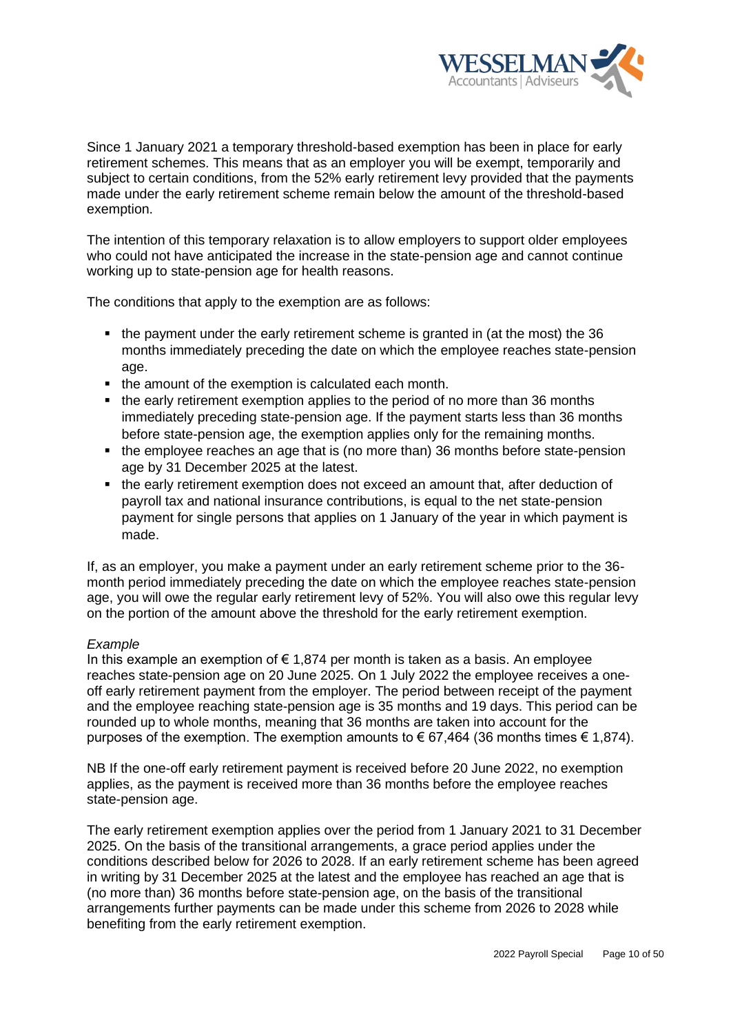Since 1 January 2021 a temporary threshold-based exemption has been in place for early retirement schemes. This means that as an employer you will be exempt, temporarily and subject to certain conditions, from the 52% early retirement levy provided that the payments made under the early retirement scheme remain below the amount of the threshold-based exemption.

The intention of this temporary relaxation is to allow employers to support older employees who could not have anticipated the increase in the state-pension age and cannot continue working up to state-pension age for health reasons.

The conditions that apply to the exemption are as follows:

- the payment under the early retirement scheme is granted in (at the most) the 36 months immediately preceding the date on which the employee reaches state-pension age.
- the amount of the exemption is calculated each month.
- the early retirement exemption applies to the period of no more than 36 months immediately preceding state-pension age. If the payment starts less than 36 months before state-pension age, the exemption applies only for the remaining months.
- the employee reaches an age that is (no more than) 36 months before state-pension age by 31 December 2025 at the latest.
- the early retirement exemption does not exceed an amount that, after deduction of payroll tax and national insurance contributions, is equal to the net state-pension payment for single persons that applies on 1 January of the year in which payment is made.

If, as an employer, you make a payment under an early retirement scheme prior to the 36-month period immediately preceding the date on which the employee reaches state-pension age, you will owe the regular early retirement levy of 52%. You will also owe this regular levy on the portion of the amount above the threshold for the early retirement exemption.

*Example*
In this example an exemption of € 1,874 per month is taken as a basis. An employee reaches state-pension age on 20 June 2025. On 1 July 2022 the employee receives a one-off early retirement payment from the employer. The period between receipt of the payment and the employee reaching state-pension age is 35 months and 19 days. This period can be rounded up to whole months, meaning that 36 months are taken into account for the purposes of the exemption. The exemption amounts to € 67,464 (36 months times € 1,874).

NB If the one-off early retirement payment is received before 20 June 2022, no exemption applies, as the payment is received more than 36 months before the employee reaches state-pension age.

The early retirement exemption applies over the period from 1 January 2021 to 31 December 2025. On the basis of the transitional arrangements, a grace period applies under the conditions described below for 2026 to 2028. If an early retirement scheme has been agreed in writing by 31 December 2025 at the latest and the employee has reached an age that is (no more than) 36 months before state-pension age, on the basis of the transitional arrangements further payments can be made under this scheme from 2026 to 2028 while benefiting from the early retirement exemption.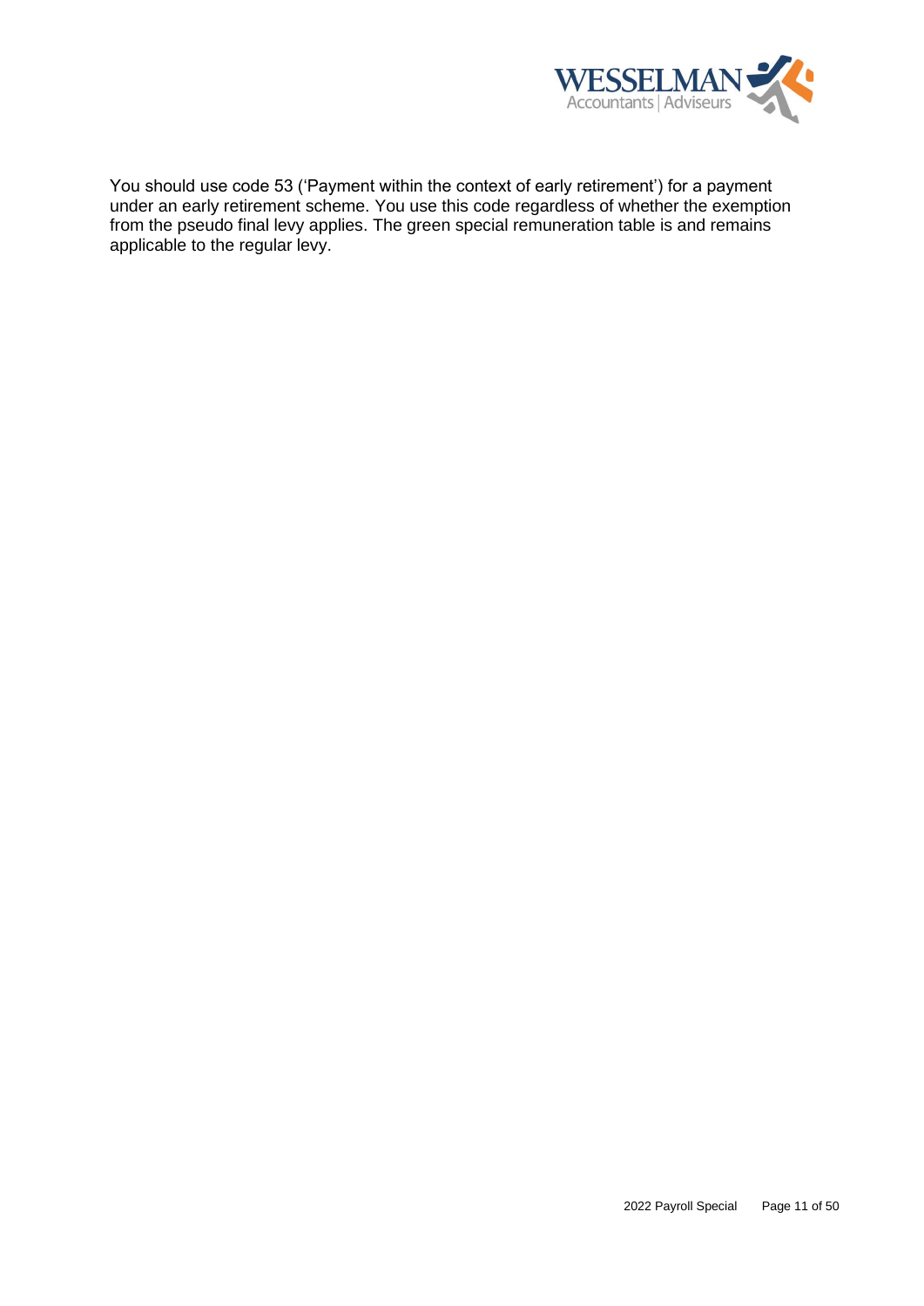You should use code 53 ('Payment within the context of early retirement') for a payment under an early retirement scheme. You use this code regardless of whether the exemption from the pseudo final levy applies. The green special remuneration table is and remains applicable to the regular levy.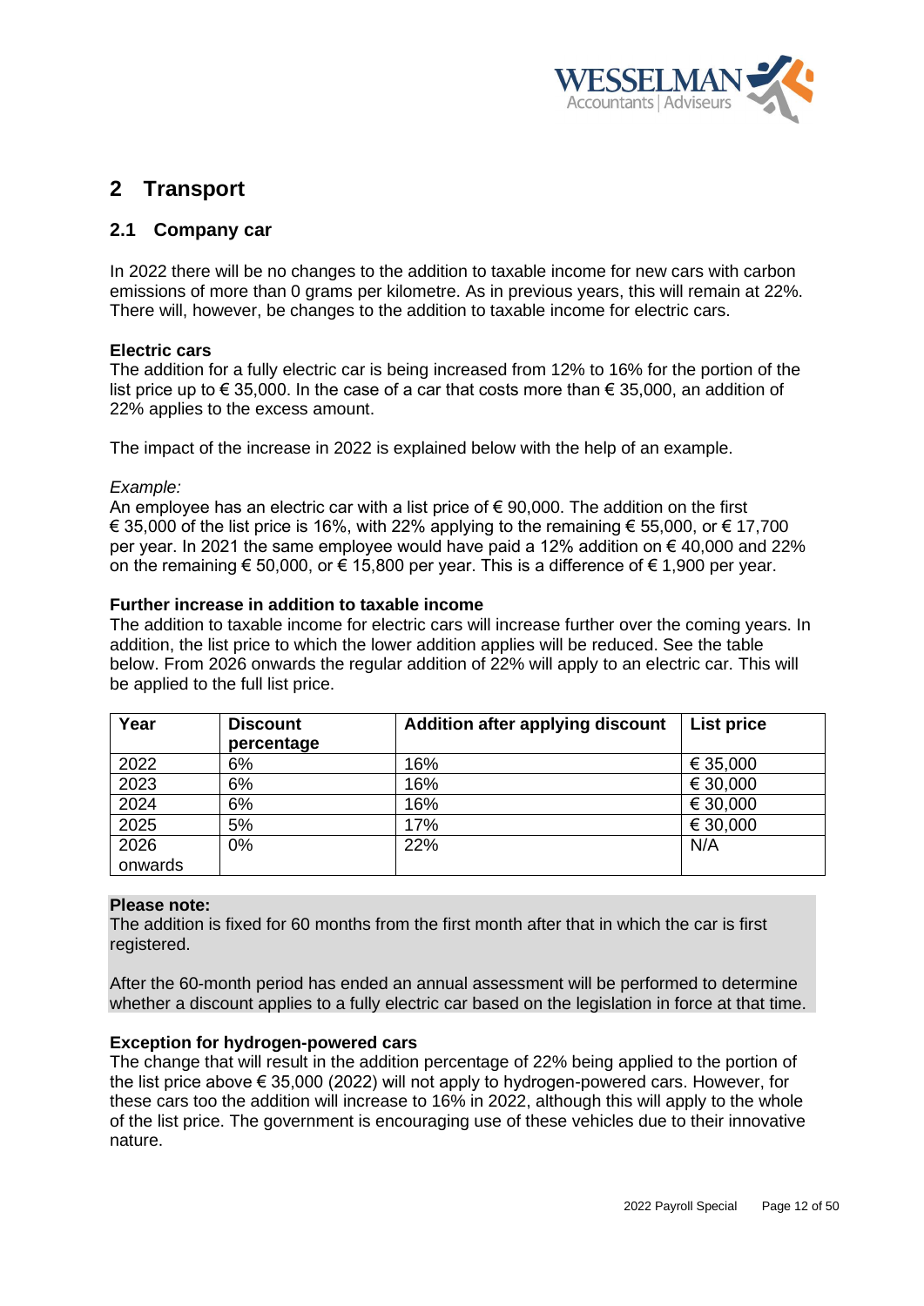## 2 Transport

### 2.1 Company car

In 2022 there will be no changes to the addition to taxable income for new cars with carbon emissions of more than 0 grams per kilometre. As in previous years, this will remain at 22%. There will, however, be changes to the addition to taxable income for electric cars.

**Electric cars**

The addition for a fully electric car is being increased from 12% to 16% for the portion of the list price up to € 35,000. In the case of a car that costs more than € 35,000, an addition of 22% applies to the excess amount.

The impact of the increase in 2022 is explained below with the help of an example.

*Example:*

An employee has an electric car with a list price of € 90,000. The addition on the first € 35,000 of the list price is 16%, with 22% applying to the remaining € 55,000, or € 17,700 per year. In 2021 the same employee would have paid a 12% addition on € 40,000 and 22% on the remaining € 50,000, or € 15,800 per year. This is a difference of € 1,900 per year.

**Further increase in addition to taxable income**

The addition to taxable income for electric cars will increase further over the coming years. In addition, the list price to which the lower addition applies will be reduced. See the table below. From 2026 onwards the regular addition of 22% will apply to an electric car. This will be applied to the full list price.

| Year | Discount percentage | Addition after applying discount | List price |
|---|---|---|---|
| 2022 | 6% | 16% | € 35,000 |
| 2023 | 6% | 16% | € 30,000 |
| 2024 | 6% | 16% | € 30,000 |
| 2025 | 5% | 17% | € 30,000 |
| 2026 onwards | 0% | 22% | N/A |

**Please note:**

The addition is fixed for 60 months from the first month after that in which the car is first registered.

After the 60-month period has ended an annual assessment will be performed to determine whether a discount applies to a fully electric car based on the legislation in force at that time.

**Exception for hydrogen-powered cars**

The change that will result in the addition percentage of 22% being applied to the portion of the list price above € 35,000 (2022) will not apply to hydrogen-powered cars. However, for these cars too the addition will increase to 16% in 2022, although this will apply to the whole of the list price. The government is encouraging use of these vehicles due to their innovative nature.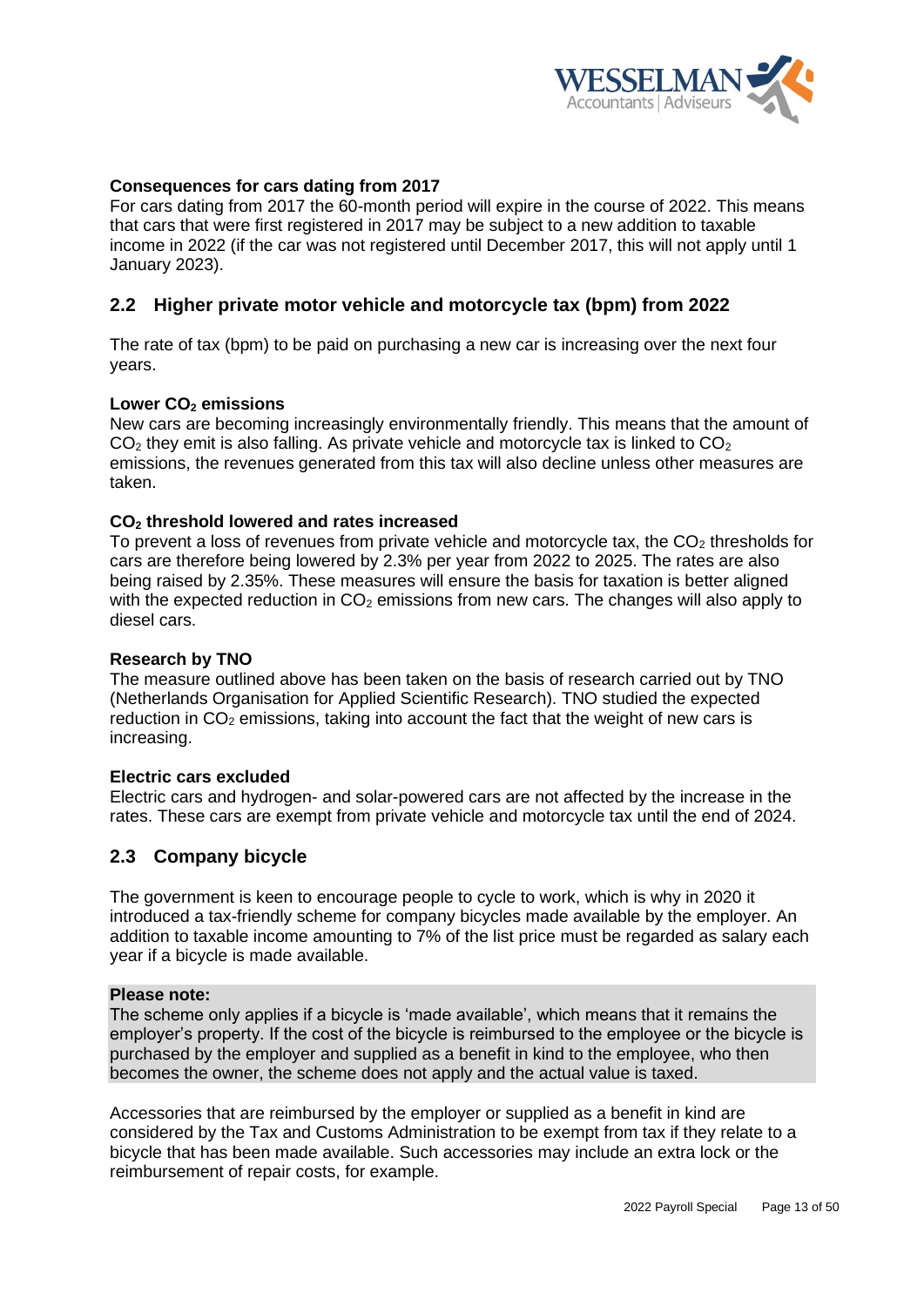**Consequences for cars dating from 2017**
For cars dating from 2017 the 60-month period will expire in the course of 2022. This means that cars that were first registered in 2017 may be subject to a new addition to taxable income in 2022 (if the car was not registered until December 2017, this will not apply until 1 January 2023).

## 2.2 Higher private motor vehicle and motorcycle tax (bpm) from 2022

The rate of tax (bpm) to be paid on purchasing a new car is increasing over the next four years.

**Lower $CO_2$ emissions**
New cars are becoming increasingly environmentally friendly. This means that the amount of $CO_2$ they emit is also falling. As private vehicle and motorcycle tax is linked to $CO_2$ emissions, the revenues generated from this tax will also decline unless other measures are taken.

**$CO_2$ threshold lowered and rates increased**
To prevent a loss of revenues from private vehicle and motorcycle tax, the $CO_2$ thresholds for cars are therefore being lowered by 2.3% per year from 2022 to 2025. The rates are also being raised by 2.35%. These measures will ensure the basis for taxation is better aligned with the expected reduction in $CO_2$ emissions from new cars. The changes will also apply to diesel cars.

**Research by TNO**
The measure outlined above has been taken on the basis of research carried out by TNO (Netherlands Organisation for Applied Scientific Research). TNO studied the expected reduction in $CO_2$ emissions, taking into account the fact that the weight of new cars is increasing.

**Electric cars excluded**
Electric cars and hydrogen- and solar-powered cars are not affected by the increase in the rates. These cars are exempt from private vehicle and motorcycle tax until the end of 2024.

## 2.3 Company bicycle

The government is keen to encourage people to cycle to work, which is why in 2020 it introduced a tax-friendly scheme for company bicycles made available by the employer. An addition to taxable income amounting to 7% of the list price must be regarded as salary each year if a bicycle is made available.

**Please note:**
The scheme only applies if a bicycle is 'made available', which means that it remains the employer's property. If the cost of the bicycle is reimbursed to the employee or the bicycle is purchased by the employer and supplied as a benefit in kind to the employee, who then becomes the owner, the scheme does not apply and the actual value is taxed.

Accessories that are reimbursed by the employer or supplied as a benefit in kind are considered by the Tax and Customs Administration to be exempt from tax if they relate to a bicycle that has been made available. Such accessories may include an extra lock or the reimbursement of repair costs, for example.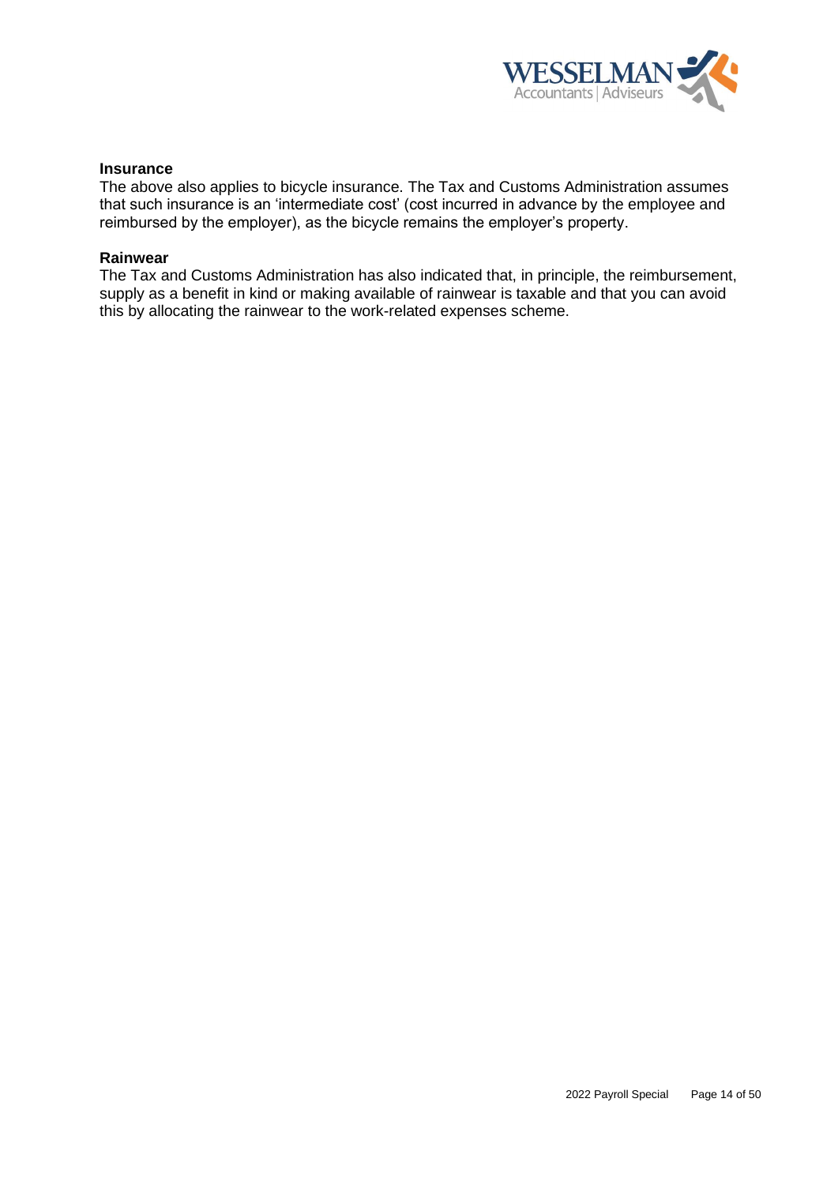**Insurance**

The above also applies to bicycle insurance. The Tax and Customs Administration assumes that such insurance is an 'intermediate cost' (cost incurred in advance by the employee and reimbursed by the employer), as the bicycle remains the employer's property.

**Rainwear**

The Tax and Customs Administration has also indicated that, in principle, the reimbursement, supply as a benefit in kind or making available of rainwear is taxable and that you can avoid this by allocating the rainwear to the work-related expenses scheme.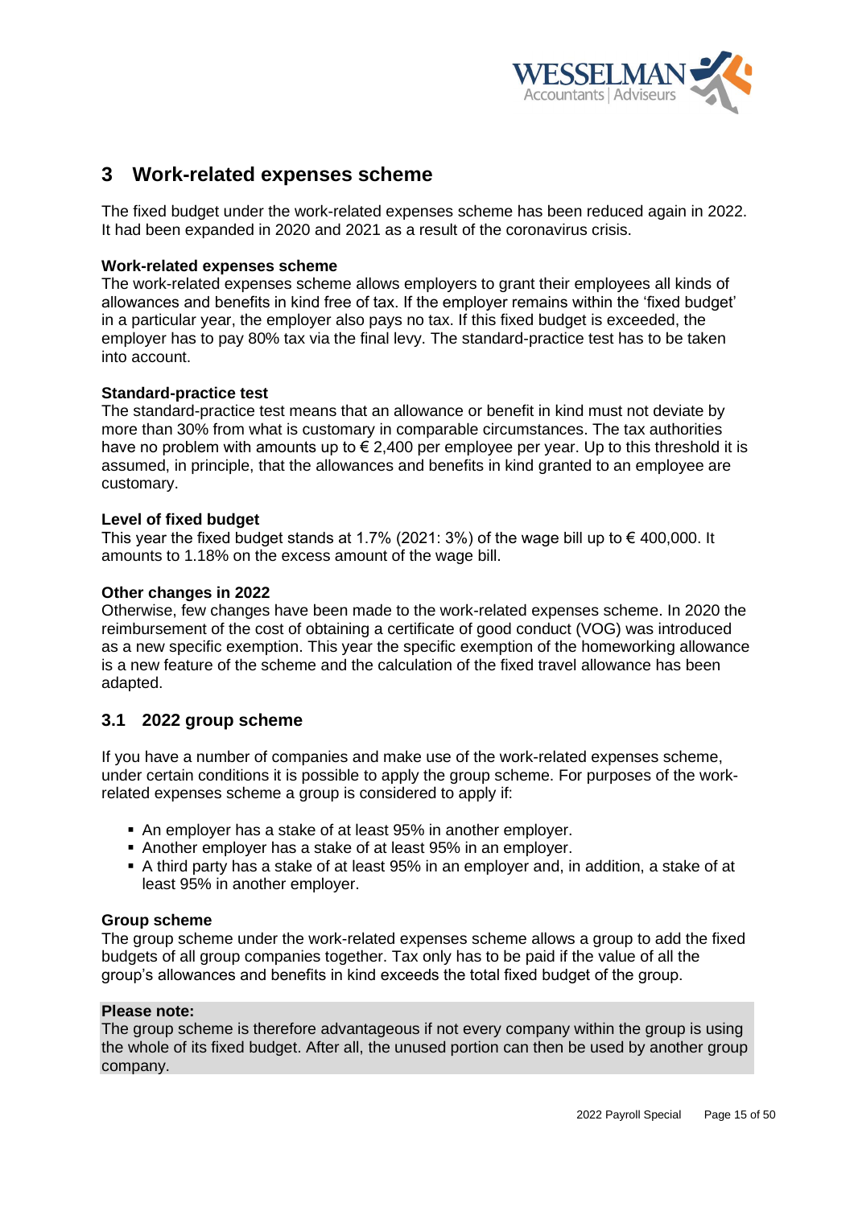# 3 Work-related expenses scheme

The fixed budget under the work-related expenses scheme has been reduced again in 2022. It had been expanded in 2020 and 2021 as a result of the coronavirus crisis.

**Work-related expenses scheme**

The work-related expenses scheme allows employers to grant their employees all kinds of allowances and benefits in kind free of tax. If the employer remains within the 'fixed budget' in a particular year, the employer also pays no tax. If this fixed budget is exceeded, the employer has to pay 80% tax via the final levy. The standard-practice test has to be taken into account.

**Standard-practice test**

The standard-practice test means that an allowance or benefit in kind must not deviate by more than 30% from what is customary in comparable circumstances. The tax authorities have no problem with amounts up to € 2,400 per employee per year. Up to this threshold it is assumed, in principle, that the allowances and benefits in kind granted to an employee are customary.

**Level of fixed budget**

This year the fixed budget stands at 1.7% (2021: 3%) of the wage bill up to € 400,000. It amounts to 1.18% on the excess amount of the wage bill.

**Other changes in 2022**

Otherwise, few changes have been made to the work-related expenses scheme. In 2020 the reimbursement of the cost of obtaining a certificate of good conduct (VOG) was introduced as a new specific exemption. This year the specific exemption of the homeworking allowance is a new feature of the scheme and the calculation of the fixed travel allowance has been adapted.

## 3.1 2022 group scheme

If you have a number of companies and make use of the work-related expenses scheme, under certain conditions it is possible to apply the group scheme. For purposes of the work-related expenses scheme a group is considered to apply if:

- An employer has a stake of at least 95% in another employer.
- Another employer has a stake of at least 95% in an employer.
- A third party has a stake of at least 95% in an employer and, in addition, a stake of at least 95% in another employer.

**Group scheme**

The group scheme under the work-related expenses scheme allows a group to add the fixed budgets of all group companies together. Tax only has to be paid if the value of all the group's allowances and benefits in kind exceeds the total fixed budget of the group.

**Please note:**

The group scheme is therefore advantageous if not every company within the group is using the whole of its fixed budget. After all, the unused portion can then be used by another group company.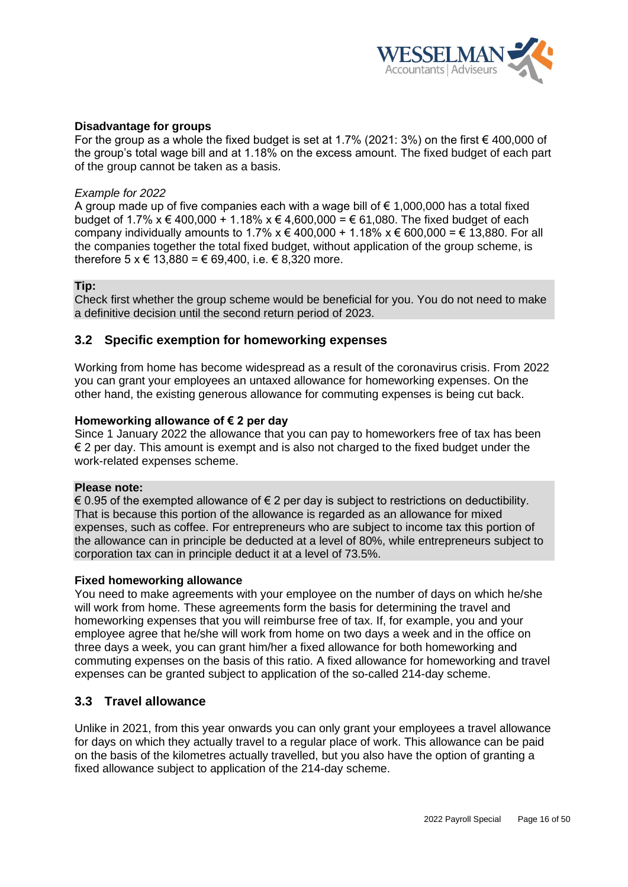**Disadvantage for groups**
For the group as a whole the fixed budget is set at 1.7% (2021: 3%) on the first € 400,000 of the group's total wage bill and at 1.18% on the excess amount. The fixed budget of each part of the group cannot be taken as a basis.

*Example for 2022*
A group made up of five companies each with a wage bill of € 1,000,000 has a total fixed budget of 1.7% x € 400,000 + 1.18% x € 4,600,000 = € 61,080. The fixed budget of each company individually amounts to 1.7% x € 400,000 + 1.18% x € 600,000 = € 13,880. For all the companies together the total fixed budget, without application of the group scheme, is therefore 5 x € 13,880 = € 69,400, i.e. € 8,320 more.

**Tip:**
Check first whether the group scheme would be beneficial for you. You do not need to make a definitive decision until the second return period of 2023.

## 3.2 Specific exemption for homeworking expenses

Working from home has become widespread as a result of the coronavirus crisis. From 2022 you can grant your employees an untaxed allowance for homeworking expenses. On the other hand, the existing generous allowance for commuting expenses is being cut back.

**Homeworking allowance of € 2 per day**
Since 1 January 2022 the allowance that you can pay to homeworkers free of tax has been € 2 per day. This amount is exempt and is also not charged to the fixed budget under the work-related expenses scheme.

**Please note:**
€ 0.95 of the exempted allowance of € 2 per day is subject to restrictions on deductibility. That is because this portion of the allowance is regarded as an allowance for mixed expenses, such as coffee. For entrepreneurs who are subject to income tax this portion of the allowance can in principle be deducted at a level of 80%, while entrepreneurs subject to corporation tax can in principle deduct it at a level of 73.5%.

**Fixed homeworking allowance**
You need to make agreements with your employee on the number of days on which he/she will work from home. These agreements form the basis for determining the travel and homeworking expenses that you will reimburse free of tax. If, for example, you and your employee agree that he/she will work from home on two days a week and in the office on three days a week, you can grant him/her a fixed allowance for both homeworking and commuting expenses on the basis of this ratio. A fixed allowance for homeworking and travel expenses can be granted subject to application of the so-called 214-day scheme.

## 3.3 Travel allowance

Unlike in 2021, from this year onwards you can only grant your employees a travel allowance for days on which they actually travel to a regular place of work. This allowance can be paid on the basis of the kilometres actually travelled, but you also have the option of granting a fixed allowance subject to application of the 214-day scheme.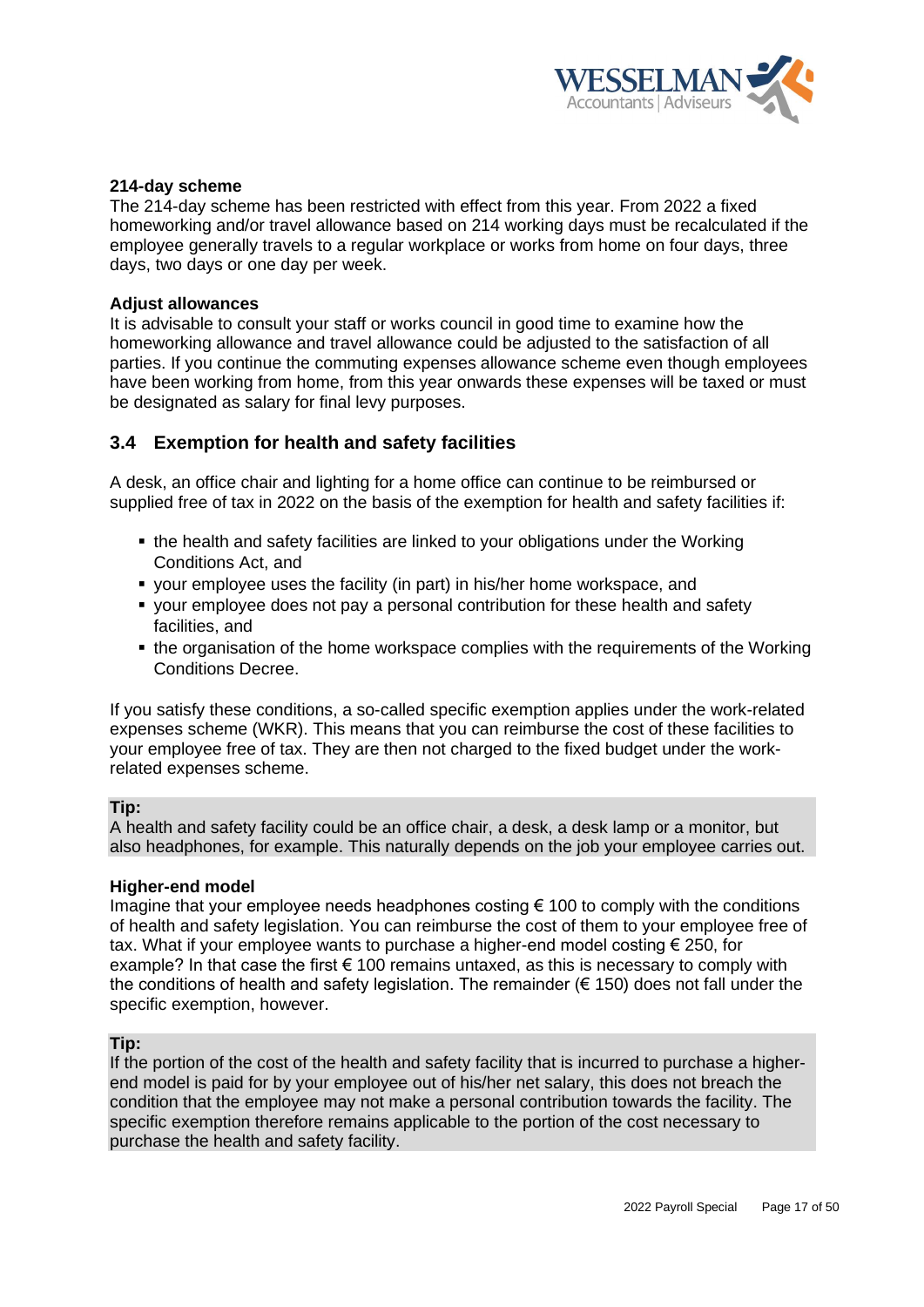**214-day scheme**

The 214-day scheme has been restricted with effect from this year. From 2022 a fixed homeworking and/or travel allowance based on 214 working days must be recalculated if the employee generally travels to a regular workplace or works from home on four days, three days, two days or one day per week.

**Adjust allowances**

It is advisable to consult your staff or works council in good time to examine how the homeworking allowance and travel allowance could be adjusted to the satisfaction of all parties. If you continue the commuting expenses allowance scheme even though employees have been working from home, from this year onwards these expenses will be taxed or must be designated as salary for final levy purposes.

## 3.4 Exemption for health and safety facilities

A desk, an office chair and lighting for a home office can continue to be reimbursed or supplied free of tax in 2022 on the basis of the exemption for health and safety facilities if:

- the health and safety facilities are linked to your obligations under the Working Conditions Act, and
- your employee uses the facility (in part) in his/her home workspace, and
- your employee does not pay a personal contribution for these health and safety facilities, and
- the organisation of the home workspace complies with the requirements of the Working Conditions Decree.

If you satisfy these conditions, a so-called specific exemption applies under the work-related expenses scheme (WKR). This means that you can reimburse the cost of these facilities to your employee free of tax. They are then not charged to the fixed budget under the work-related expenses scheme.

**Tip:**
A health and safety facility could be an office chair, a desk, a desk lamp or a monitor, but also headphones, for example. This naturally depends on the job your employee carries out.

**Higher-end model**

Imagine that your employee needs headphones costing € 100 to comply with the conditions of health and safety legislation. You can reimburse the cost of them to your employee free of tax. What if your employee wants to purchase a higher-end model costing € 250, for example? In that case the first € 100 remains untaxed, as this is necessary to comply with the conditions of health and safety legislation. The remainder (€ 150) does not fall under the specific exemption, however.

**Tip:**
If the portion of the cost of the health and safety facility that is incurred to purchase a higher-end model is paid for by your employee out of his/her net salary, this does not breach the condition that the employee may not make a personal contribution towards the facility. The specific exemption therefore remains applicable to the portion of the cost necessary to purchase the health and safety facility.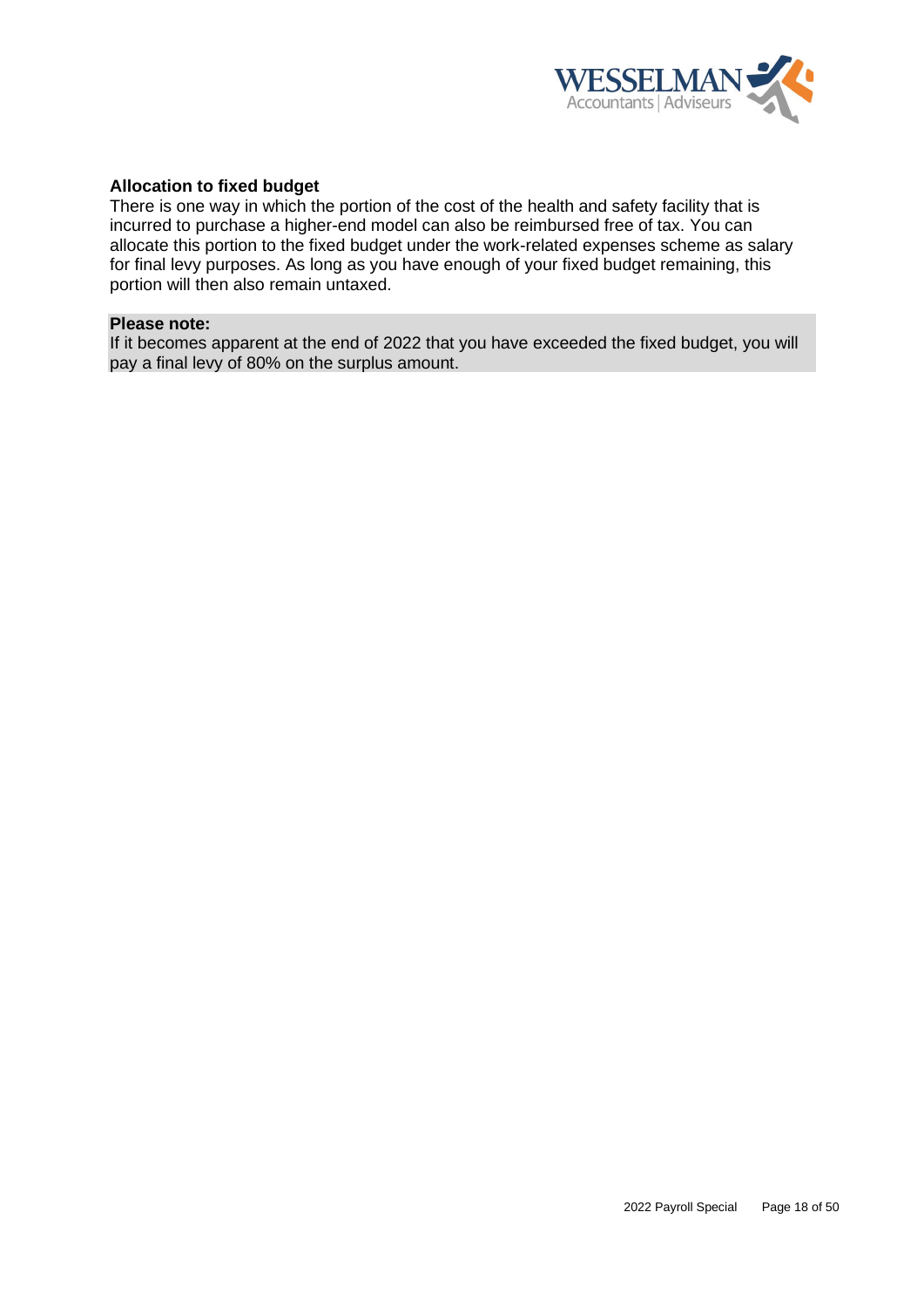**Allocation to fixed budget**

There is one way in which the portion of the cost of the health and safety facility that is incurred to purchase a higher-end model can also be reimbursed free of tax. You can allocate this portion to the fixed budget under the work-related expenses scheme as salary for final levy purposes. As long as you have enough of your fixed budget remaining, this portion will then also remain untaxed.

**Please note:**
If it becomes apparent at the end of 2022 that you have exceeded the fixed budget, you will pay a final levy of 80% on the surplus amount.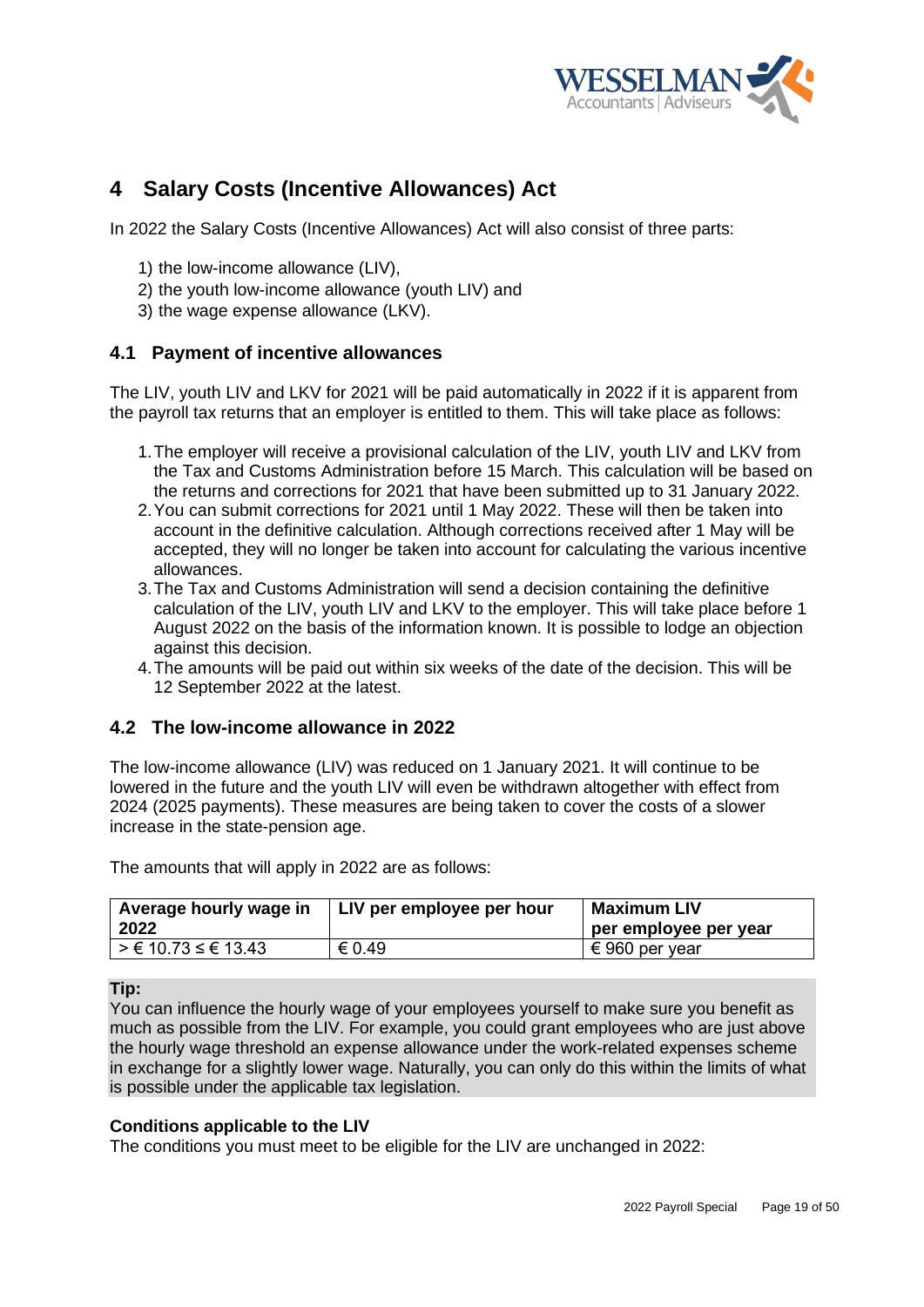# 4 Salary Costs (Incentive Allowances) Act

In 2022 the Salary Costs (Incentive Allowances) Act will also consist of three parts:

1) the low-income allowance (LIV),
2) the youth low-income allowance (youth LIV) and
3) the wage expense allowance (LKV).

## 4.1 Payment of incentive allowances

The LIV, youth LIV and LKV for 2021 will be paid automatically in 2022 if it is apparent from the payroll tax returns that an employer is entitled to them. This will take place as follows:

1. The employer will receive a provisional calculation of the LIV, youth LIV and LKV from the Tax and Customs Administration before 15 March. This calculation will be based on the returns and corrections for 2021 that have been submitted up to 31 January 2022.
2. You can submit corrections for 2021 until 1 May 2022. These will then be taken into account in the definitive calculation. Although corrections received after 1 May will be accepted, they will no longer be taken into account for calculating the various incentive allowances.
3. The Tax and Customs Administration will send a decision containing the definitive calculation of the LIV, youth LIV and LKV to the employer. This will take place before 1 August 2022 on the basis of the information known. It is possible to lodge an objection against this decision.
4. The amounts will be paid out within six weeks of the date of the decision. This will be 12 September 2022 at the latest.

## 4.2 The low-income allowance in 2022

The low-income allowance (LIV) was reduced on 1 January 2021. It will continue to be lowered in the future and the youth LIV will even be withdrawn altogether with effect from 2024 (2025 payments). These measures are being taken to cover the costs of a slower increase in the state-pension age.

The amounts that will apply in 2022 are as follows:

| Average hourly wage in 2022 | LIV per employee per hour | Maximum LIV per employee per year |
|---|---|---|
| > € 10.73 ≤ € 13.43 | € 0.49 | € 960 per year |

**Tip:**
You can influence the hourly wage of your employees yourself to make sure you benefit as much as possible from the LIV. For example, you could grant employees who are just above the hourly wage threshold an expense allowance under the work-related expenses scheme in exchange for a slightly lower wage. Naturally, you can only do this within the limits of what is possible under the applicable tax legislation.

**Conditions applicable to the LIV**
The conditions you must meet to be eligible for the LIV are unchanged in 2022: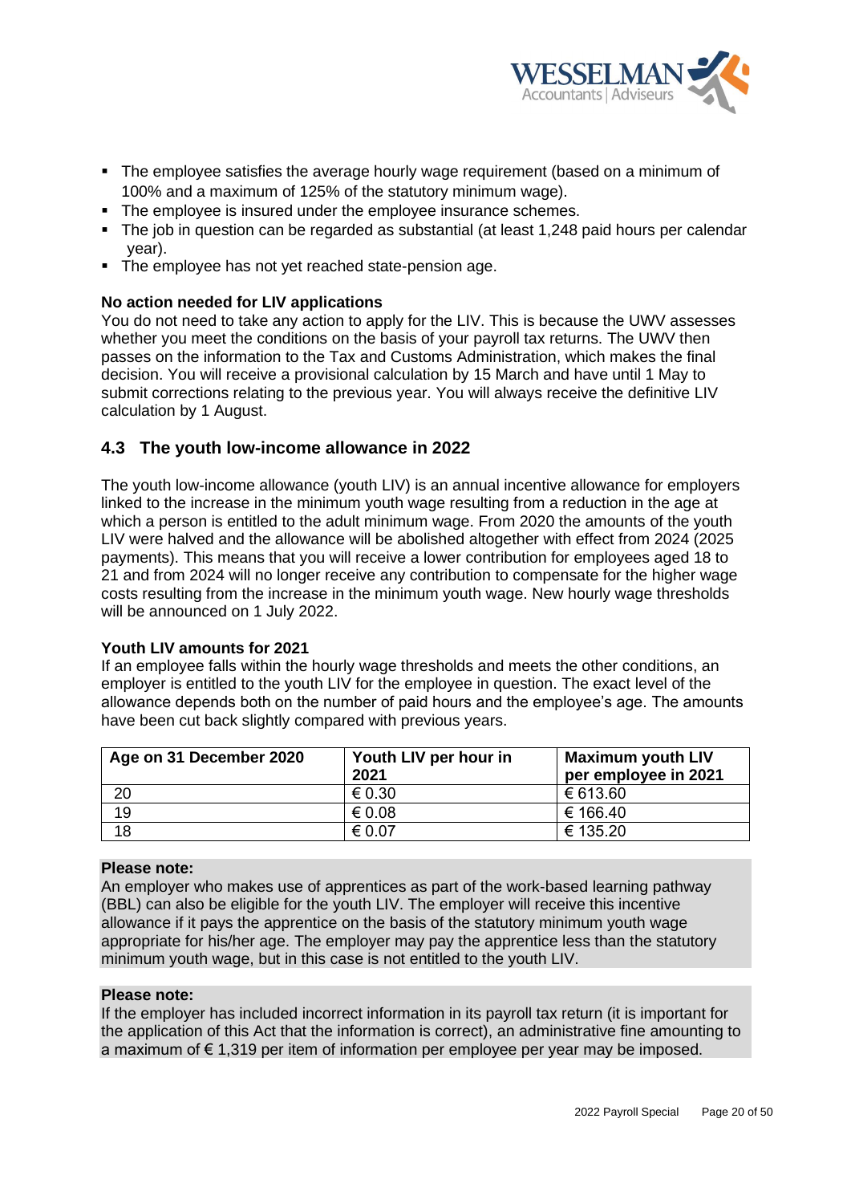- The employee satisfies the average hourly wage requirement (based on a minimum of 100% and a maximum of 125% of the statutory minimum wage).
- The employee is insured under the employee insurance schemes.
- The job in question can be regarded as substantial (at least 1,248 paid hours per calendar year).
- The employee has not yet reached state-pension age.

**No action needed for LIV applications**

You do not need to take any action to apply for the LIV. This is because the UWV assesses whether you meet the conditions on the basis of your payroll tax returns. The UWV then passes on the information to the Tax and Customs Administration, which makes the final decision. You will receive a provisional calculation by 15 March and have until 1 May to submit corrections relating to the previous year. You will always receive the definitive LIV calculation by 1 August.

## 4.3 The youth low-income allowance in 2022

The youth low-income allowance (youth LIV) is an annual incentive allowance for employers linked to the increase in the minimum youth wage resulting from a reduction in the age at which a person is entitled to the adult minimum wage. From 2020 the amounts of the youth LIV were halved and the allowance will be abolished altogether with effect from 2024 (2025 payments). This means that you will receive a lower contribution for employees aged 18 to 21 and from 2024 will no longer receive any contribution to compensate for the higher wage costs resulting from the increase in the minimum youth wage. New hourly wage thresholds will be announced on 1 July 2022.

**Youth LIV amounts for 2021**

If an employee falls within the hourly wage thresholds and meets the other conditions, an employer is entitled to the youth LIV for the employee in question. The exact level of the allowance depends both on the number of paid hours and the employee's age. The amounts have been cut back slightly compared with previous years.

| Age on 31 December 2020 | Youth LIV per hour in 2021 | Maximum youth LIV per employee in 2021 |
|---|---|---|
| 20 | € 0.30 | € 613.60 |
| 19 | € 0.08 | € 166.40 |
| 18 | € 0.07 | € 135.20 |

**Please note:**
An employer who makes use of apprentices as part of the work-based learning pathway (BBL) can also be eligible for the youth LIV. The employer will receive this incentive allowance if it pays the apprentice on the basis of the statutory minimum youth wage appropriate for his/her age. The employer may pay the apprentice less than the statutory minimum youth wage, but in this case is not entitled to the youth LIV.

**Please note:**
If the employer has included incorrect information in its payroll tax return (it is important for the application of this Act that the information is correct), an administrative fine amounting to a maximum of € 1,319 per item of information per employee per year may be imposed.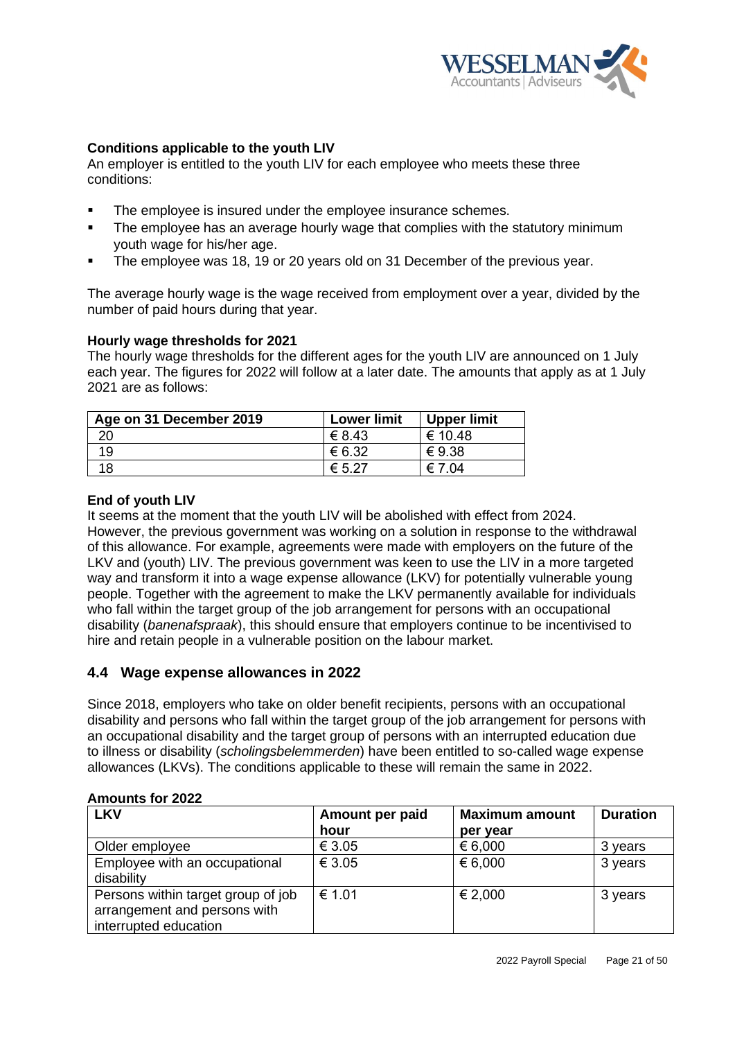**Conditions applicable to the youth LIV**

An employer is entitled to the youth LIV for each employee who meets these three conditions:

- The employee is insured under the employee insurance schemes.
- The employee has an average hourly wage that complies with the statutory minimum youth wage for his/her age.
- The employee was 18, 19 or 20 years old on 31 December of the previous year.

The average hourly wage is the wage received from employment over a year, divided by the number of paid hours during that year.

**Hourly wage thresholds for 2021**

The hourly wage thresholds for the different ages for the youth LIV are announced on 1 July each year. The figures for 2022 will follow at a later date. The amounts that apply as at 1 July 2021 are as follows:

| Age on 31 December 2019 | Lower limit | Upper limit |
|---|---|---|
| 20 | € 8.43 | € 10.48 |
| 19 | € 6.32 | € 9.38 |
| 18 | € 5.27 | € 7.04 |

**End of youth LIV**

It seems at the moment that the youth LIV will be abolished with effect from 2024. However, the previous government was working on a solution in response to the withdrawal of this allowance. For example, agreements were made with employers on the future of the LKV and (youth) LIV. The previous government was keen to use the LIV in a more targeted way and transform it into a wage expense allowance (LKV) for potentially vulnerable young people. Together with the agreement to make the LKV permanently available for individuals who fall within the target group of the job arrangement for persons with an occupational disability (*banenafspraak*), this should ensure that employers continue to be incentivised to hire and retain people in a vulnerable position on the labour market.

## 4.4 Wage expense allowances in 2022

Since 2018, employers who take on older benefit recipients, persons with an occupational disability and persons who fall within the target group of the job arrangement for persons with an occupational disability and the target group of persons with an interrupted education due to illness or disability (*scholingsbelemmerden*) have been entitled to so-called wage expense allowances (LKVs). The conditions applicable to these will remain the same in 2022.

**Amounts for 2022**

| LKV | Amount per paid hour | Maximum amount per year | Duration |
|---|---|---|---|
| Older employee | € 3.05 | € 6,000 | 3 years |
| Employee with an occupational disability | € 3.05 | € 6,000 | 3 years |
| Persons within target group of job arrangement and persons with interrupted education | € 1.01 | € 2,000 | 3 years |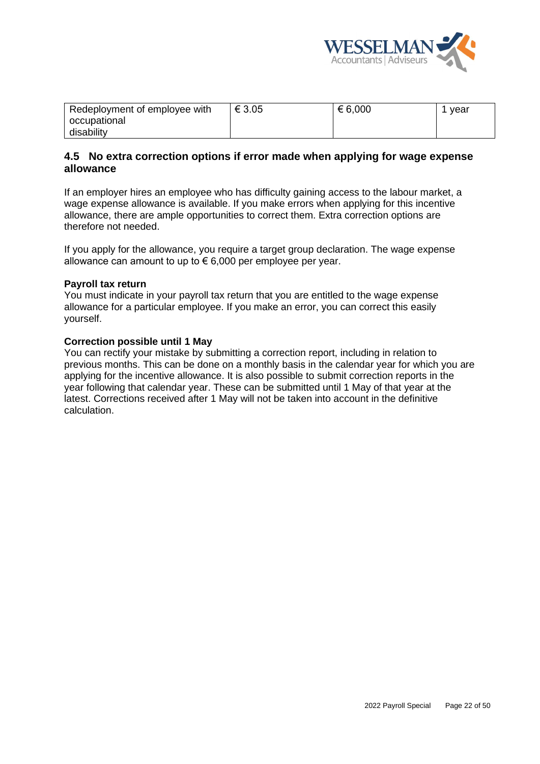| Redeployment of employee with occupational disability | € 3.05 | € 6,000 | 1 year |
| --- | --- | --- | --- |

## 4.5 No extra correction options if error made when applying for wage expense allowance

If an employer hires an employee who has difficulty gaining access to the labour market, a wage expense allowance is available. If you make errors when applying for this incentive allowance, there are ample opportunities to correct them. Extra correction options are therefore not needed.

If you apply for the allowance, you require a target group declaration. The wage expense allowance can amount to up to € 6,000 per employee per year.

**Payroll tax return**
You must indicate in your payroll tax return that you are entitled to the wage expense allowance for a particular employee. If you make an error, you can correct this easily yourself.

**Correction possible until 1 May**
You can rectify your mistake by submitting a correction report, including in relation to previous months. This can be done on a monthly basis in the calendar year for which you are applying for the incentive allowance. It is also possible to submit correction reports in the year following that calendar year. These can be submitted until 1 May of that year at the latest. Corrections received after 1 May will not be taken into account in the definitive calculation.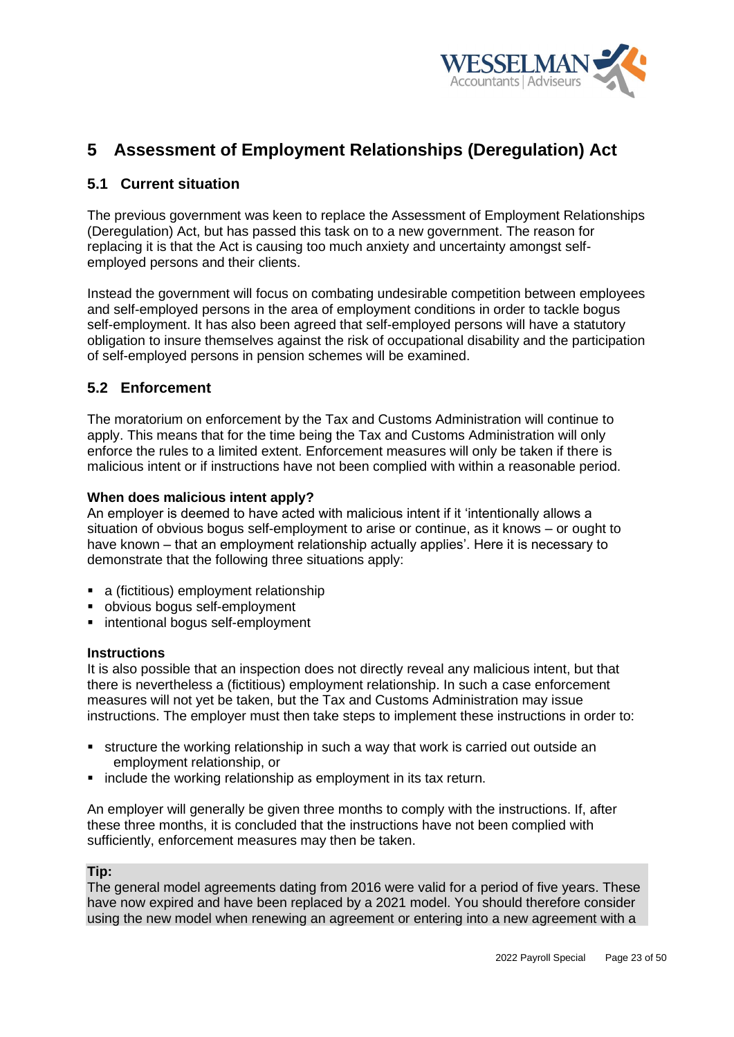# 5 Assessment of Employment Relationships (Deregulation) Act

## 5.1 Current situation

The previous government was keen to replace the Assessment of Employment Relationships (Deregulation) Act, but has passed this task on to a new government. The reason for replacing it is that the Act is causing too much anxiety and uncertainty amongst self-employed persons and their clients.

Instead the government will focus on combating undesirable competition between employees and self-employed persons in the area of employment conditions in order to tackle bogus self-employment. It has also been agreed that self-employed persons will have a statutory obligation to insure themselves against the risk of occupational disability and the participation of self-employed persons in pension schemes will be examined.

## 5.2 Enforcement

The moratorium on enforcement by the Tax and Customs Administration will continue to apply. This means that for the time being the Tax and Customs Administration will only enforce the rules to a limited extent. Enforcement measures will only be taken if there is malicious intent or if instructions have not been complied with within a reasonable period.

**When does malicious intent apply?**
An employer is deemed to have acted with malicious intent if it 'intentionally allows a situation of obvious bogus self-employment to arise or continue, as it knows – or ought to have known – that an employment relationship actually applies'. Here it is necessary to demonstrate that the following three situations apply:

- a (fictitious) employment relationship
- obvious bogus self-employment
- intentional bogus self-employment

**Instructions**
It is also possible that an inspection does not directly reveal any malicious intent, but that there is nevertheless a (fictitious) employment relationship. In such a case enforcement measures will not yet be taken, but the Tax and Customs Administration may issue instructions. The employer must then take steps to implement these instructions in order to:

- structure the working relationship in such a way that work is carried out outside an employment relationship, or
- include the working relationship as employment in its tax return.

An employer will generally be given three months to comply with the instructions. If, after these three months, it is concluded that the instructions have not been complied with sufficiently, enforcement measures may then be taken.

**Tip:**
The general model agreements dating from 2016 were valid for a period of five years. These have now expired and have been replaced by a 2021 model. You should therefore consider using the new model when renewing an agreement or entering into a new agreement with a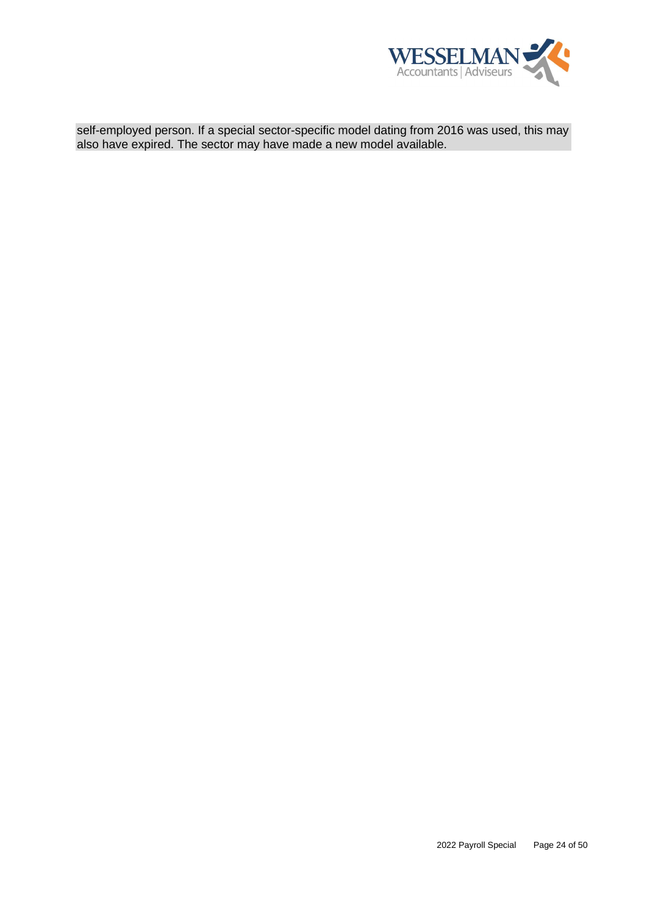self-employed person. If a special sector-specific model dating from 2016 was used, this may also have expired. The sector may have made a new model available.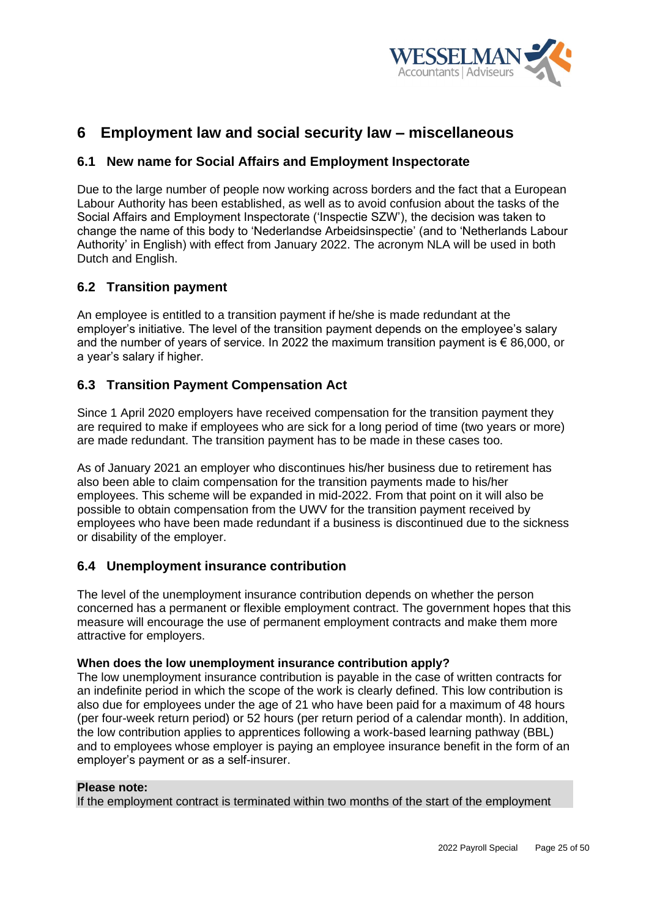# 6 Employment law and social security law – miscellaneous

## 6.1 New name for Social Affairs and Employment Inspectorate

Due to the large number of people now working across borders and the fact that a European Labour Authority has been established, as well as to avoid confusion about the tasks of the Social Affairs and Employment Inspectorate ('Inspectie SZW'), the decision was taken to change the name of this body to 'Nederlandse Arbeidsinspectie' (and to 'Netherlands Labour Authority' in English) with effect from January 2022. The acronym NLA will be used in both Dutch and English.

## 6.2 Transition payment

An employee is entitled to a transition payment if he/she is made redundant at the employer's initiative. The level of the transition payment depends on the employee's salary and the number of years of service. In 2022 the maximum transition payment is € 86,000, or a year's salary if higher.

## 6.3 Transition Payment Compensation Act

Since 1 April 2020 employers have received compensation for the transition payment they are required to make if employees who are sick for a long period of time (two years or more) are made redundant. The transition payment has to be made in these cases too.

As of January 2021 an employer who discontinues his/her business due to retirement has also been able to claim compensation for the transition payments made to his/her employees. This scheme will be expanded in mid-2022. From that point on it will also be possible to obtain compensation from the UWV for the transition payment received by employees who have been made redundant if a business is discontinued due to the sickness or disability of the employer.

## 6.4 Unemployment insurance contribution

The level of the unemployment insurance contribution depends on whether the person concerned has a permanent or flexible employment contract. The government hopes that this measure will encourage the use of permanent employment contracts and make them more attractive for employers.

**When does the low unemployment insurance contribution apply?**

The low unemployment insurance contribution is payable in the case of written contracts for an indefinite period in which the scope of the work is clearly defined. This low contribution is also due for employees under the age of 21 who have been paid for a maximum of 48 hours (per four-week return period) or 52 hours (per return period of a calendar month). In addition, the low contribution applies to apprentices following a work-based learning pathway (BBL) and to employees whose employer is paying an employee insurance benefit in the form of an employer's payment or as a self-insurer.

**Please note:**

If the employment contract is terminated within two months of the start of the employment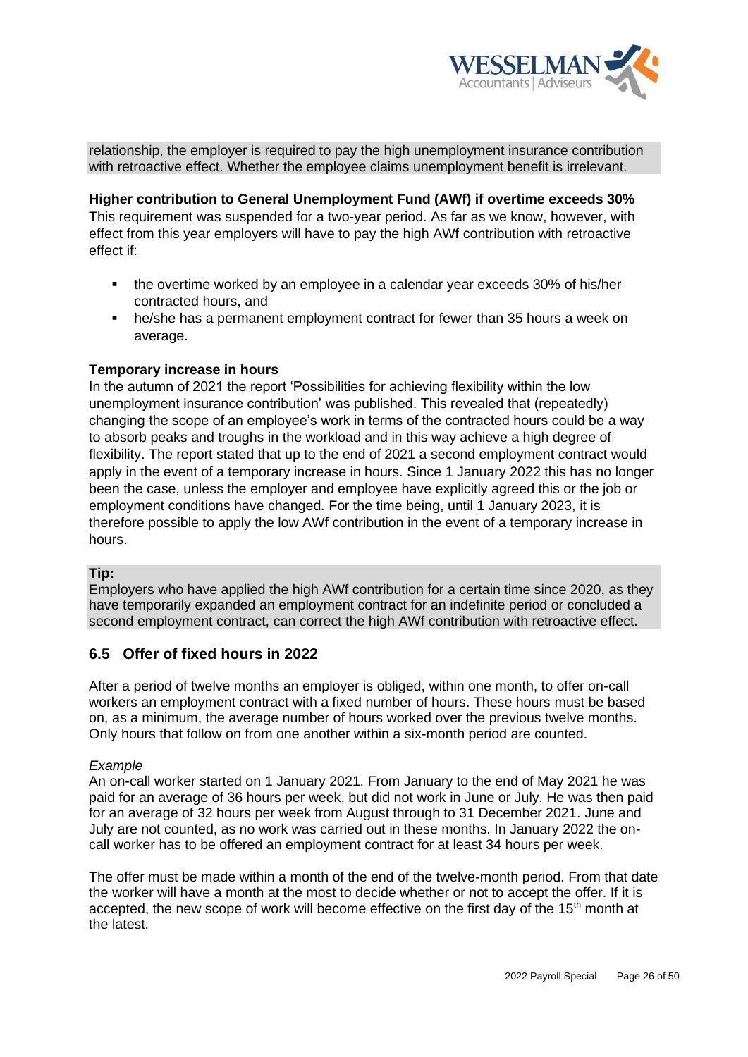relationship, the employer is required to pay the high unemployment insurance contribution with retroactive effect. Whether the employee claims unemployment benefit is irrelevant.

**Higher contribution to General Unemployment Fund (AWf) if overtime exceeds 30%**
This requirement was suspended for a two-year period. As far as we know, however, with effect from this year employers will have to pay the high AWf contribution with retroactive effect if:

- the overtime worked by an employee in a calendar year exceeds 30% of his/her contracted hours, and
- he/she has a permanent employment contract for fewer than 35 hours a week on average.

**Temporary increase in hours**
In the autumn of 2021 the report 'Possibilities for achieving flexibility within the low unemployment insurance contribution' was published. This revealed that (repeatedly) changing the scope of an employee's work in terms of the contracted hours could be a way to absorb peaks and troughs in the workload and in this way achieve a high degree of flexibility. The report stated that up to the end of 2021 a second employment contract would apply in the event of a temporary increase in hours. Since 1 January 2022 this has no longer been the case, unless the employer and employee have explicitly agreed this or the job or employment conditions have changed. For the time being, until 1 January 2023, it is therefore possible to apply the low AWf contribution in the event of a temporary increase in hours.

**Tip:**
Employers who have applied the high AWf contribution for a certain time since 2020, as they have temporarily expanded an employment contract for an indefinite period or concluded a second employment contract, can correct the high AWf contribution with retroactive effect.

## 6.5 Offer of fixed hours in 2022

After a period of twelve months an employer is obliged, within one month, to offer on-call workers an employment contract with a fixed number of hours. These hours must be based on, as a minimum, the average number of hours worked over the previous twelve months. Only hours that follow on from one another within a six-month period are counted.

*Example*
An on-call worker started on 1 January 2021. From January to the end of May 2021 he was paid for an average of 36 hours per week, but did not work in June or July. He was then paid for an average of 32 hours per week from August through to 31 December 2021. June and July are not counted, as no work was carried out in these months. In January 2022 the on-call worker has to be offered an employment contract for at least 34 hours per week.

The offer must be made within a month of the end of the twelve-month period. From that date the worker will have a month at the most to decide whether or not to accept the offer. If it is accepted, the new scope of work will become effective on the first day of the 15th month at the latest.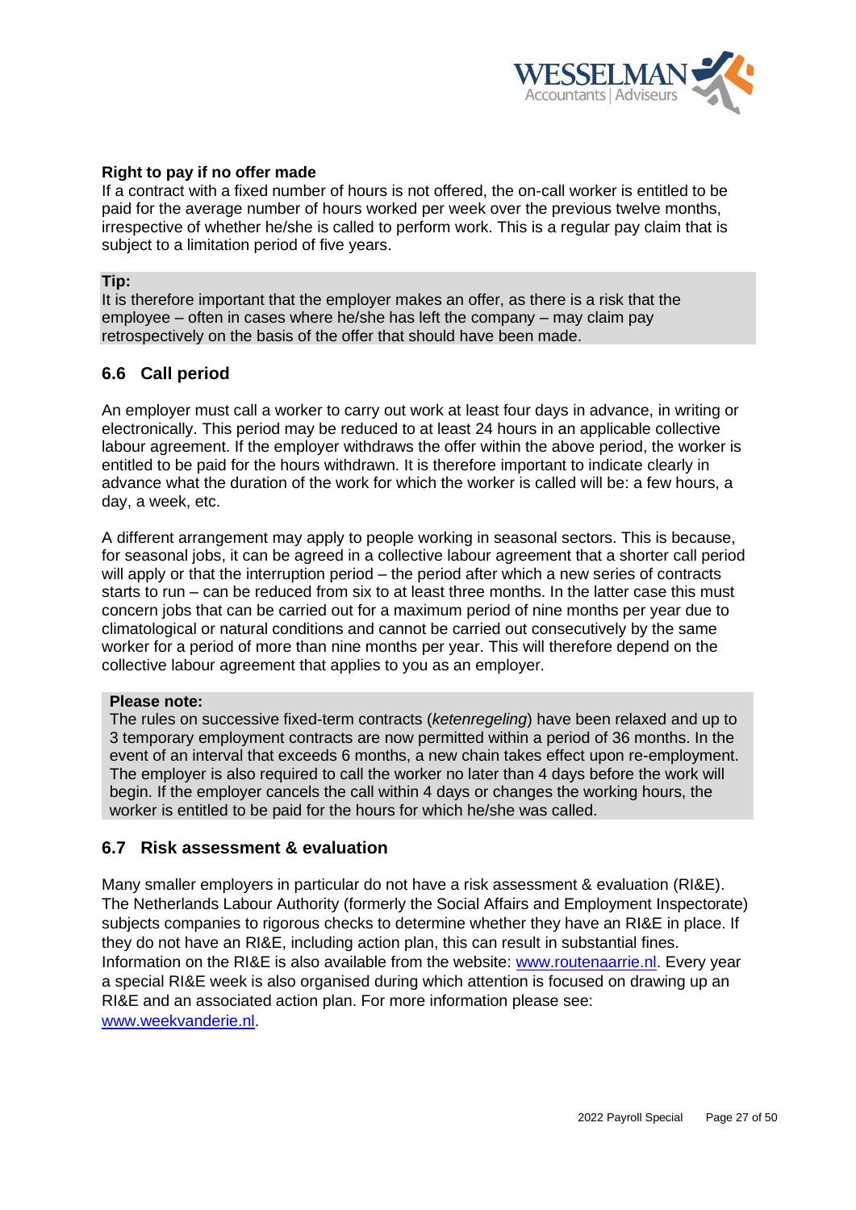**Right to pay if no offer made**

If a contract with a fixed number of hours is not offered, the on-call worker is entitled to be paid for the average number of hours worked per week over the previous twelve months, irrespective of whether he/she is called to perform work. This is a regular pay claim that is subject to a limitation period of five years.

**Tip:**
It is therefore important that the employer makes an offer, as there is a risk that the employee – often in cases where he/she has left the company – may claim pay retrospectively on the basis of the offer that should have been made.

## 6.6 Call period

An employer must call a worker to carry out work at least four days in advance, in writing or electronically. This period may be reduced to at least 24 hours in an applicable collective labour agreement. If the employer withdraws the offer within the above period, the worker is entitled to be paid for the hours withdrawn. It is therefore important to indicate clearly in advance what the duration of the work for which the worker is called will be: a few hours, a day, a week, etc.

A different arrangement may apply to people working in seasonal sectors. This is because, for seasonal jobs, it can be agreed in a collective labour agreement that a shorter call period will apply or that the interruption period – the period after which a new series of contracts starts to run – can be reduced from six to at least three months. In the latter case this must concern jobs that can be carried out for a maximum period of nine months per year due to climatological or natural conditions and cannot be carried out consecutively by the same worker for a period of more than nine months per year. This will therefore depend on the collective labour agreement that applies to you as an employer.

**Please note:**
The rules on successive fixed-term contracts (*ketenregeling*) have been relaxed and up to 3 temporary employment contracts are now permitted within a period of 36 months. In the event of an interval that exceeds 6 months, a new chain takes effect upon re-employment. The employer is also required to call the worker no later than 4 days before the work will begin. If the employer cancels the call within 4 days or changes the working hours, the worker is entitled to be paid for the hours for which he/she was called.

## 6.7 Risk assessment & evaluation

Many smaller employers in particular do not have a risk assessment & evaluation (RI&E). The Netherlands Labour Authority (formerly the Social Affairs and Employment Inspectorate) subjects companies to rigorous checks to determine whether they have an RI&E in place. If they do not have an RI&E, including action plan, this can result in substantial fines. Information on the RI&E is also available from the website: [www.routenaarrie.nl](www.routenaarrie.nl). Every year a special RI&E week is also organised during which attention is focused on drawing up an RI&E and an associated action plan. For more information please see: [www.weekvanderie.nl](www.weekvanderie.nl).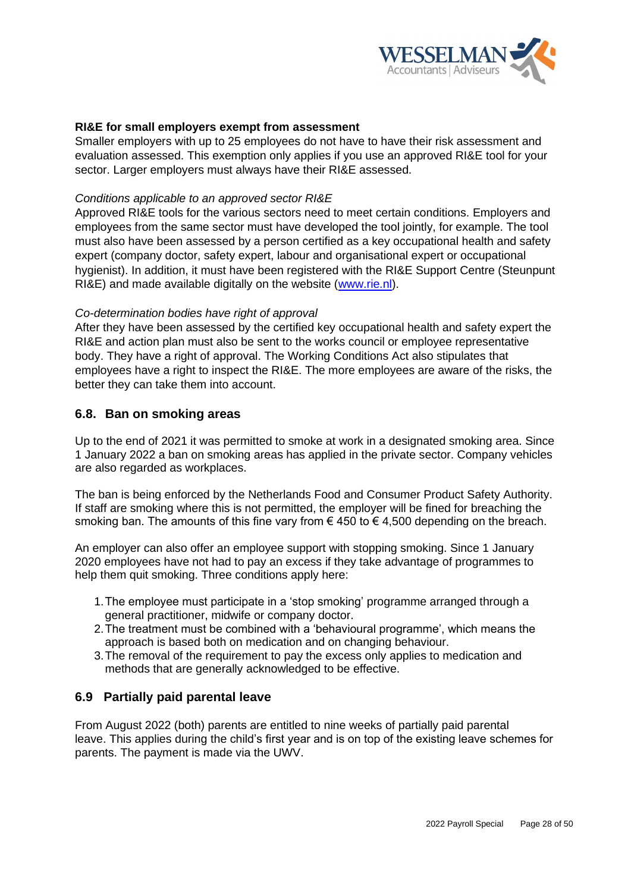**RI&E for small employers exempt from assessment**

Smaller employers with up to 25 employees do not have to have their risk assessment and evaluation assessed. This exemption only applies if you use an approved RI&E tool for your sector. Larger employers must always have their RI&E assessed.

*Conditions applicable to an approved sector RI&E*

Approved RI&E tools for the various sectors need to meet certain conditions. Employers and employees from the same sector must have developed the tool jointly, for example. The tool must also have been assessed by a person certified as a key occupational health and safety expert (company doctor, safety expert, labour and organisational expert or occupational hygienist). In addition, it must have been registered with the RI&E Support Centre (Steunpunt RI&E) and made available digitally on the website (www.rie.nl).

*Co-determination bodies have right of approval*

After they have been assessed by the certified key occupational health and safety expert the RI&E and action plan must also be sent to the works council or employee representative body. They have a right of approval. The Working Conditions Act also stipulates that employees have a right to inspect the RI&E. The more employees are aware of the risks, the better they can take them into account.

## 6.8. Ban on smoking areas

Up to the end of 2021 it was permitted to smoke at work in a designated smoking area. Since 1 January 2022 a ban on smoking areas has applied in the private sector. Company vehicles are also regarded as workplaces.

The ban is being enforced by the Netherlands Food and Consumer Product Safety Authority. If staff are smoking where this is not permitted, the employer will be fined for breaching the smoking ban. The amounts of this fine vary from € 450 to € 4,500 depending on the breach.

An employer can also offer an employee support with stopping smoking. Since 1 January 2020 employees have not had to pay an excess if they take advantage of programmes to help them quit smoking. Three conditions apply here:

1. The employee must participate in a 'stop smoking' programme arranged through a general practitioner, midwife or company doctor.
2. The treatment must be combined with a 'behavioural programme', which means the approach is based both on medication and on changing behaviour.
3. The removal of the requirement to pay the excess only applies to medication and methods that are generally acknowledged to be effective.

## 6.9 Partially paid parental leave

From August 2022 (both) parents are entitled to nine weeks of partially paid parental leave. This applies during the child's first year and is on top of the existing leave schemes for parents. The payment is made via the UWV.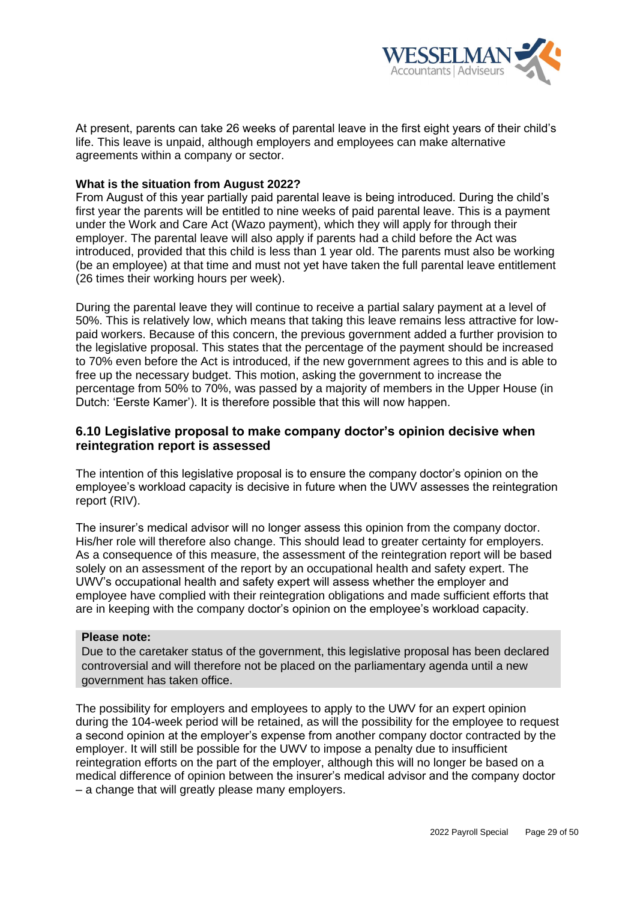At present, parents can take 26 weeks of parental leave in the first eight years of their child's life. This leave is unpaid, although employers and employees can make alternative agreements within a company or sector.

**What is the situation from August 2022?**
From August of this year partially paid parental leave is being introduced. During the child's first year the parents will be entitled to nine weeks of paid parental leave. This is a payment under the Work and Care Act (Wazo payment), which they will apply for through their employer. The parental leave will also apply if parents had a child before the Act was introduced, provided that this child is less than 1 year old. The parents must also be working (be an employee) at that time and must not yet have taken the full parental leave entitlement (26 times their working hours per week).

During the parental leave they will continue to receive a partial salary payment at a level of 50%. This is relatively low, which means that taking this leave remains less attractive for low-paid workers. Because of this concern, the previous government added a further provision to the legislative proposal. This states that the percentage of the payment should be increased to 70% even before the Act is introduced, if the new government agrees to this and is able to free up the necessary budget. This motion, asking the government to increase the percentage from 50% to 70%, was passed by a majority of members in the Upper House (in Dutch: 'Eerste Kamer'). It is therefore possible that this will now happen.

### 6.10 Legislative proposal to make company doctor's opinion decisive when reintegration report is assessed

The intention of this legislative proposal is to ensure the company doctor's opinion on the employee's workload capacity is decisive in future when the UWV assesses the reintegration report (RIV).

The insurer's medical advisor will no longer assess this opinion from the company doctor. His/her role will therefore also change. This should lead to greater certainty for employers. As a consequence of this measure, the assessment of the reintegration report will be based solely on an assessment of the report by an occupational health and safety expert. The UWV's occupational health and safety expert will assess whether the employer and employee have complied with their reintegration obligations and made sufficient efforts that are in keeping with the company doctor's opinion on the employee's workload capacity.

**Please note:**
Due to the caretaker status of the government, this legislative proposal has been declared controversial and will therefore not be placed on the parliamentary agenda until a new government has taken office.

The possibility for employers and employees to apply to the UWV for an expert opinion during the 104-week period will be retained, as will the possibility for the employee to request a second opinion at the employer's expense from another company doctor contracted by the employer. It will still be possible for the UWV to impose a penalty due to insufficient reintegration efforts on the part of the employer, although this will no longer be based on a medical difference of opinion between the insurer's medical advisor and the company doctor – a change that will greatly please many employers.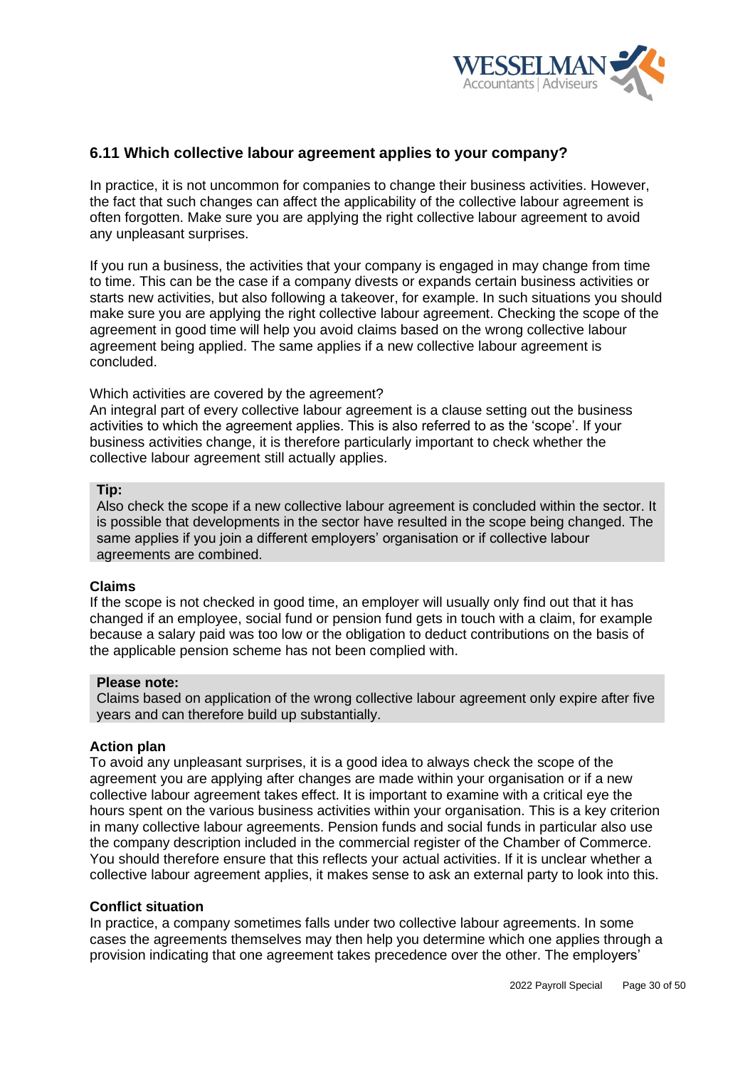## 6.11 Which collective labour agreement applies to your company?

In practice, it is not uncommon for companies to change their business activities. However, the fact that such changes can affect the applicability of the collective labour agreement is often forgotten. Make sure you are applying the right collective labour agreement to avoid any unpleasant surprises.

If you run a business, the activities that your company is engaged in may change from time to time. This can be the case if a company divests or expands certain business activities or starts new activities, but also following a takeover, for example. In such situations you should make sure you are applying the right collective labour agreement. Checking the scope of the agreement in good time will help you avoid claims based on the wrong collective labour agreement being applied. The same applies if a new collective labour agreement is concluded.

Which activities are covered by the agreement?
An integral part of every collective labour agreement is a clause setting out the business activities to which the agreement applies. This is also referred to as the 'scope'. If your business activities change, it is therefore particularly important to check whether the collective labour agreement still actually applies.

> **Tip:**
> Also check the scope if a new collective labour agreement is concluded within the sector. It is possible that developments in the sector have resulted in the scope being changed. The same applies if you join a different employers' organisation or if collective labour agreements are combined.

**Claims**
If the scope is not checked in good time, an employer will usually only find out that it has changed if an employee, social fund or pension fund gets in touch with a claim, for example because a salary paid was too low or the obligation to deduct contributions on the basis of the applicable pension scheme has not been complied with.

> **Please note:**
> Claims based on application of the wrong collective labour agreement only expire after five years and can therefore build up substantially.

**Action plan**
To avoid any unpleasant surprises, it is a good idea to always check the scope of the agreement you are applying after changes are made within your organisation or if a new collective labour agreement takes effect. It is important to examine with a critical eye the hours spent on the various business activities within your organisation. This is a key criterion in many collective labour agreements. Pension funds and social funds in particular also use the company description included in the commercial register of the Chamber of Commerce. You should therefore ensure that this reflects your actual activities. If it is unclear whether a collective labour agreement applies, it makes sense to ask an external party to look into this.

**Conflict situation**
In practice, a company sometimes falls under two collective labour agreements. In some cases the agreements themselves may then help you determine which one applies through a provision indicating that one agreement takes precedence over the other. The employers'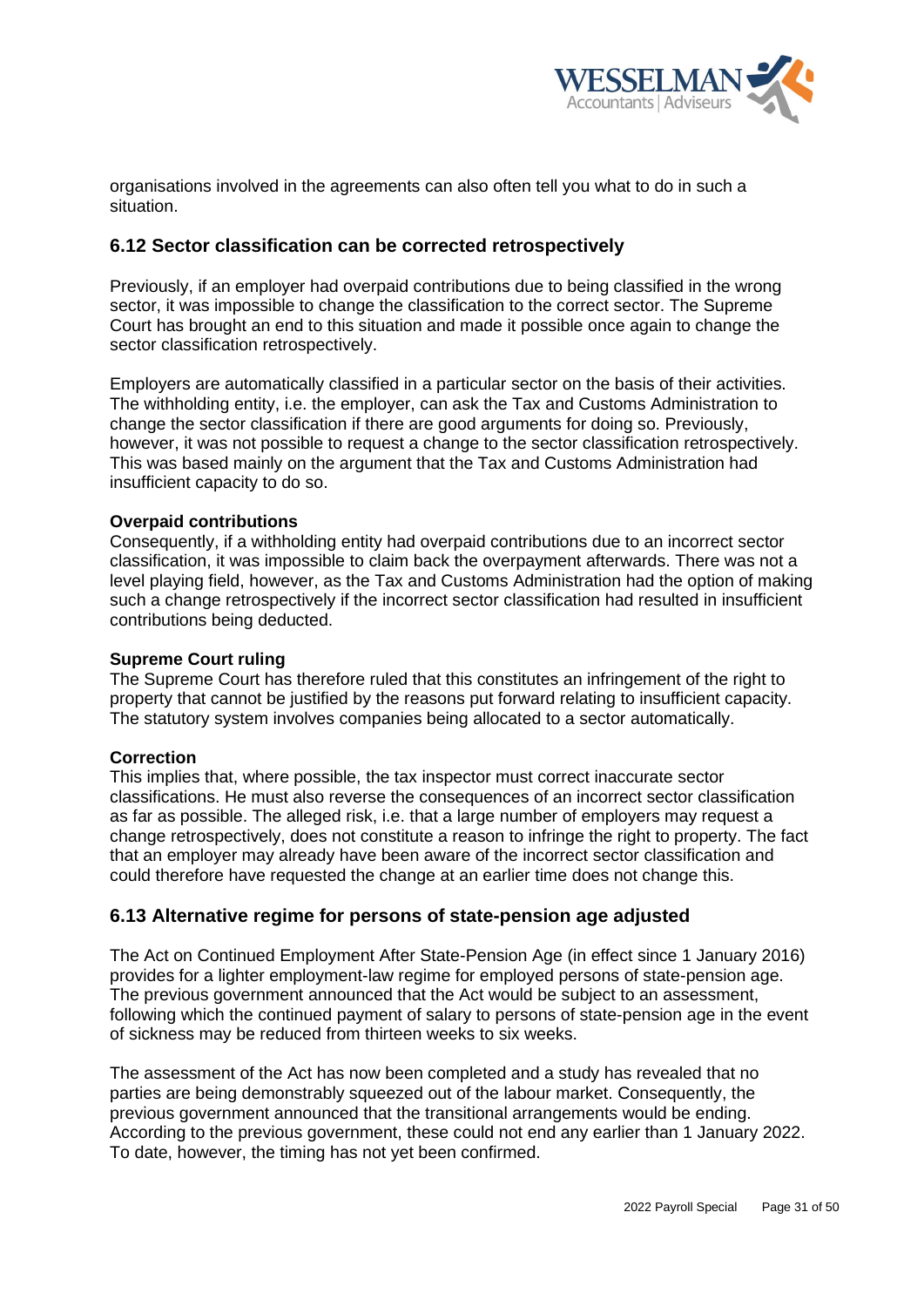organisations involved in the agreements can also often tell you what to do in such a situation.

## 6.12 Sector classification can be corrected retrospectively

Previously, if an employer had overpaid contributions due to being classified in the wrong sector, it was impossible to change the classification to the correct sector. The Supreme Court has brought an end to this situation and made it possible once again to change the sector classification retrospectively.

Employers are automatically classified in a particular sector on the basis of their activities. The withholding entity, i.e. the employer, can ask the Tax and Customs Administration to change the sector classification if there are good arguments for doing so. Previously, however, it was not possible to request a change to the sector classification retrospectively. This was based mainly on the argument that the Tax and Customs Administration had insufficient capacity to do so.

**Overpaid contributions**

Consequently, if a withholding entity had overpaid contributions due to an incorrect sector classification, it was impossible to claim back the overpayment afterwards. There was not a level playing field, however, as the Tax and Customs Administration had the option of making such a change retrospectively if the incorrect sector classification had resulted in insufficient contributions being deducted.

**Supreme Court ruling**

The Supreme Court has therefore ruled that this constitutes an infringement of the right to property that cannot be justified by the reasons put forward relating to insufficient capacity. The statutory system involves companies being allocated to a sector automatically.

**Correction**

This implies that, where possible, the tax inspector must correct inaccurate sector classifications. He must also reverse the consequences of an incorrect sector classification as far as possible. The alleged risk, i.e. that a large number of employers may request a change retrospectively, does not constitute a reason to infringe the right to property. The fact that an employer may already have been aware of the incorrect sector classification and could therefore have requested the change at an earlier time does not change this.

## 6.13 Alternative regime for persons of state-pension age adjusted

The Act on Continued Employment After State-Pension Age (in effect since 1 January 2016) provides for a lighter employment-law regime for employed persons of state-pension age. The previous government announced that the Act would be subject to an assessment, following which the continued payment of salary to persons of state-pension age in the event of sickness may be reduced from thirteen weeks to six weeks.

The assessment of the Act has now been completed and a study has revealed that no parties are being demonstrably squeezed out of the labour market. Consequently, the previous government announced that the transitional arrangements would be ending. According to the previous government, these could not end any earlier than 1 January 2022. To date, however, the timing has not yet been confirmed.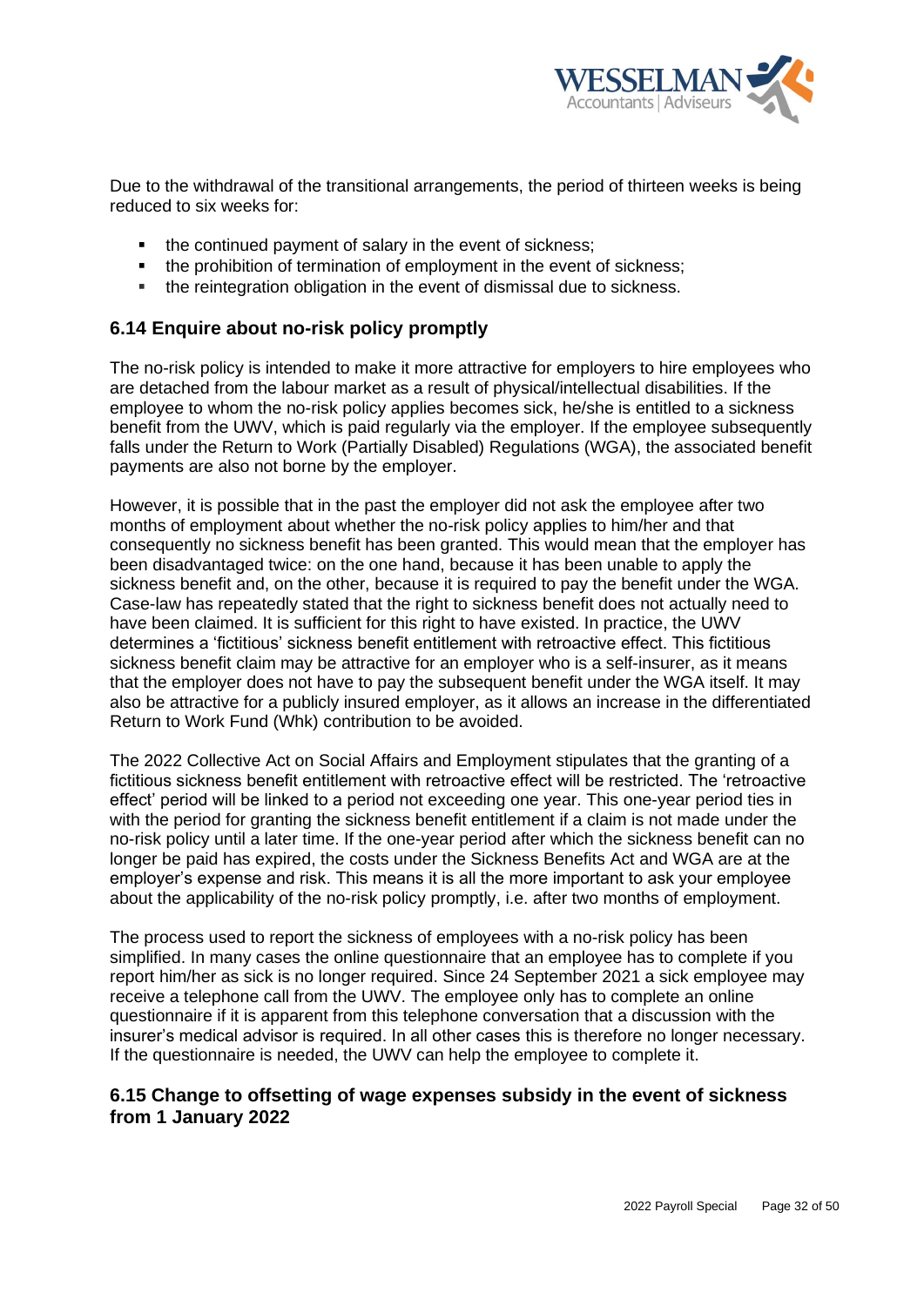Due to the withdrawal of the transitional arrangements, the period of thirteen weeks is being reduced to six weeks for:

- the continued payment of salary in the event of sickness;
- the prohibition of termination of employment in the event of sickness;
- the reintegration obligation in the event of dismissal due to sickness.

### 6.14 Enquire about no-risk policy promptly

The no-risk policy is intended to make it more attractive for employers to hire employees who are detached from the labour market as a result of physical/intellectual disabilities. If the employee to whom the no-risk policy applies becomes sick, he/she is entitled to a sickness benefit from the UWV, which is paid regularly via the employer. If the employee subsequently falls under the Return to Work (Partially Disabled) Regulations (WGA), the associated benefit payments are also not borne by the employer.

However, it is possible that in the past the employer did not ask the employee after two months of employment about whether the no-risk policy applies to him/her and that consequently no sickness benefit has been granted. This would mean that the employer has been disadvantaged twice: on the one hand, because it has been unable to apply the sickness benefit and, on the other, because it is required to pay the benefit under the WGA. Case-law has repeatedly stated that the right to sickness benefit does not actually need to have been claimed. It is sufficient for this right to have existed. In practice, the UWV determines a 'fictitious' sickness benefit entitlement with retroactive effect. This fictitious sickness benefit claim may be attractive for an employer who is a self-insurer, as it means that the employer does not have to pay the subsequent benefit under the WGA itself. It may also be attractive for a publicly insured employer, as it allows an increase in the differentiated Return to Work Fund (Whk) contribution to be avoided.

The 2022 Collective Act on Social Affairs and Employment stipulates that the granting of a fictitious sickness benefit entitlement with retroactive effect will be restricted. The 'retroactive effect' period will be linked to a period not exceeding one year. This one-year period ties in with the period for granting the sickness benefit entitlement if a claim is not made under the no-risk policy until a later time. If the one-year period after which the sickness benefit can no longer be paid has expired, the costs under the Sickness Benefits Act and WGA are at the employer's expense and risk. This means it is all the more important to ask your employee about the applicability of the no-risk policy promptly, i.e. after two months of employment.

The process used to report the sickness of employees with a no-risk policy has been simplified. In many cases the online questionnaire that an employee has to complete if you report him/her as sick is no longer required. Since 24 September 2021 a sick employee may receive a telephone call from the UWV. The employee only has to complete an online questionnaire if it is apparent from this telephone conversation that a discussion with the insurer's medical advisor is required. In all other cases this is therefore no longer necessary. If the questionnaire is needed, the UWV can help the employee to complete it.

### 6.15 Change to offsetting of wage expenses subsidy in the event of sickness from 1 January 2022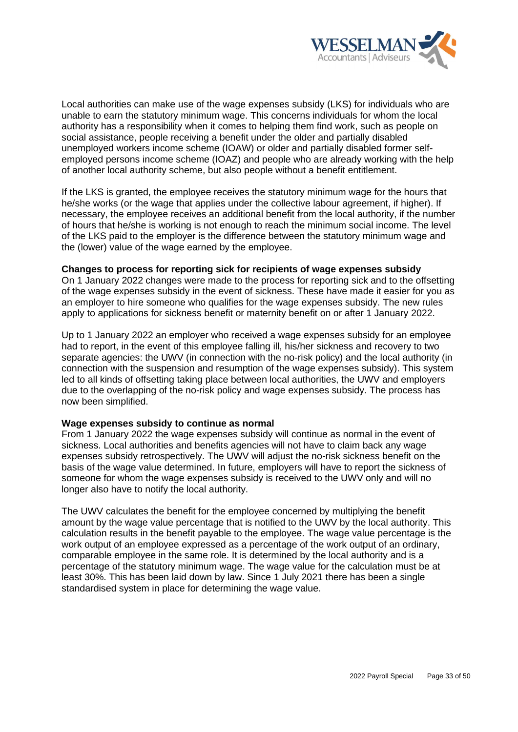Local authorities can make use of the wage expenses subsidy (LKS) for individuals who are unable to earn the statutory minimum wage. This concerns individuals for whom the local authority has a responsibility when it comes to helping them find work, such as people on social assistance, people receiving a benefit under the older and partially disabled unemployed workers income scheme (IOAW) or older and partially disabled former self-employed persons income scheme (IOAZ) and people who are already working with the help of another local authority scheme, but also people without a benefit entitlement.

If the LKS is granted, the employee receives the statutory minimum wage for the hours that he/she works (or the wage that applies under the collective labour agreement, if higher). If necessary, the employee receives an additional benefit from the local authority, if the number of hours that he/she is working is not enough to reach the minimum social income. The level of the LKS paid to the employer is the difference between the statutory minimum wage and the (lower) value of the wage earned by the employee.

**Changes to process for reporting sick for recipients of wage expenses subsidy**

On 1 January 2022 changes were made to the process for reporting sick and to the offsetting of the wage expenses subsidy in the event of sickness. These have made it easier for you as an employer to hire someone who qualifies for the wage expenses subsidy. The new rules apply to applications for sickness benefit or maternity benefit on or after 1 January 2022.

Up to 1 January 2022 an employer who received a wage expenses subsidy for an employee had to report, in the event of this employee falling ill, his/her sickness and recovery to two separate agencies: the UWV (in connection with the no-risk policy) and the local authority (in connection with the suspension and resumption of the wage expenses subsidy). This system led to all kinds of offsetting taking place between local authorities, the UWV and employers due to the overlapping of the no-risk policy and wage expenses subsidy. The process has now been simplified.

**Wage expenses subsidy to continue as normal**

From 1 January 2022 the wage expenses subsidy will continue as normal in the event of sickness. Local authorities and benefits agencies will not have to claim back any wage expenses subsidy retrospectively. The UWV will adjust the no-risk sickness benefit on the basis of the wage value determined. In future, employers will have to report the sickness of someone for whom the wage expenses subsidy is received to the UWV only and will no longer also have to notify the local authority.

The UWV calculates the benefit for the employee concerned by multiplying the benefit amount by the wage value percentage that is notified to the UWV by the local authority. This calculation results in the benefit payable to the employee. The wage value percentage is the work output of an employee expressed as a percentage of the work output of an ordinary, comparable employee in the same role. It is determined by the local authority and is a percentage of the statutory minimum wage. The wage value for the calculation must be at least 30%. This has been laid down by law. Since 1 July 2021 there has been a single standardised system in place for determining the wage value.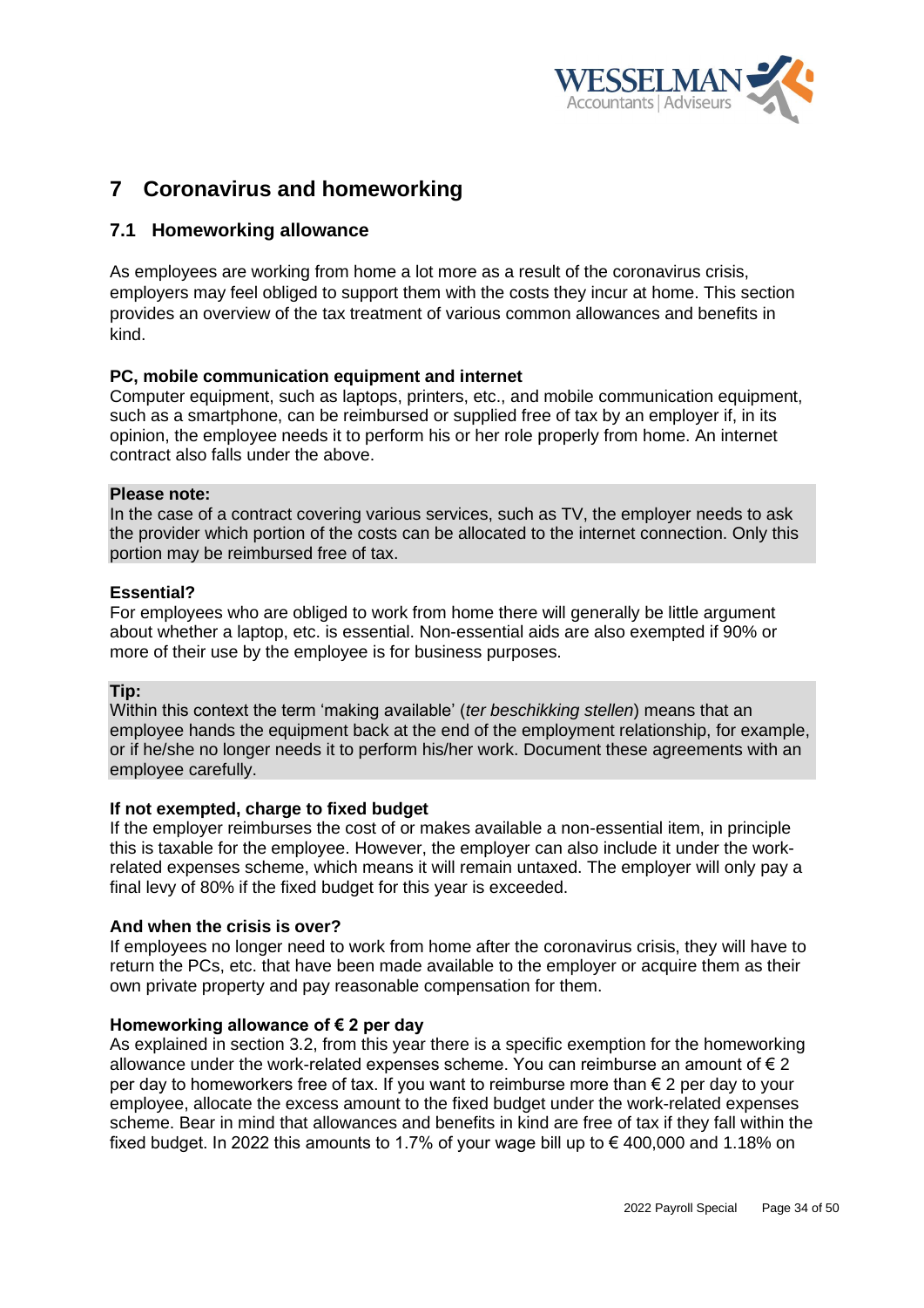# 7 Coronavirus and homeworking

## 7.1 Homeworking allowance

As employees are working from home a lot more as a result of the coronavirus crisis, employers may feel obliged to support them with the costs they incur at home. This section provides an overview of the tax treatment of various common allowances and benefits in kind.

**PC, mobile communication equipment and internet**
Computer equipment, such as laptops, printers, etc., and mobile communication equipment, such as a smartphone, can be reimbursed or supplied free of tax by an employer if, in its opinion, the employee needs it to perform his or her role properly from home. An internet contract also falls under the above.

**Please note:**
In the case of a contract covering various services, such as TV, the employer needs to ask the provider which portion of the costs can be allocated to the internet connection. Only this portion may be reimbursed free of tax.

**Essential?**
For employees who are obliged to work from home there will generally be little argument about whether a laptop, etc. is essential. Non-essential aids are also exempted if 90% or more of their use by the employee is for business purposes.

**Tip:**
Within this context the term 'making available' (*ter beschikking stellen*) means that an employee hands the equipment back at the end of the employment relationship, for example, or if he/she no longer needs it to perform his/her work. Document these agreements with an employee carefully.

**If not exempted, charge to fixed budget**
If the employer reimburses the cost of or makes available a non-essential item, in principle this is taxable for the employee. However, the employer can also include it under the work-related expenses scheme, which means it will remain untaxed. The employer will only pay a final levy of 80% if the fixed budget for this year is exceeded.

**And when the crisis is over?**
If employees no longer need to work from home after the coronavirus crisis, they will have to return the PCs, etc. that have been made available to the employer or acquire them as their own private property and pay reasonable compensation for them.

**Homeworking allowance of € 2 per day**
As explained in section 3.2, from this year there is a specific exemption for the homeworking allowance under the work-related expenses scheme. You can reimburse an amount of € 2 per day to homeworkers free of tax. If you want to reimburse more than € 2 per day to your employee, allocate the excess amount to the fixed budget under the work-related expenses scheme. Bear in mind that allowances and benefits in kind are free of tax if they fall within the fixed budget. In 2022 this amounts to 1.7% of your wage bill up to € 400,000 and 1.18% on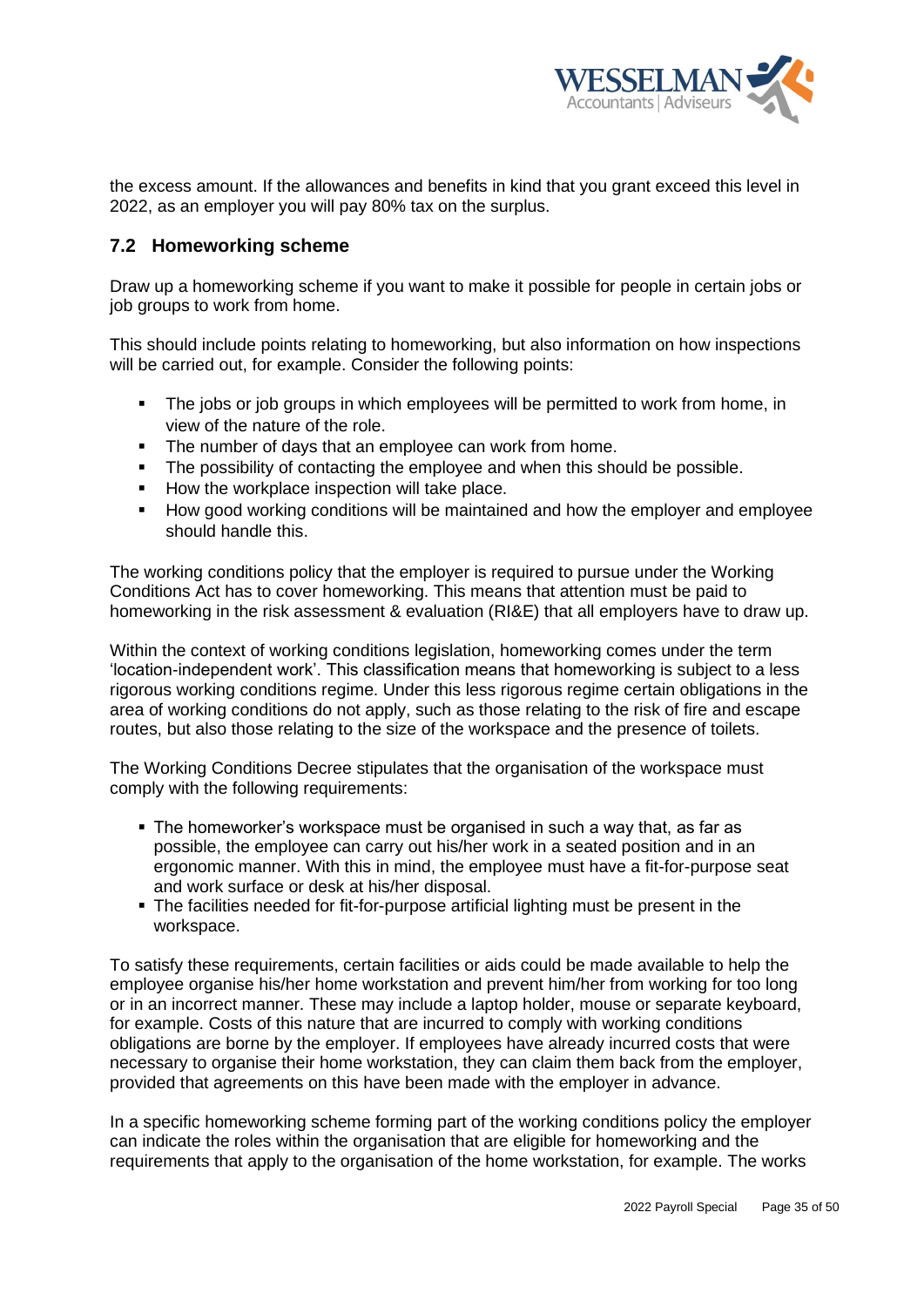the excess amount. If the allowances and benefits in kind that you grant exceed this level in 2022, as an employer you will pay 80% tax on the surplus.

## 7.2 Homeworking scheme

Draw up a homeworking scheme if you want to make it possible for people in certain jobs or job groups to work from home.

This should include points relating to homeworking, but also information on how inspections will be carried out, for example. Consider the following points:

- The jobs or job groups in which employees will be permitted to work from home, in view of the nature of the role.
- The number of days that an employee can work from home.
- The possibility of contacting the employee and when this should be possible.
- How the workplace inspection will take place.
- How good working conditions will be maintained and how the employer and employee should handle this.

The working conditions policy that the employer is required to pursue under the Working Conditions Act has to cover homeworking. This means that attention must be paid to homeworking in the risk assessment & evaluation (RI&E) that all employers have to draw up.

Within the context of working conditions legislation, homeworking comes under the term 'location-independent work'. This classification means that homeworking is subject to a less rigorous working conditions regime. Under this less rigorous regime certain obligations in the area of working conditions do not apply, such as those relating to the risk of fire and escape routes, but also those relating to the size of the workspace and the presence of toilets.

The Working Conditions Decree stipulates that the organisation of the workspace must comply with the following requirements:

- The homeworker's workspace must be organised in such a way that, as far as possible, the employee can carry out his/her work in a seated position and in an ergonomic manner. With this in mind, the employee must have a fit-for-purpose seat and work surface or desk at his/her disposal.
- The facilities needed for fit-for-purpose artificial lighting must be present in the workspace.

To satisfy these requirements, certain facilities or aids could be made available to help the employee organise his/her home workstation and prevent him/her from working for too long or in an incorrect manner. These may include a laptop holder, mouse or separate keyboard, for example. Costs of this nature that are incurred to comply with working conditions obligations are borne by the employer. If employees have already incurred costs that were necessary to organise their home workstation, they can claim them back from the employer, provided that agreements on this have been made with the employer in advance.

In a specific homeworking scheme forming part of the working conditions policy the employer can indicate the roles within the organisation that are eligible for homeworking and the requirements that apply to the organisation of the home workstation, for example. The works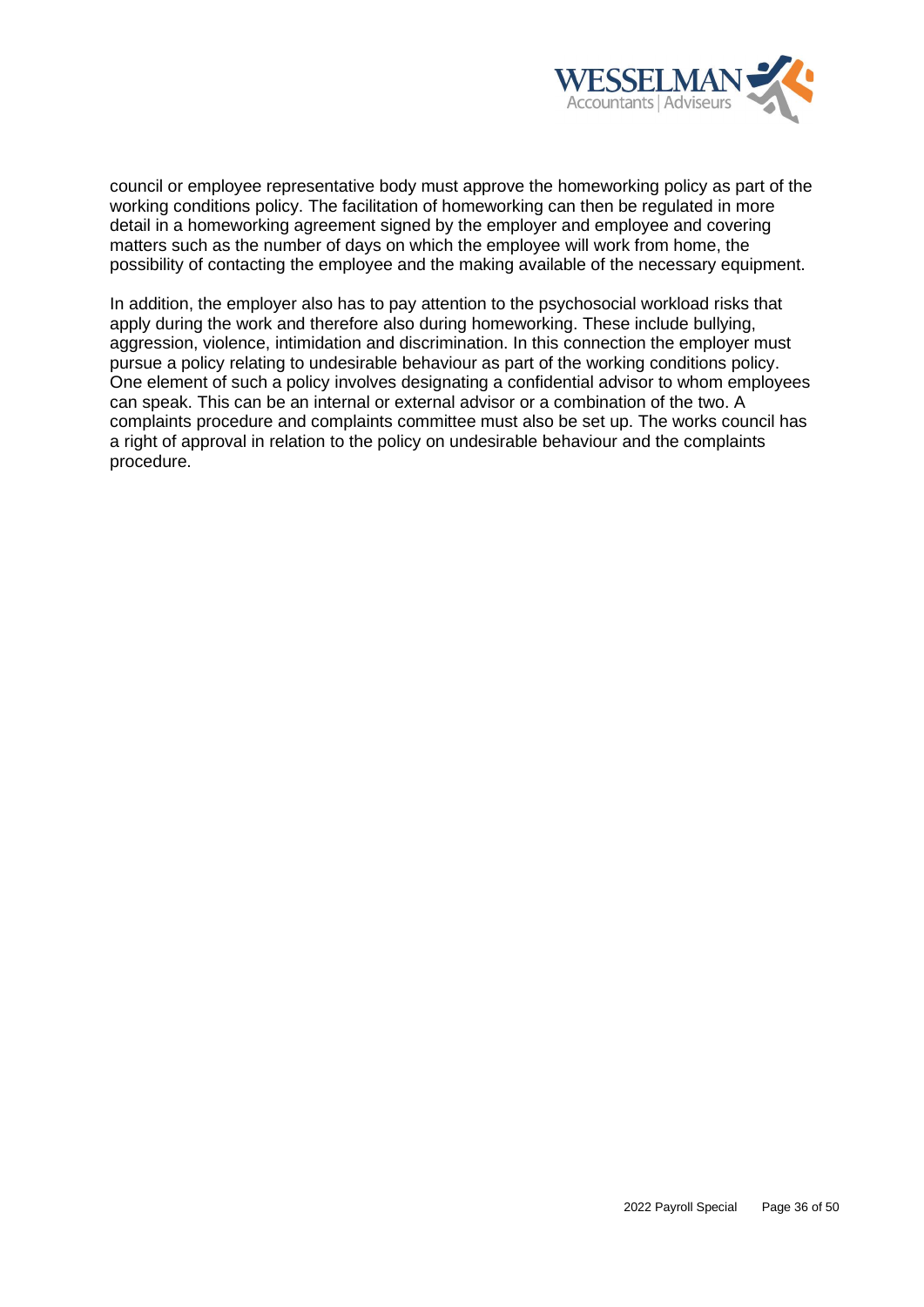council or employee representative body must approve the homeworking policy as part of the working conditions policy. The facilitation of homeworking can then be regulated in more detail in a homeworking agreement signed by the employer and employee and covering matters such as the number of days on which the employee will work from home, the possibility of contacting the employee and the making available of the necessary equipment.

In addition, the employer also has to pay attention to the psychosocial workload risks that apply during the work and therefore also during homeworking. These include bullying, aggression, violence, intimidation and discrimination. In this connection the employer must pursue a policy relating to undesirable behaviour as part of the working conditions policy. One element of such a policy involves designating a confidential advisor to whom employees can speak. This can be an internal or external advisor or a combination of the two. A complaints procedure and complaints committee must also be set up. The works council has a right of approval in relation to the policy on undesirable behaviour and the complaints procedure.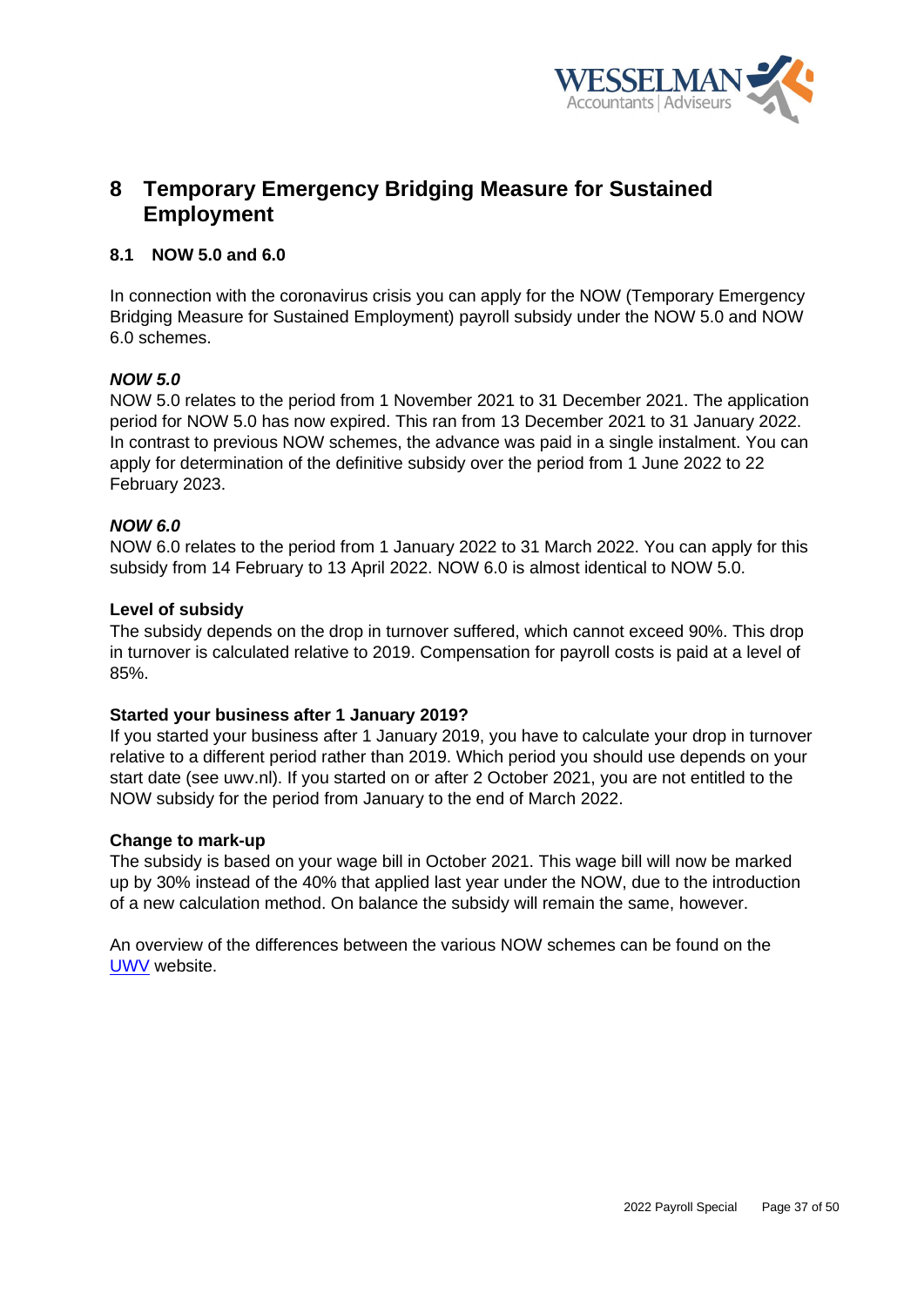# 8 Temporary Emergency Bridging Measure for Sustained Employment

## 8.1 NOW 5.0 and 6.0

In connection with the coronavirus crisis you can apply for the NOW (Temporary Emergency Bridging Measure for Sustained Employment) payroll subsidy under the NOW 5.0 and NOW 6.0 schemes.

***NOW 5.0***

NOW 5.0 relates to the period from 1 November 2021 to 31 December 2021. The application period for NOW 5.0 has now expired. This ran from 13 December 2021 to 31 January 2022. In contrast to previous NOW schemes, the advance was paid in a single instalment. You can apply for determination of the definitive subsidy over the period from 1 June 2022 to 22 February 2023.

***NOW 6.0***

NOW 6.0 relates to the period from 1 January 2022 to 31 March 2022. You can apply for this subsidy from 14 February to 13 April 2022. NOW 6.0 is almost identical to NOW 5.0.

**Level of subsidy**

The subsidy depends on the drop in turnover suffered, which cannot exceed 90%. This drop in turnover is calculated relative to 2019. Compensation for payroll costs is paid at a level of 85%.

**Started your business after 1 January 2019?**

If you started your business after 1 January 2019, you have to calculate your drop in turnover relative to a different period rather than 2019. Which period you should use depends on your start date (see uwv.nl). If you started on or after 2 October 2021, you are not entitled to the NOW subsidy for the period from January to the end of March 2022.

**Change to mark-up**

The subsidy is based on your wage bill in October 2021. This wage bill will now be marked up by 30% instead of the 40% that applied last year under the NOW, due to the introduction of a new calculation method. On balance the subsidy will remain the same, however.

An overview of the differences between the various NOW schemes can be found on the UWV website.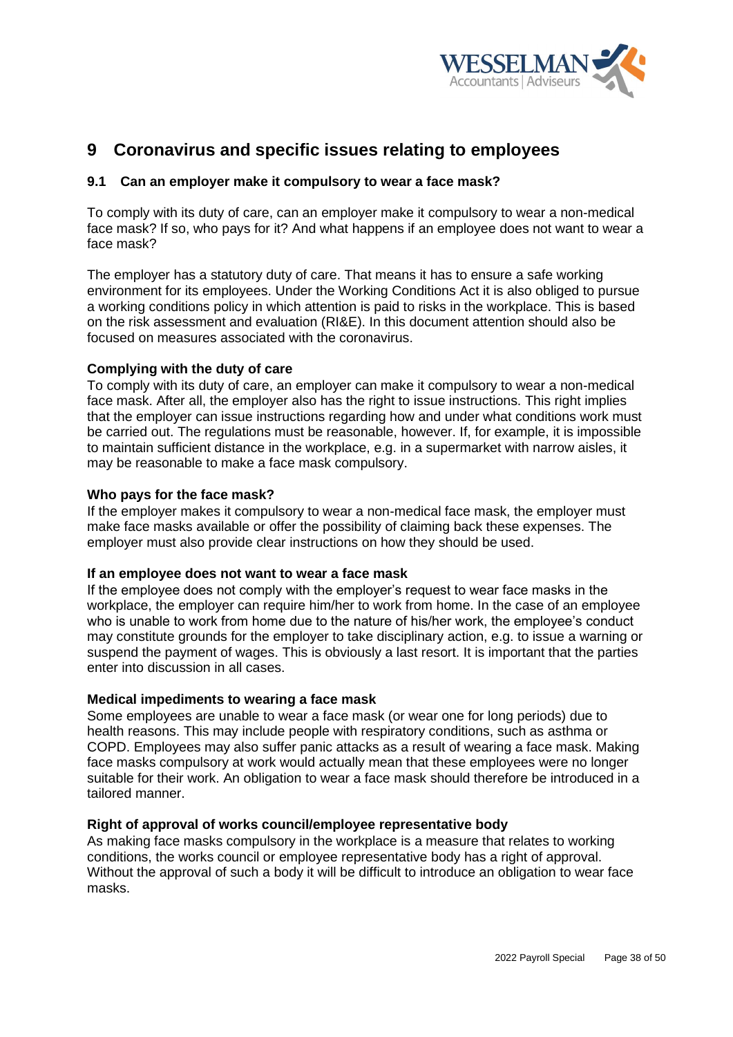# 9 Coronavirus and specific issues relating to employees

## 9.1 Can an employer make it compulsory to wear a face mask?

To comply with its duty of care, can an employer make it compulsory to wear a non-medical face mask? If so, who pays for it? And what happens if an employee does not want to wear a face mask?

The employer has a statutory duty of care. That means it has to ensure a safe working environment for its employees. Under the Working Conditions Act it is also obliged to pursue a working conditions policy in which attention is paid to risks in the workplace. This is based on the risk assessment and evaluation (RI&E). In this document attention should also be focused on measures associated with the coronavirus.

**Complying with the duty of care**

To comply with its duty of care, an employer can make it compulsory to wear a non-medical face mask. After all, the employer also has the right to issue instructions. This right implies that the employer can issue instructions regarding how and under what conditions work must be carried out. The regulations must be reasonable, however. If, for example, it is impossible to maintain sufficient distance in the workplace, e.g. in a supermarket with narrow aisles, it may be reasonable to make a face mask compulsory.

**Who pays for the face mask?**

If the employer makes it compulsory to wear a non-medical face mask, the employer must make face masks available or offer the possibility of claiming back these expenses. The employer must also provide clear instructions on how they should be used.

**If an employee does not want to wear a face mask**

If the employee does not comply with the employer's request to wear face masks in the workplace, the employer can require him/her to work from home. In the case of an employee who is unable to work from home due to the nature of his/her work, the employee's conduct may constitute grounds for the employer to take disciplinary action, e.g. to issue a warning or suspend the payment of wages. This is obviously a last resort. It is important that the parties enter into discussion in all cases.

**Medical impediments to wearing a face mask**

Some employees are unable to wear a face mask (or wear one for long periods) due to health reasons. This may include people with respiratory conditions, such as asthma or COPD. Employees may also suffer panic attacks as a result of wearing a face mask. Making face masks compulsory at work would actually mean that these employees were no longer suitable for their work. An obligation to wear a face mask should therefore be introduced in a tailored manner.

**Right of approval of works council/employee representative body**

As making face masks compulsory in the workplace is a measure that relates to working conditions, the works council or employee representative body has a right of approval. Without the approval of such a body it will be difficult to introduce an obligation to wear face masks.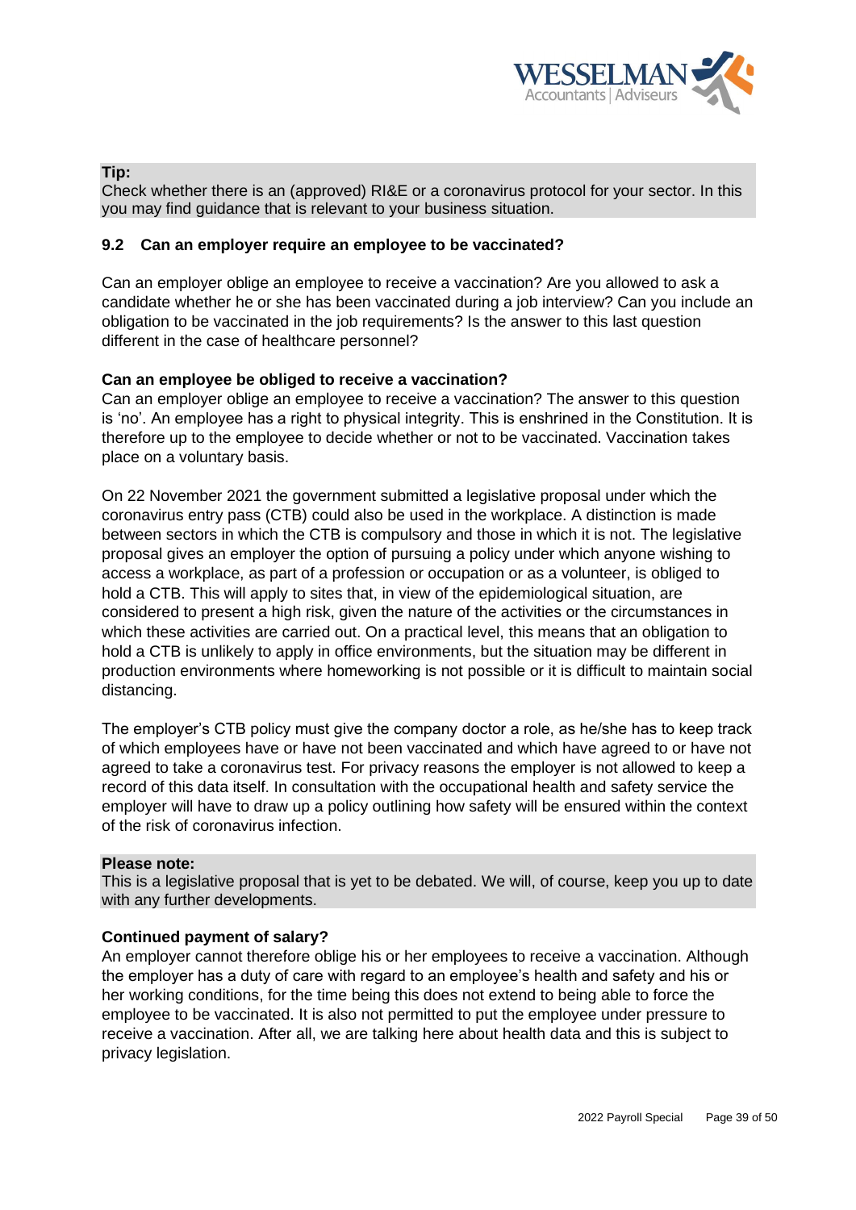**Tip:**
Check whether there is an (approved) RI&E or a coronavirus protocol for your sector. In this you may find guidance that is relevant to your business situation.

### 9.2 Can an employer require an employee to be vaccinated?

Can an employer oblige an employee to receive a vaccination? Are you allowed to ask a candidate whether he or she has been vaccinated during a job interview? Can you include an obligation to be vaccinated in the job requirements? Is the answer to this last question different in the case of healthcare personnel?

**Can an employee be obliged to receive a vaccination?**
Can an employer oblige an employee to receive a vaccination? The answer to this question is 'no'. An employee has a right to physical integrity. This is enshrined in the Constitution. It is therefore up to the employee to decide whether or not to be vaccinated. Vaccination takes place on a voluntary basis.

On 22 November 2021 the government submitted a legislative proposal under which the coronavirus entry pass (CTB) could also be used in the workplace. A distinction is made between sectors in which the CTB is compulsory and those in which it is not. The legislative proposal gives an employer the option of pursuing a policy under which anyone wishing to access a workplace, as part of a profession or occupation or as a volunteer, is obliged to hold a CTB. This will apply to sites that, in view of the epidemiological situation, are considered to present a high risk, given the nature of the activities or the circumstances in which these activities are carried out. On a practical level, this means that an obligation to hold a CTB is unlikely to apply in office environments, but the situation may be different in production environments where homeworking is not possible or it is difficult to maintain social distancing.

The employer's CTB policy must give the company doctor a role, as he/she has to keep track of which employees have or have not been vaccinated and which have agreed to or have not agreed to take a coronavirus test. For privacy reasons the employer is not allowed to keep a record of this data itself. In consultation with the occupational health and safety service the employer will have to draw up a policy outlining how safety will be ensured within the context of the risk of coronavirus infection.

**Please note:**
This is a legislative proposal that is yet to be debated. We will, of course, keep you up to date with any further developments.

**Continued payment of salary?**
An employer cannot therefore oblige his or her employees to receive a vaccination. Although the employer has a duty of care with regard to an employee's health and safety and his or her working conditions, for the time being this does not extend to being able to force the employee to be vaccinated. It is also not permitted to put the employee under pressure to receive a vaccination. After all, we are talking here about health data and this is subject to privacy legislation.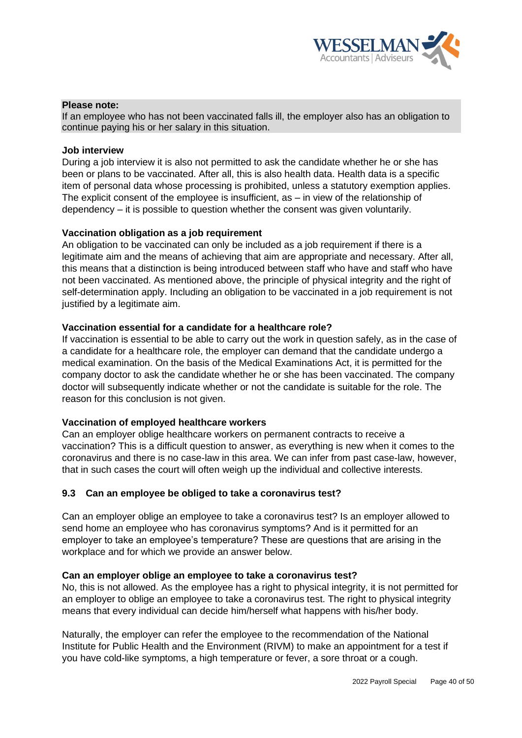**Please note:**
If an employee who has not been vaccinated falls ill, the employer also has an obligation to continue paying his or her salary in this situation.

**Job interview**
During a job interview it is also not permitted to ask the candidate whether he or she has been or plans to be vaccinated. After all, this is also health data. Health data is a specific item of personal data whose processing is prohibited, unless a statutory exemption applies. The explicit consent of the employee is insufficient, as – in view of the relationship of dependency – it is possible to question whether the consent was given voluntarily.

**Vaccination obligation as a job requirement**
An obligation to be vaccinated can only be included as a job requirement if there is a legitimate aim and the means of achieving that aim are appropriate and necessary. After all, this means that a distinction is being introduced between staff who have and staff who have not been vaccinated. As mentioned above, the principle of physical integrity and the right of self-determination apply. Including an obligation to be vaccinated in a job requirement is not justified by a legitimate aim.

**Vaccination essential for a candidate for a healthcare role?**
If vaccination is essential to be able to carry out the work in question safely, as in the case of a candidate for a healthcare role, the employer can demand that the candidate undergo a medical examination. On the basis of the Medical Examinations Act, it is permitted for the company doctor to ask the candidate whether he or she has been vaccinated. The company doctor will subsequently indicate whether or not the candidate is suitable for the role. The reason for this conclusion is not given.

**Vaccination of employed healthcare workers**
Can an employer oblige healthcare workers on permanent contracts to receive a vaccination? This is a difficult question to answer, as everything is new when it comes to the coronavirus and there is no case-law in this area. We can infer from past case-law, however, that in such cases the court will often weigh up the individual and collective interests.

## 9.3 Can an employee be obliged to take a coronavirus test?

Can an employer oblige an employee to take a coronavirus test? Is an employer allowed to send home an employee who has coronavirus symptoms? And is it permitted for an employer to take an employee's temperature? These are questions that are arising in the workplace and for which we provide an answer below.

**Can an employer oblige an employee to take a coronavirus test?**
No, this is not allowed. As the employee has a right to physical integrity, it is not permitted for an employer to oblige an employee to take a coronavirus test. The right to physical integrity means that every individual can decide him/herself what happens with his/her body.

Naturally, the employer can refer the employee to the recommendation of the National Institute for Public Health and the Environment (RIVM) to make an appointment for a test if you have cold-like symptoms, a high temperature or fever, a sore throat or a cough.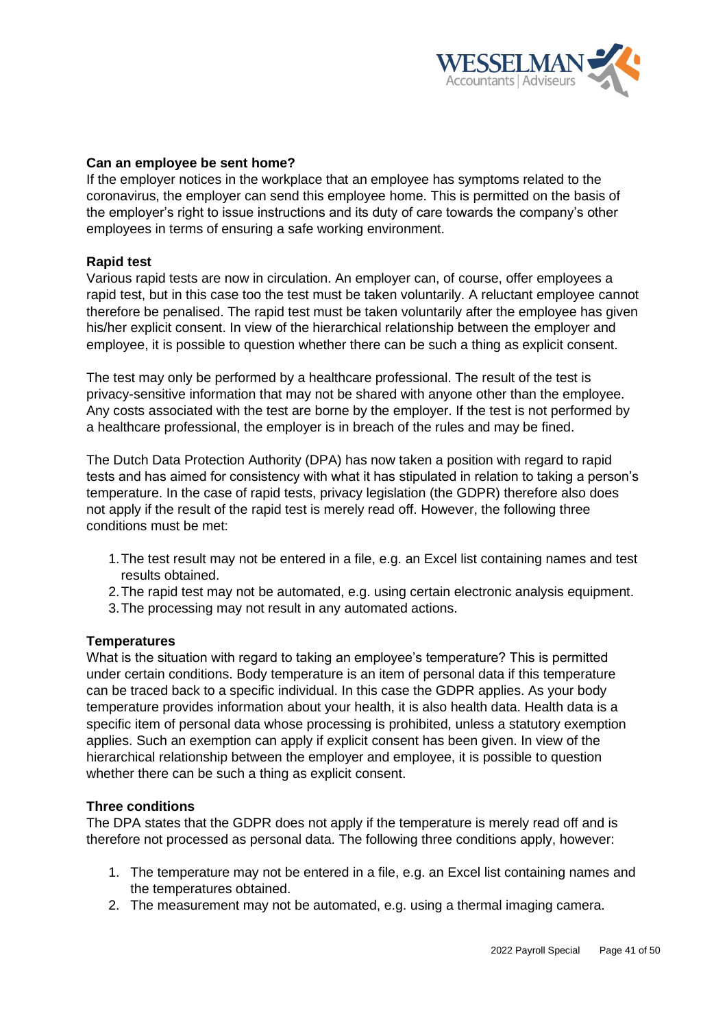**Can an employee be sent home?**

If the employer notices in the workplace that an employee has symptoms related to the coronavirus, the employer can send this employee home. This is permitted on the basis of the employer's right to issue instructions and its duty of care towards the company's other employees in terms of ensuring a safe working environment.

**Rapid test**

Various rapid tests are now in circulation. An employer can, of course, offer employees a rapid test, but in this case too the test must be taken voluntarily. A reluctant employee cannot therefore be penalised. The rapid test must be taken voluntarily after the employee has given his/her explicit consent. In view of the hierarchical relationship between the employer and employee, it is possible to question whether there can be such a thing as explicit consent.

The test may only be performed by a healthcare professional. The result of the test is privacy-sensitive information that may not be shared with anyone other than the employee. Any costs associated with the test are borne by the employer. If the test is not performed by a healthcare professional, the employer is in breach of the rules and may be fined.

The Dutch Data Protection Authority (DPA) has now taken a position with regard to rapid tests and has aimed for consistency with what it has stipulated in relation to taking a person's temperature. In the case of rapid tests, privacy legislation (the GDPR) therefore also does not apply if the result of the rapid test is merely read off. However, the following three conditions must be met:

1. The test result may not be entered in a file, e.g. an Excel list containing names and test results obtained.
2. The rapid test may not be automated, e.g. using certain electronic analysis equipment.
3. The processing may not result in any automated actions.

**Temperatures**

What is the situation with regard to taking an employee's temperature? This is permitted under certain conditions. Body temperature is an item of personal data if this temperature can be traced back to a specific individual. In this case the GDPR applies. As your body temperature provides information about your health, it is also health data. Health data is a specific item of personal data whose processing is prohibited, unless a statutory exemption applies. Such an exemption can apply if explicit consent has been given. In view of the hierarchical relationship between the employer and employee, it is possible to question whether there can be such a thing as explicit consent.

**Three conditions**

The DPA states that the GDPR does not apply if the temperature is merely read off and is therefore not processed as personal data. The following three conditions apply, however:

1. The temperature may not be entered in a file, e.g. an Excel list containing names and the temperatures obtained.
2. The measurement may not be automated, e.g. using a thermal imaging camera.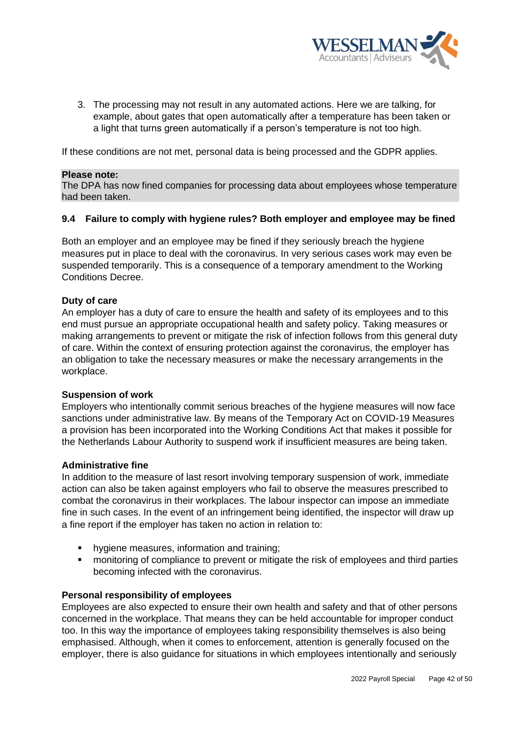3. The processing may not result in any automated actions. Here we are talking, for example, about gates that open automatically after a temperature has been taken or a light that turns green automatically if a person's temperature is not too high.

If these conditions are not met, personal data is being processed and the GDPR applies.

**Please note:**
The DPA has now fined companies for processing data about employees whose temperature had been taken.

### 9.4 Failure to comply with hygiene rules? Both employer and employee may be fined

Both an employer and an employee may be fined if they seriously breach the hygiene measures put in place to deal with the coronavirus. In very serious cases work may even be suspended temporarily. This is a consequence of a temporary amendment to the Working Conditions Decree.

**Duty of care**
An employer has a duty of care to ensure the health and safety of its employees and to this end must pursue an appropriate occupational health and safety policy. Taking measures or making arrangements to prevent or mitigate the risk of infection follows from this general duty of care. Within the context of ensuring protection against the coronavirus, the employer has an obligation to take the necessary measures or make the necessary arrangements in the workplace.

**Suspension of work**
Employers who intentionally commit serious breaches of the hygiene measures will now face sanctions under administrative law. By means of the Temporary Act on COVID-19 Measures a provision has been incorporated into the Working Conditions Act that makes it possible for the Netherlands Labour Authority to suspend work if insufficient measures are being taken.

**Administrative fine**
In addition to the measure of last resort involving temporary suspension of work, immediate action can also be taken against employers who fail to observe the measures prescribed to combat the coronavirus in their workplaces. The labour inspector can impose an immediate fine in such cases. In the event of an infringement being identified, the inspector will draw up a fine report if the employer has taken no action in relation to:

- hygiene measures, information and training;
- monitoring of compliance to prevent or mitigate the risk of employees and third parties becoming infected with the coronavirus.

**Personal responsibility of employees**
Employees are also expected to ensure their own health and safety and that of other persons concerned in the workplace. That means they can be held accountable for improper conduct too. In this way the importance of employees taking responsibility themselves is also being emphasised. Although, when it comes to enforcement, attention is generally focused on the employer, there is also guidance for situations in which employees intentionally and seriously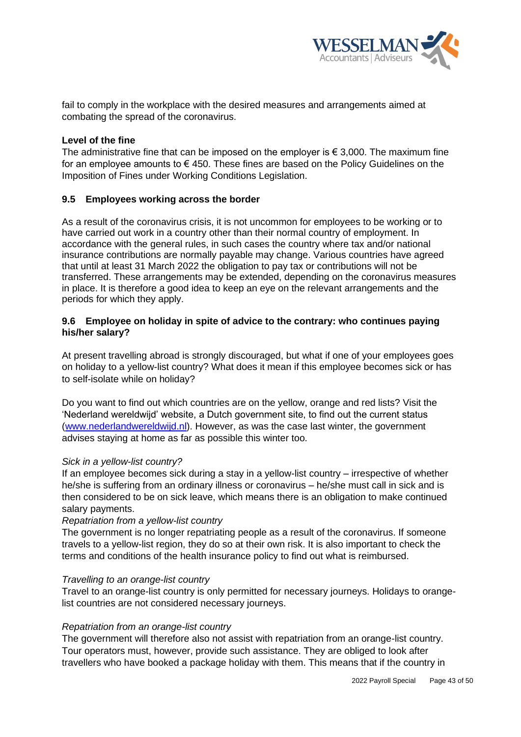fail to comply in the workplace with the desired measures and arrangements aimed at combating the spread of the coronavirus.

**Level of the fine**

The administrative fine that can be imposed on the employer is € 3,000. The maximum fine for an employee amounts to € 450. These fines are based on the Policy Guidelines on the Imposition of Fines under Working Conditions Legislation.

### 9.5 Employees working across the border

As a result of the coronavirus crisis, it is not uncommon for employees to be working or to have carried out work in a country other than their normal country of employment. In accordance with the general rules, in such cases the country where tax and/or national insurance contributions are normally payable may change. Various countries have agreed that until at least 31 March 2022 the obligation to pay tax or contributions will not be transferred. These arrangements may be extended, depending on the coronavirus measures in place. It is therefore a good idea to keep an eye on the relevant arrangements and the periods for which they apply.

### 9.6 Employee on holiday in spite of advice to the contrary: who continues paying his/her salary?

At present travelling abroad is strongly discouraged, but what if one of your employees goes on holiday to a yellow-list country? What does it mean if this employee becomes sick or has to self-isolate while on holiday?

Do you want to find out which countries are on the yellow, orange and red lists? Visit the 'Nederland wereldwijd' website, a Dutch government site, to find out the current status ([www.nederlandwereldwijd.nl](www.nederlandwereldwijd.nl)). However, as was the case last winter, the government advises staying at home as far as possible this winter too.

*Sick in a yellow-list country?*

If an employee becomes sick during a stay in a yellow-list country – irrespective of whether he/she is suffering from an ordinary illness or coronavirus – he/she must call in sick and is then considered to be on sick leave, which means there is an obligation to make continued salary payments.

*Repatriation from a yellow-list country*

The government is no longer repatriating people as a result of the coronavirus. If someone travels to a yellow-list region, they do so at their own risk. It is also important to check the terms and conditions of the health insurance policy to find out what is reimbursed.

*Travelling to an orange-list country*

Travel to an orange-list country is only permitted for necessary journeys. Holidays to orange-list countries are not considered necessary journeys.

*Repatriation from an orange-list country*

The government will therefore also not assist with repatriation from an orange-list country. Tour operators must, however, provide such assistance. They are obliged to look after travellers who have booked a package holiday with them. This means that if the country in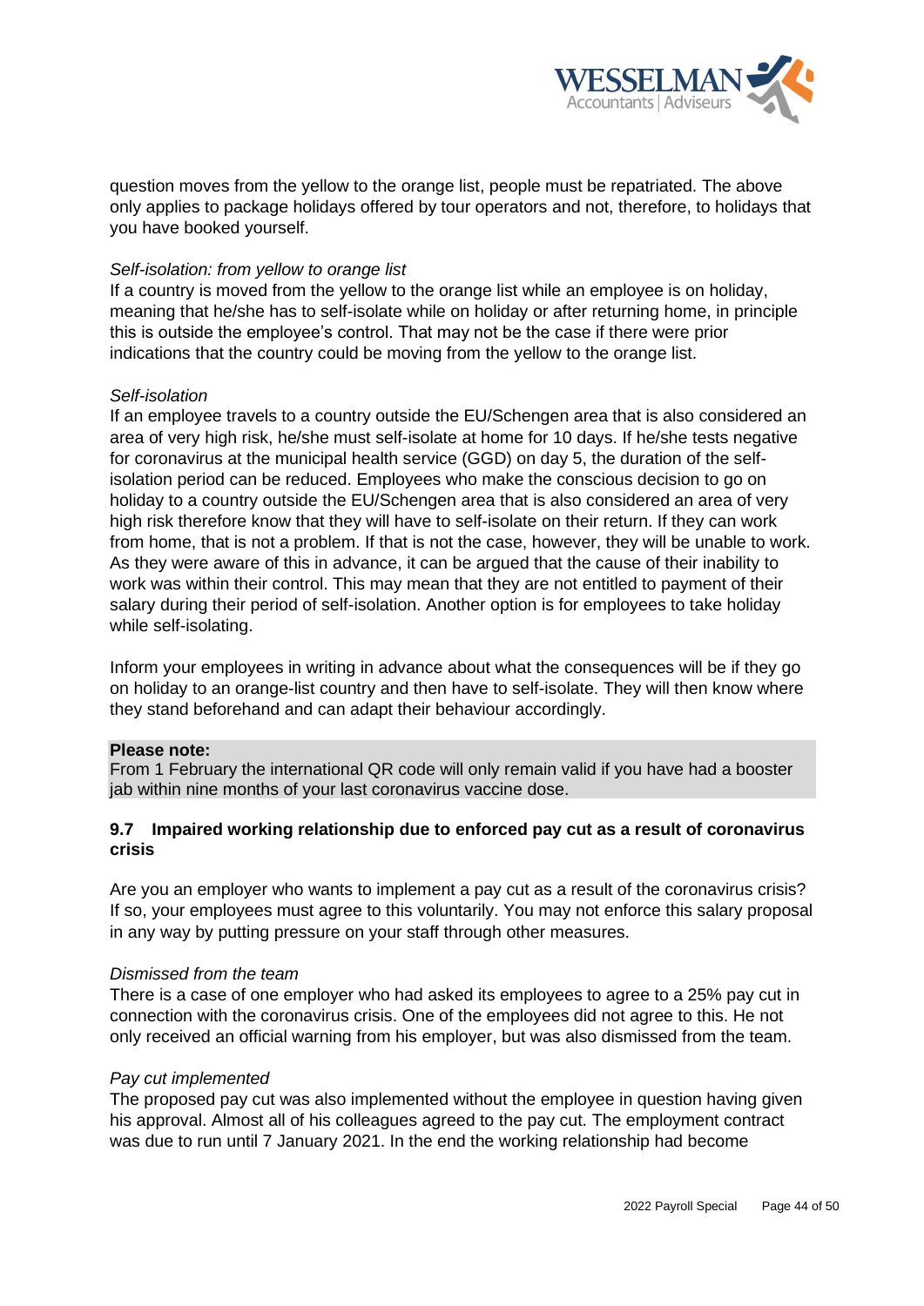question moves from the yellow to the orange list, people must be repatriated. The above only applies to package holidays offered by tour operators and not, therefore, to holidays that you have booked yourself.

*Self-isolation: from yellow to orange list*
If a country is moved from the yellow to the orange list while an employee is on holiday, meaning that he/she has to self-isolate while on holiday or after returning home, in principle this is outside the employee's control. That may not be the case if there were prior indications that the country could be moving from the yellow to the orange list.

*Self-isolation*
If an employee travels to a country outside the EU/Schengen area that is also considered an area of very high risk, he/she must self-isolate at home for 10 days. If he/she tests negative for coronavirus at the municipal health service (GGD) on day 5, the duration of the self-isolation period can be reduced. Employees who make the conscious decision to go on holiday to a country outside the EU/Schengen area that is also considered an area of very high risk therefore know that they will have to self-isolate on their return. If they can work from home, that is not a problem. If that is not the case, however, they will be unable to work. As they were aware of this in advance, it can be argued that the cause of their inability to work was within their control. This may mean that they are not entitled to payment of their salary during their period of self-isolation. Another option is for employees to take holiday while self-isolating.

Inform your employees in writing in advance about what the consequences will be if they go on holiday to an orange-list country and then have to self-isolate. They will then know where they stand beforehand and can adapt their behaviour accordingly.

**Please note:**
From 1 February the international QR code will only remain valid if you have had a booster jab within nine months of your last coronavirus vaccine dose.

### 9.7 Impaired working relationship due to enforced pay cut as a result of coronavirus crisis

Are you an employer who wants to implement a pay cut as a result of the coronavirus crisis? If so, your employees must agree to this voluntarily. You may not enforce this salary proposal in any way by putting pressure on your staff through other measures.

*Dismissed from the team*
There is a case of one employer who had asked its employees to agree to a 25% pay cut in connection with the coronavirus crisis. One of the employees did not agree to this. He not only received an official warning from his employer, but was also dismissed from the team.

*Pay cut implemented*
The proposed pay cut was also implemented without the employee in question having given his approval. Almost all of his colleagues agreed to the pay cut. The employment contract was due to run until 7 January 2021. In the end the working relationship had become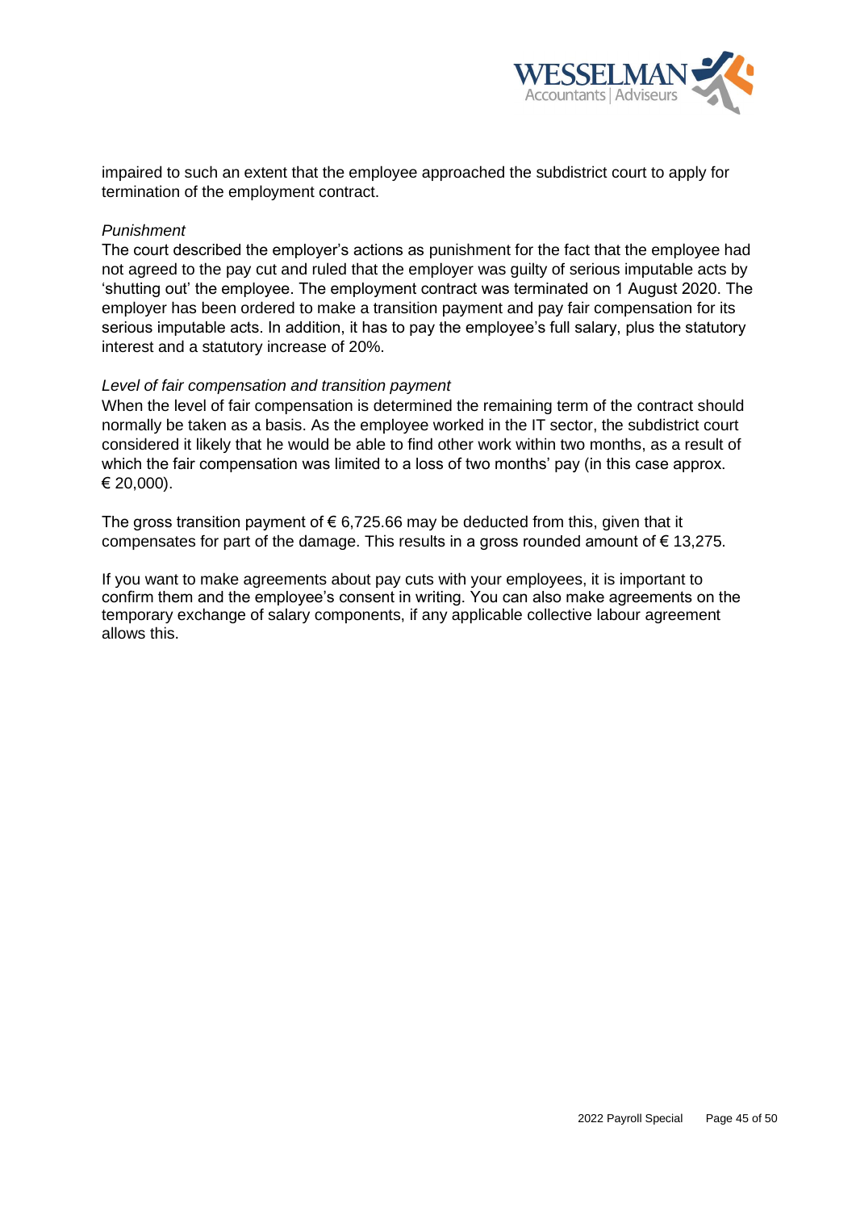impaired to such an extent that the employee approached the subdistrict court to apply for termination of the employment contract.

*Punishment*

The court described the employer's actions as punishment for the fact that the employee had not agreed to the pay cut and ruled that the employer was guilty of serious imputable acts by 'shutting out' the employee. The employment contract was terminated on 1 August 2020. The employer has been ordered to make a transition payment and pay fair compensation for its serious imputable acts. In addition, it has to pay the employee's full salary, plus the statutory interest and a statutory increase of 20%.

*Level of fair compensation and transition payment*

When the level of fair compensation is determined the remaining term of the contract should normally be taken as a basis. As the employee worked in the IT sector, the subdistrict court considered it likely that he would be able to find other work within two months, as a result of which the fair compensation was limited to a loss of two months' pay (in this case approx. € 20,000).

The gross transition payment of € 6,725.66 may be deducted from this, given that it compensates for part of the damage. This results in a gross rounded amount of € 13,275.

If you want to make agreements about pay cuts with your employees, it is important to confirm them and the employee's consent in writing. You can also make agreements on the temporary exchange of salary components, if any applicable collective labour agreement allows this.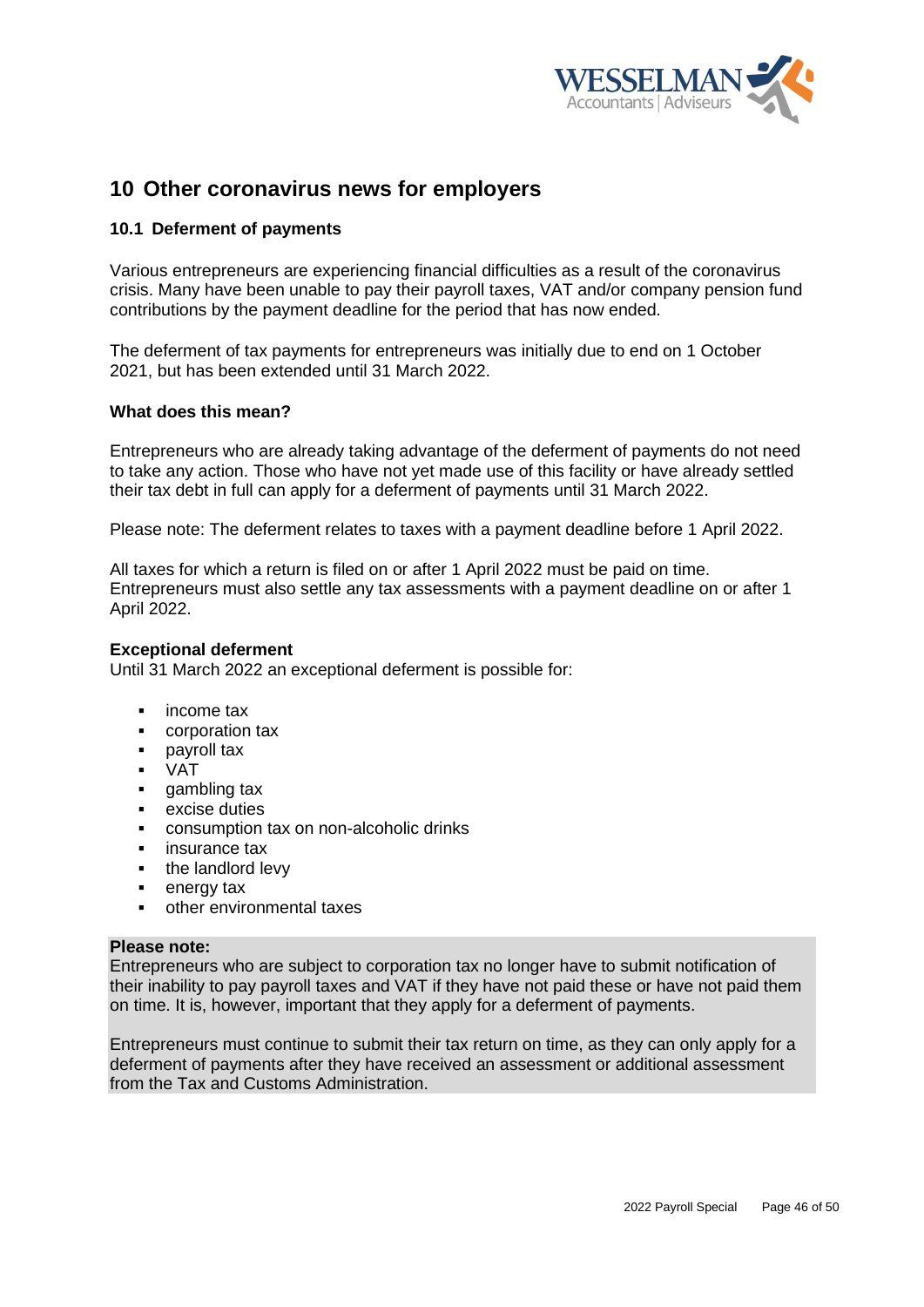## 10 Other coronavirus news for employers

### 10.1 Deferment of payments

Various entrepreneurs are experiencing financial difficulties as a result of the coronavirus crisis. Many have been unable to pay their payroll taxes, VAT and/or company pension fund contributions by the payment deadline for the period that has now ended.

The deferment of tax payments for entrepreneurs was initially due to end on 1 October 2021, but has been extended until 31 March 2022.

**What does this mean?**

Entrepreneurs who are already taking advantage of the deferment of payments do not need to take any action. Those who have not yet made use of this facility or have already settled their tax debt in full can apply for a deferment of payments until 31 March 2022.

Please note: The deferment relates to taxes with a payment deadline before 1 April 2022.

All taxes for which a return is filed on or after 1 April 2022 must be paid on time. Entrepreneurs must also settle any tax assessments with a payment deadline on or after 1 April 2022.

**Exceptional deferment**
Until 31 March 2022 an exceptional deferment is possible for:

- income tax
- corporation tax
- payroll tax
- VAT
- gambling tax
- excise duties
- consumption tax on non-alcoholic drinks
- insurance tax
- the landlord levy
- energy tax
- other environmental taxes

**Please note:**
Entrepreneurs who are subject to corporation tax no longer have to submit notification of their inability to pay payroll taxes and VAT if they have not paid these or have not paid them on time. It is, however, important that they apply for a deferment of payments.

Entrepreneurs must continue to submit their tax return on time, as they can only apply for a deferment of payments after they have received an assessment or additional assessment from the Tax and Customs Administration.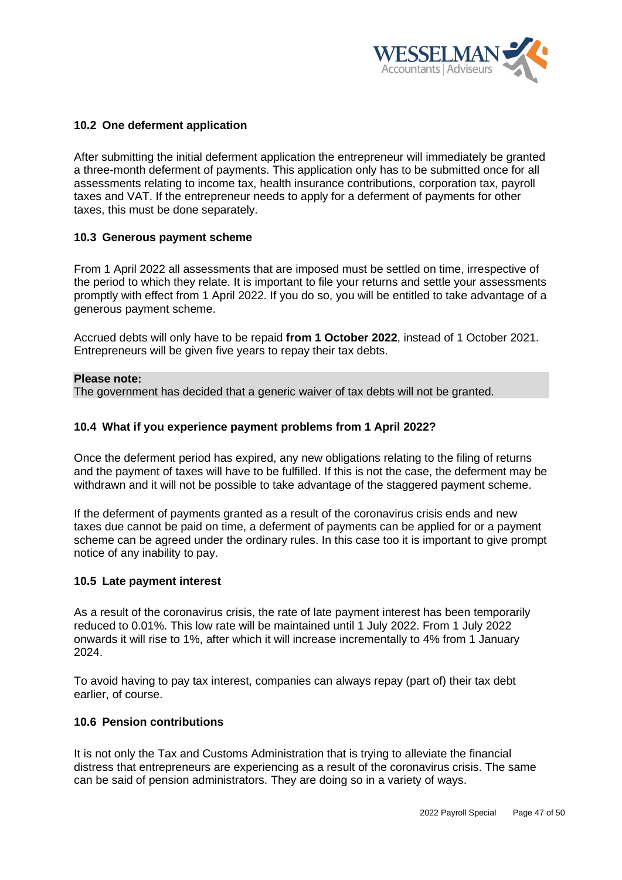### 10.2 One deferment application

After submitting the initial deferment application the entrepreneur will immediately be granted a three-month deferment of payments. This application only has to be submitted once for all assessments relating to income tax, health insurance contributions, corporation tax, payroll taxes and VAT. If the entrepreneur needs to apply for a deferment of payments for other taxes, this must be done separately.

### 10.3 Generous payment scheme

From 1 April 2022 all assessments that are imposed must be settled on time, irrespective of the period to which they relate. It is important to file your returns and settle your assessments promptly with effect from 1 April 2022. If you do so, you will be entitled to take advantage of a generous payment scheme.

Accrued debts will only have to be repaid **from 1 October 2022**, instead of 1 October 2021. Entrepreneurs will be given five years to repay their tax debts.

**Please note:**
The government has decided that a generic waiver of tax debts will not be granted.

### 10.4 What if you experience payment problems from 1 April 2022?

Once the deferment period has expired, any new obligations relating to the filing of returns and the payment of taxes will have to be fulfilled. If this is not the case, the deferment may be withdrawn and it will not be possible to take advantage of the staggered payment scheme.

If the deferment of payments granted as a result of the coronavirus crisis ends and new taxes due cannot be paid on time, a deferment of payments can be applied for or a payment scheme can be agreed under the ordinary rules. In this case too it is important to give prompt notice of any inability to pay.

### 10.5 Late payment interest

As a result of the coronavirus crisis, the rate of late payment interest has been temporarily reduced to 0.01%. This low rate will be maintained until 1 July 2022. From 1 July 2022 onwards it will rise to 1%, after which it will increase incrementally to 4% from 1 January 2024.

To avoid having to pay tax interest, companies can always repay (part of) their tax debt earlier, of course.

### 10.6 Pension contributions

It is not only the Tax and Customs Administration that is trying to alleviate the financial distress that entrepreneurs are experiencing as a result of the coronavirus crisis. The same can be said of pension administrators. They are doing so in a variety of ways.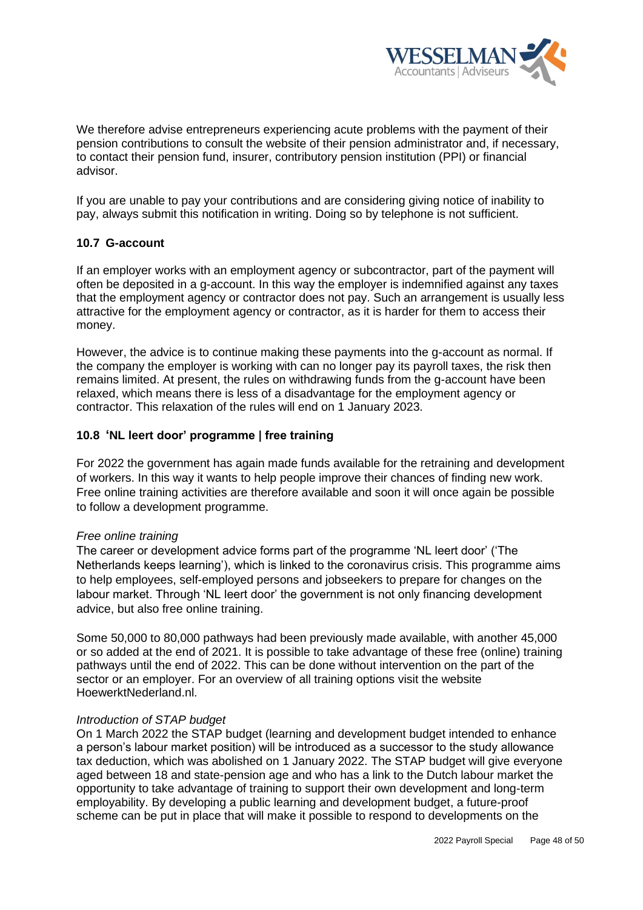We therefore advise entrepreneurs experiencing acute problems with the payment of their pension contributions to consult the website of their pension administrator and, if necessary, to contact their pension fund, insurer, contributory pension institution (PPI) or financial advisor.

If you are unable to pay your contributions and are considering giving notice of inability to pay, always submit this notification in writing. Doing so by telephone is not sufficient.

### 10.7 G-account

If an employer works with an employment agency or subcontractor, part of the payment will often be deposited in a g-account. In this way the employer is indemnified against any taxes that the employment agency or contractor does not pay. Such an arrangement is usually less attractive for the employment agency or contractor, as it is harder for them to access their money.

However, the advice is to continue making these payments into the g-account as normal. If the company the employer is working with can no longer pay its payroll taxes, the risk then remains limited. At present, the rules on withdrawing funds from the g-account have been relaxed, which means there is less of a disadvantage for the employment agency or contractor. This relaxation of the rules will end on 1 January 2023.

### 10.8 'NL leert door' programme | free training

For 2022 the government has again made funds available for the retraining and development of workers. In this way it wants to help people improve their chances of finding new work. Free online training activities are therefore available and soon it will once again be possible to follow a development programme.

*Free online training*
The career or development advice forms part of the programme 'NL leert door' ('The Netherlands keeps learning'), which is linked to the coronavirus crisis. This programme aims to help employees, self-employed persons and jobseekers to prepare for changes on the labour market. Through 'NL leert door' the government is not only financing development advice, but also free online training.

Some 50,000 to 80,000 pathways had been previously made available, with another 45,000 or so added at the end of 2021. It is possible to take advantage of these free (online) training pathways until the end of 2022. This can be done without intervention on the part of the sector or an employer. For an overview of all training options visit the website HoewerktNederland.nl.

*Introduction of STAP budget*
On 1 March 2022 the STAP budget (learning and development budget intended to enhance a person's labour market position) will be introduced as a successor to the study allowance tax deduction, which was abolished on 1 January 2022. The STAP budget will give everyone aged between 18 and state-pension age and who has a link to the Dutch labour market the opportunity to take advantage of training to support their own development and long-term employability. By developing a public learning and development budget, a future-proof scheme can be put in place that will make it possible to respond to developments on the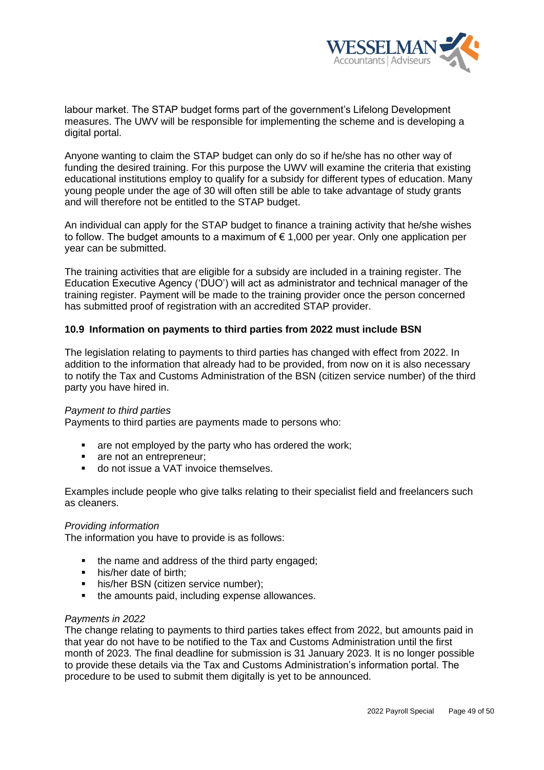labour market. The STAP budget forms part of the government's Lifelong Development measures. The UWV will be responsible for implementing the scheme and is developing a digital portal.

Anyone wanting to claim the STAP budget can only do so if he/she has no other way of funding the desired training. For this purpose the UWV will examine the criteria that existing educational institutions employ to qualify for a subsidy for different types of education. Many young people under the age of 30 will often still be able to take advantage of study grants and will therefore not be entitled to the STAP budget.

An individual can apply for the STAP budget to finance a training activity that he/she wishes to follow. The budget amounts to a maximum of € 1,000 per year. Only one application per year can be submitted.

The training activities that are eligible for a subsidy are included in a training register. The Education Executive Agency ('DUO') will act as administrator and technical manager of the training register. Payment will be made to the training provider once the person concerned has submitted proof of registration with an accredited STAP provider.

### 10.9 Information on payments to third parties from 2022 must include BSN

The legislation relating to payments to third parties has changed with effect from 2022. In addition to the information that already had to be provided, from now on it is also necessary to notify the Tax and Customs Administration of the BSN (citizen service number) of the third party you have hired in.

*Payment to third parties*

Payments to third parties are payments made to persons who:

- are not employed by the party who has ordered the work;
- are not an entrepreneur;
- do not issue a VAT invoice themselves.

Examples include people who give talks relating to their specialist field and freelancers such as cleaners.

*Providing information*

The information you have to provide is as follows:

- the name and address of the third party engaged;
- his/her date of birth;
- his/her BSN (citizen service number);
- the amounts paid, including expense allowances.

*Payments in 2022*

The change relating to payments to third parties takes effect from 2022, but amounts paid in that year do not have to be notified to the Tax and Customs Administration until the first month of 2023. The final deadline for submission is 31 January 2023. It is no longer possible to provide these details via the Tax and Customs Administration's information portal. The procedure to be used to submit them digitally is yet to be announced.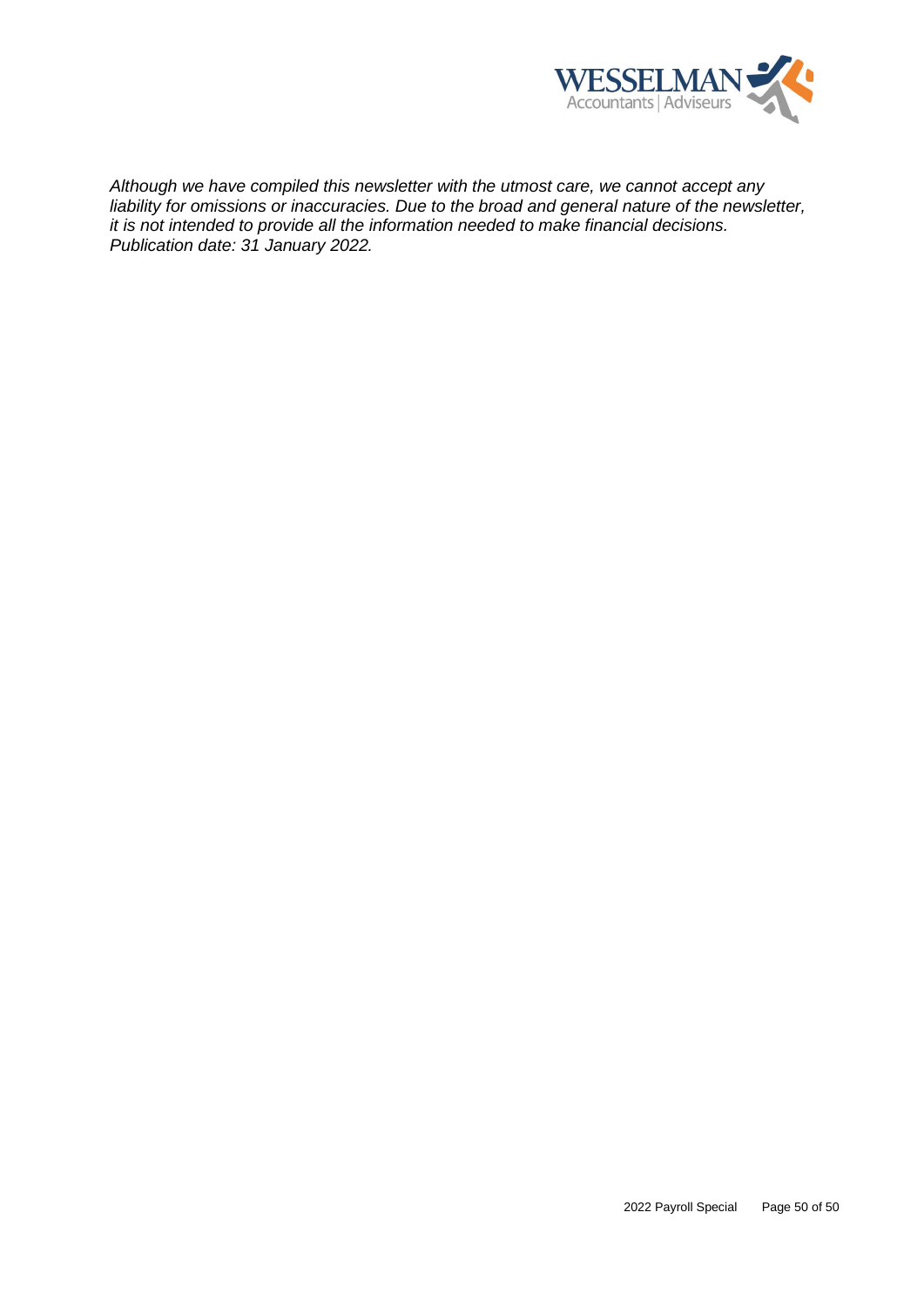*Although we have compiled this newsletter with the utmost care, we cannot accept any liability for omissions or inaccuracies. Due to the broad and general nature of the newsletter, it is not intended to provide all the information needed to make financial decisions. Publication date: 31 January 2022.*